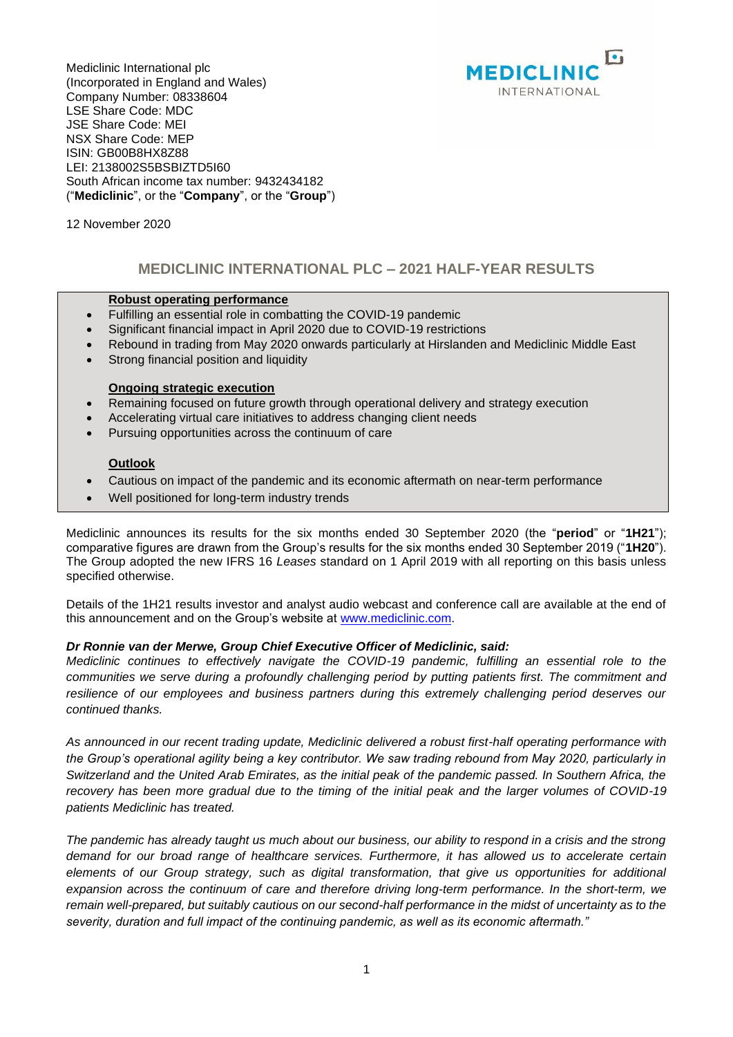Mediclinic International plc
(Incorporated in England and Wales)
Company Number: 08338604
LSE Share Code: MDC
JSE Share Code: MEI
NSX Share Code: MEP
ISIN: GB00B8HX8Z88
LEI: 2138002S5BSBIZTD5I60
South African income tax number: 9432434182
("**Mediclinic**", or the "**Company**", or the "**Group**")

12 November 2020

## MEDICLINIC INTERNATIONAL PLC – 2021 HALF-YEAR RESULTS

**Robust operating performance**

- Fulfilling an essential role in combatting the COVID-19 pandemic
- Significant financial impact in April 2020 due to COVID-19 restrictions
- Rebound in trading from May 2020 onwards particularly at Hirslanden and Mediclinic Middle East
- Strong financial position and liquidity

**Ongoing strategic execution**

- Remaining focused on future growth through operational delivery and strategy execution
- Accelerating virtual care initiatives to address changing client needs
- Pursuing opportunities across the continuum of care

**Outlook**

- Cautious on impact of the pandemic and its economic aftermath on near-term performance
- Well positioned for long-term industry trends

Mediclinic announces its results for the six months ended 30 September 2020 (the "**period**" or "**1H21**"); comparative figures are drawn from the Group's results for the six months ended 30 September 2019 ("**1H20**"). The Group adopted the new IFRS 16 *Leases* standard on 1 April 2019 with all reporting on this basis unless specified otherwise.

Details of the 1H21 results investor and analyst audio webcast and conference call are available at the end of this announcement and on the Group's website at www.mediclinic.com.

***Dr Ronnie van der Merwe, Group Chief Executive Officer of Mediclinic, said:***

*Mediclinic continues to effectively navigate the COVID-19 pandemic, fulfilling an essential role to the communities we serve during a profoundly challenging period by putting patients first. The commitment and resilience of our employees and business partners during this extremely challenging period deserves our continued thanks.*

*As announced in our recent trading update, Mediclinic delivered a robust first-half operating performance with the Group's operational agility being a key contributor. We saw trading rebound from May 2020, particularly in Switzerland and the United Arab Emirates, as the initial peak of the pandemic passed. In Southern Africa, the recovery has been more gradual due to the timing of the initial peak and the larger volumes of COVID-19 patients Mediclinic has treated.*

*The pandemic has already taught us much about our business, our ability to respond in a crisis and the strong demand for our broad range of healthcare services. Furthermore, it has allowed us to accelerate certain elements of our Group strategy, such as digital transformation, that give us opportunities for additional expansion across the continuum of care and therefore driving long-term performance. In the short-term, we remain well-prepared, but suitably cautious on our second-half performance in the midst of uncertainty as to the severity, duration and full impact of the continuing pandemic, as well as its economic aftermath."*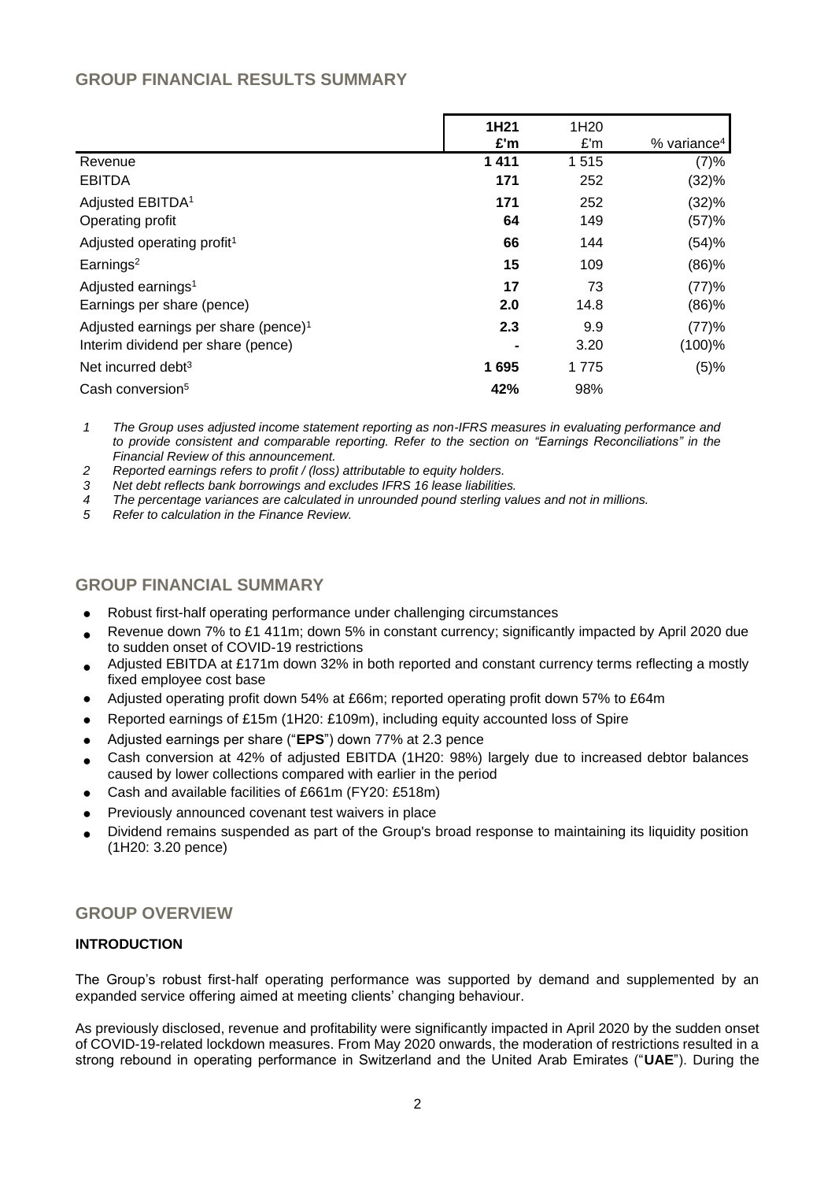## GROUP FINANCIAL RESULTS SUMMARY

| | 1H21 £'m | 1H20 £'m | % variance[4] |
|---|---|---|---|
| Revenue | **1 411** | 1 515 | (7)% |
| EBITDA | **171** | 252 | (32)% |
| Adjusted EBITDA[1] | **171** | 252 | (32)% |
| Operating profit | **64** | 149 | (57)% |
| Adjusted operating profit[1] | **66** | 144 | (54)% |
| Earnings[2] | **15** | 109 | (86)% |
| Adjusted earnings[1] | **17** | 73 | (77)% |
| Earnings per share (pence) | **2.0** | 14.8 | (86)% |
| Adjusted earnings per share (pence)[1] | **2.3** | 9.9 | (77)% |
| Interim dividend per share (pence) | **-** | 3.20 | (100)% |
| Net incurred debt[3] | **1 695** | 1 775 | (5)% |
| Cash conversion[5] | **42%** | 98% | |

*1 The Group uses adjusted income statement reporting as non-IFRS measures in evaluating performance and to provide consistent and comparable reporting. Refer to the section on "Earnings Reconciliations" in the Financial Review of this announcement.*
*2 Reported earnings refers to profit / (loss) attributable to equity holders.*
*3 Net debt reflects bank borrowings and excludes IFRS 16 lease liabilities.*
*4 The percentage variances are calculated in unrounded pound sterling values and not in millions.*
*5 Refer to calculation in the Finance Review.*

## GROUP FINANCIAL SUMMARY

- Robust first-half operating performance under challenging circumstances
- Revenue down 7% to £1 411m; down 5% in constant currency; significantly impacted by April 2020 due to sudden onset of COVID-19 restrictions
- Adjusted EBITDA at £171m down 32% in both reported and constant currency terms reflecting a mostly fixed employee cost base
- Adjusted operating profit down 54% at £66m; reported operating profit down 57% to £64m
- Reported earnings of £15m (1H20: £109m), including equity accounted loss of Spire
- Adjusted earnings per share ("**EPS**") down 77% at 2.3 pence
- Cash conversion at 42% of adjusted EBITDA (1H20: 98%) largely due to increased debtor balances caused by lower collections compared with earlier in the period
- Cash and available facilities of £661m (FY20: £518m)
- Previously announced covenant test waivers in place
- Dividend remains suspended as part of the Group's broad response to maintaining its liquidity position (1H20: 3.20 pence)

## GROUP OVERVIEW

### INTRODUCTION

The Group's robust first-half operating performance was supported by demand and supplemented by an expanded service offering aimed at meeting clients' changing behaviour.

As previously disclosed, revenue and profitability were significantly impacted in April 2020 by the sudden onset of COVID-19-related lockdown measures. From May 2020 onwards, the moderation of restrictions resulted in a strong rebound in operating performance in Switzerland and the United Arab Emirates ("**UAE**"). During the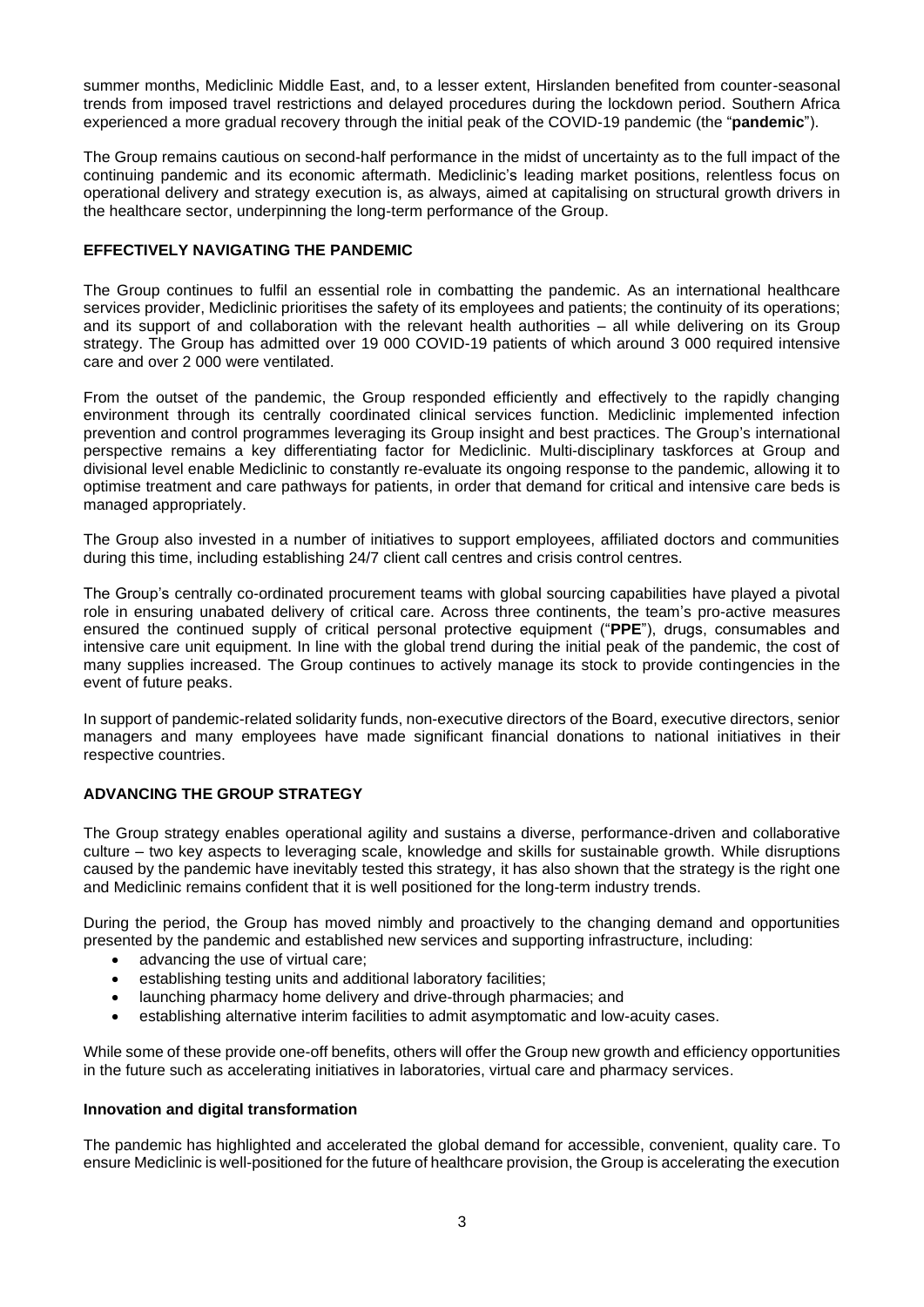summer months, Mediclinic Middle East, and, to a lesser extent, Hirslanden benefited from counter-seasonal trends from imposed travel restrictions and delayed procedures during the lockdown period. Southern Africa experienced a more gradual recovery through the initial peak of the COVID-19 pandemic (the "**pandemic**").

The Group remains cautious on second-half performance in the midst of uncertainty as to the full impact of the continuing pandemic and its economic aftermath. Mediclinic's leading market positions, relentless focus on operational delivery and strategy execution is, as always, aimed at capitalising on structural growth drivers in the healthcare sector, underpinning the long-term performance of the Group.

## EFFECTIVELY NAVIGATING THE PANDEMIC

The Group continues to fulfil an essential role in combatting the pandemic. As an international healthcare services provider, Mediclinic prioritises the safety of its employees and patients; the continuity of its operations; and its support of and collaboration with the relevant health authorities – all while delivering on its Group strategy. The Group has admitted over 19 000 COVID-19 patients of which around 3 000 required intensive care and over 2 000 were ventilated.

From the outset of the pandemic, the Group responded efficiently and effectively to the rapidly changing environment through its centrally coordinated clinical services function. Mediclinic implemented infection prevention and control programmes leveraging its Group insight and best practices. The Group's international perspective remains a key differentiating factor for Mediclinic. Multi-disciplinary taskforces at Group and divisional level enable Mediclinic to constantly re-evaluate its ongoing response to the pandemic, allowing it to optimise treatment and care pathways for patients, in order that demand for critical and intensive care beds is managed appropriately.

The Group also invested in a number of initiatives to support employees, affiliated doctors and communities during this time, including establishing 24/7 client call centres and crisis control centres.

The Group's centrally co-ordinated procurement teams with global sourcing capabilities have played a pivotal role in ensuring unabated delivery of critical care. Across three continents, the team's pro-active measures ensured the continued supply of critical personal protective equipment ("**PPE**"), drugs, consumables and intensive care unit equipment. In line with the global trend during the initial peak of the pandemic, the cost of many supplies increased. The Group continues to actively manage its stock to provide contingencies in the event of future peaks.

In support of pandemic-related solidarity funds, non-executive directors of the Board, executive directors, senior managers and many employees have made significant financial donations to national initiatives in their respective countries.

## ADVANCING THE GROUP STRATEGY

The Group strategy enables operational agility and sustains a diverse, performance-driven and collaborative culture – two key aspects to leveraging scale, knowledge and skills for sustainable growth. While disruptions caused by the pandemic have inevitably tested this strategy, it has also shown that the strategy is the right one and Mediclinic remains confident that it is well positioned for the long-term industry trends.

During the period, the Group has moved nimbly and proactively to the changing demand and opportunities presented by the pandemic and established new services and supporting infrastructure, including:

- advancing the use of virtual care;
- establishing testing units and additional laboratory facilities;
- launching pharmacy home delivery and drive-through pharmacies; and
- establishing alternative interim facilities to admit asymptomatic and low-acuity cases.

While some of these provide one-off benefits, others will offer the Group new growth and efficiency opportunities in the future such as accelerating initiatives in laboratories, virtual care and pharmacy services.

### Innovation and digital transformation

The pandemic has highlighted and accelerated the global demand for accessible, convenient, quality care. To ensure Mediclinic is well-positioned for the future of healthcare provision, the Group is accelerating the execution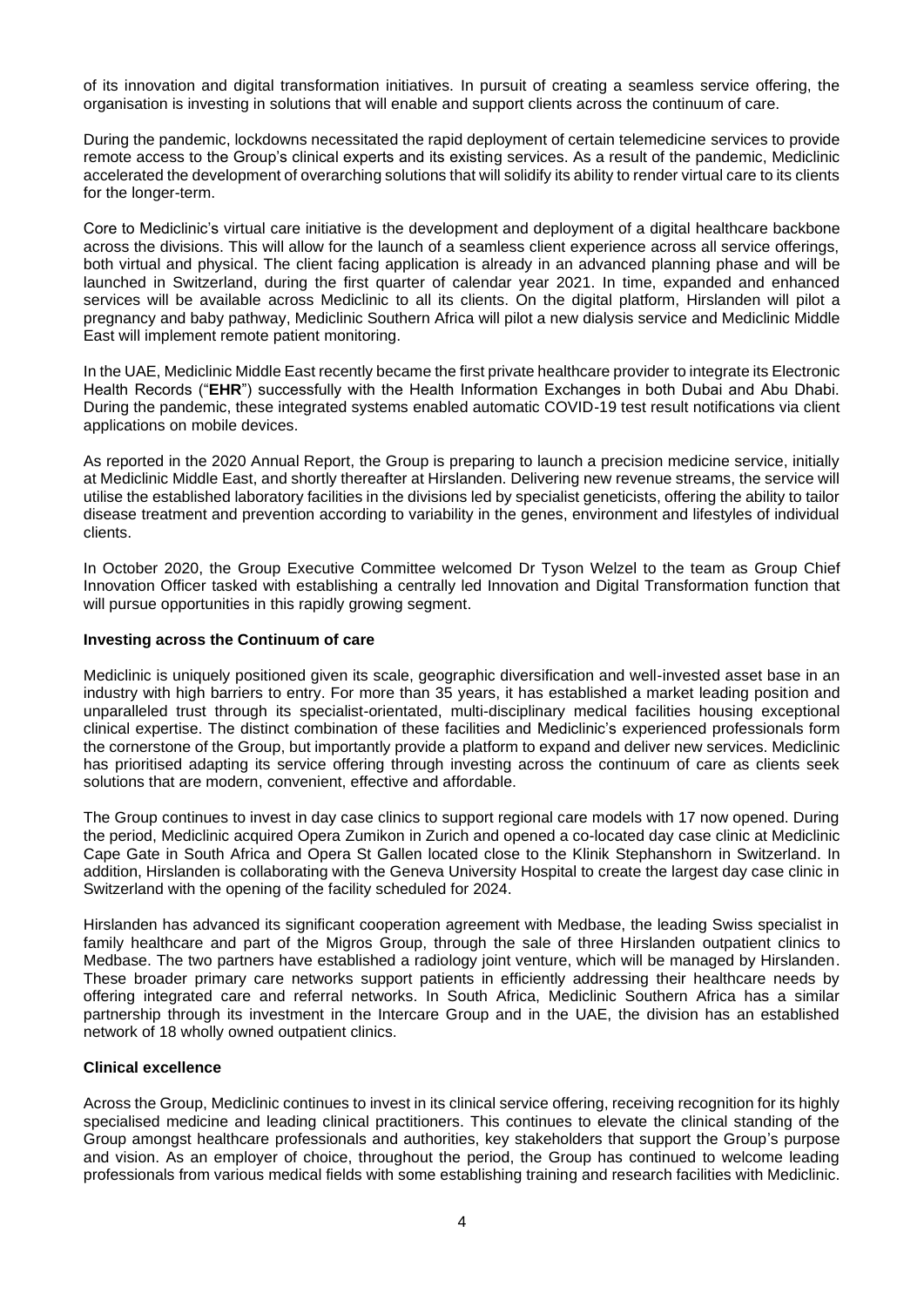of its innovation and digital transformation initiatives. In pursuit of creating a seamless service offering, the organisation is investing in solutions that will enable and support clients across the continuum of care.

During the pandemic, lockdowns necessitated the rapid deployment of certain telemedicine services to provide remote access to the Group's clinical experts and its existing services. As a result of the pandemic, Mediclinic accelerated the development of overarching solutions that will solidify its ability to render virtual care to its clients for the longer-term.

Core to Mediclinic's virtual care initiative is the development and deployment of a digital healthcare backbone across the divisions. This will allow for the launch of a seamless client experience across all service offerings, both virtual and physical. The client facing application is already in an advanced planning phase and will be launched in Switzerland, during the first quarter of calendar year 2021. In time, expanded and enhanced services will be available across Mediclinic to all its clients. On the digital platform, Hirslanden will pilot a pregnancy and baby pathway, Mediclinic Southern Africa will pilot a new dialysis service and Mediclinic Middle East will implement remote patient monitoring.

In the UAE, Mediclinic Middle East recently became the first private healthcare provider to integrate its Electronic Health Records ("**EHR**") successfully with the Health Information Exchanges in both Dubai and Abu Dhabi. During the pandemic, these integrated systems enabled automatic COVID-19 test result notifications via client applications on mobile devices.

As reported in the 2020 Annual Report, the Group is preparing to launch a precision medicine service, initially at Mediclinic Middle East, and shortly thereafter at Hirslanden. Delivering new revenue streams, the service will utilise the established laboratory facilities in the divisions led by specialist geneticists, offering the ability to tailor disease treatment and prevention according to variability in the genes, environment and lifestyles of individual clients.

In October 2020, the Group Executive Committee welcomed Dr Tyson Welzel to the team as Group Chief Innovation Officer tasked with establishing a centrally led Innovation and Digital Transformation function that will pursue opportunities in this rapidly growing segment.

**Investing across the Continuum of care**

Mediclinic is uniquely positioned given its scale, geographic diversification and well-invested asset base in an industry with high barriers to entry. For more than 35 years, it has established a market leading position and unparalleled trust through its specialist-orientated, multi-disciplinary medical facilities housing exceptional clinical expertise. The distinct combination of these facilities and Mediclinic's experienced professionals form the cornerstone of the Group, but importantly provide a platform to expand and deliver new services. Mediclinic has prioritised adapting its service offering through investing across the continuum of care as clients seek solutions that are modern, convenient, effective and affordable.

The Group continues to invest in day case clinics to support regional care models with 17 now opened. During the period, Mediclinic acquired Opera Zumikon in Zurich and opened a co-located day case clinic at Mediclinic Cape Gate in South Africa and Opera St Gallen located close to the Klinik Stephanshorn in Switzerland. In addition, Hirslanden is collaborating with the Geneva University Hospital to create the largest day case clinic in Switzerland with the opening of the facility scheduled for 2024.

Hirslanden has advanced its significant cooperation agreement with Medbase, the leading Swiss specialist in family healthcare and part of the Migros Group, through the sale of three Hirslanden outpatient clinics to Medbase. The two partners have established a radiology joint venture, which will be managed by Hirslanden. These broader primary care networks support patients in efficiently addressing their healthcare needs by offering integrated care and referral networks. In South Africa, Mediclinic Southern Africa has a similar partnership through its investment in the Intercare Group and in the UAE, the division has an established network of 18 wholly owned outpatient clinics.

**Clinical excellence**

Across the Group, Mediclinic continues to invest in its clinical service offering, receiving recognition for its highly specialised medicine and leading clinical practitioners. This continues to elevate the clinical standing of the Group amongst healthcare professionals and authorities, key stakeholders that support the Group's purpose and vision. As an employer of choice, throughout the period, the Group has continued to welcome leading professionals from various medical fields with some establishing training and research facilities with Mediclinic.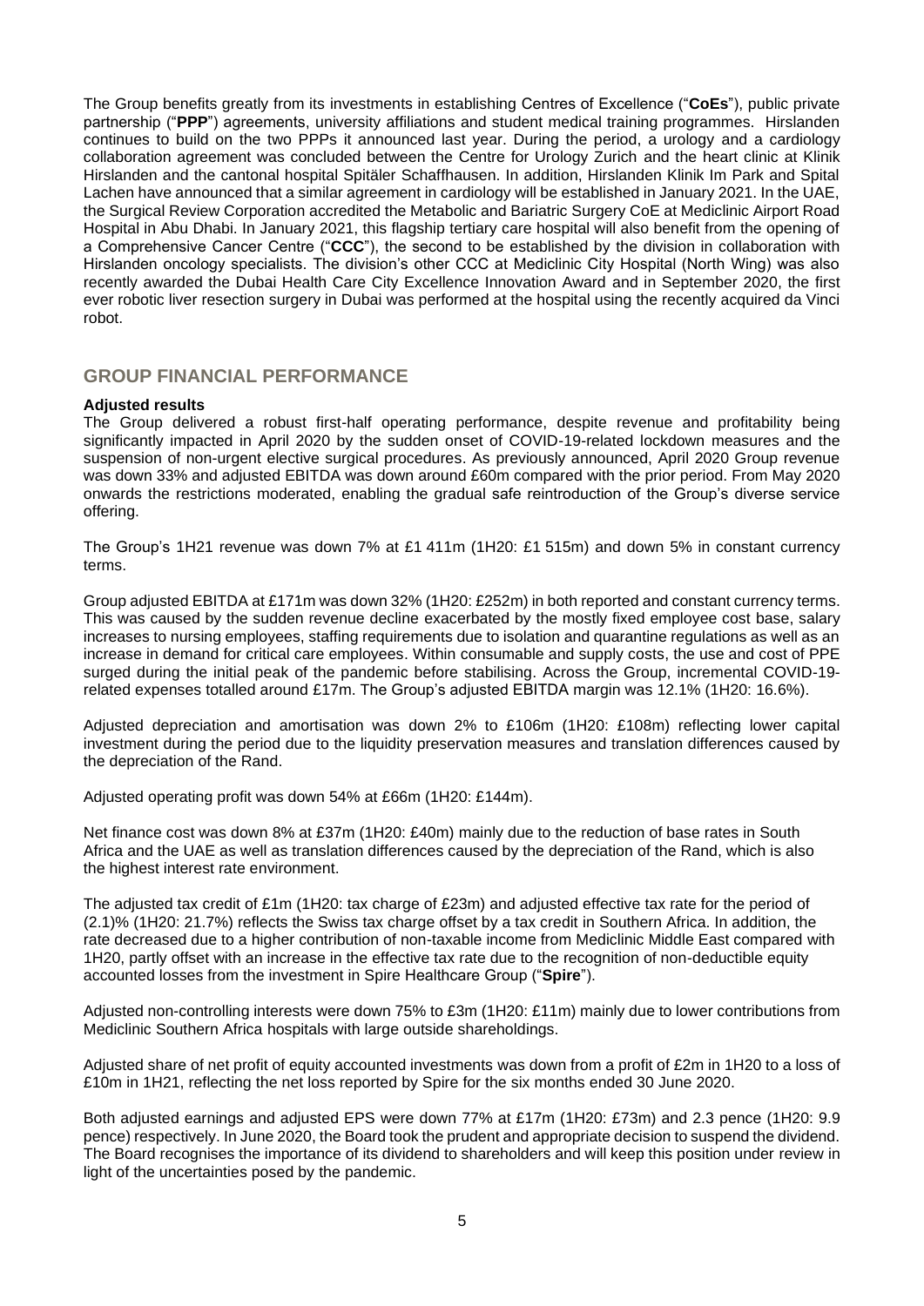The Group benefits greatly from its investments in establishing Centres of Excellence ("**CoEs**"), public private partnership ("**PPP**") agreements, university affiliations and student medical training programmes. Hirslanden continues to build on the two PPPs it announced last year. During the period, a urology and a cardiology collaboration agreement was concluded between the Centre for Urology Zurich and the heart clinic at Klinik Hirslanden and the cantonal hospital Spitäler Schaffhausen. In addition, Hirslanden Klinik Im Park and Spital Lachen have announced that a similar agreement in cardiology will be established in January 2021. In the UAE, the Surgical Review Corporation accredited the Metabolic and Bariatric Surgery CoE at Mediclinic Airport Road Hospital in Abu Dhabi. In January 2021, this flagship tertiary care hospital will also benefit from the opening of a Comprehensive Cancer Centre ("**CCC**"), the second to be established by the division in collaboration with Hirslanden oncology specialists. The division's other CCC at Mediclinic City Hospital (North Wing) was also recently awarded the Dubai Health Care City Excellence Innovation Award and in September 2020, the first ever robotic liver resection surgery in Dubai was performed at the hospital using the recently acquired da Vinci robot.

## GROUP FINANCIAL PERFORMANCE

**Adjusted results**

The Group delivered a robust first-half operating performance, despite revenue and profitability being significantly impacted in April 2020 by the sudden onset of COVID-19-related lockdown measures and the suspension of non-urgent elective surgical procedures. As previously announced, April 2020 Group revenue was down 33% and adjusted EBITDA was down around £60m compared with the prior period. From May 2020 onwards the restrictions moderated, enabling the gradual safe reintroduction of the Group's diverse service offering.

The Group's 1H21 revenue was down 7% at £1 411m (1H20: £1 515m) and down 5% in constant currency terms.

Group adjusted EBITDA at £171m was down 32% (1H20: £252m) in both reported and constant currency terms. This was caused by the sudden revenue decline exacerbated by the mostly fixed employee cost base, salary increases to nursing employees, staffing requirements due to isolation and quarantine regulations as well as an increase in demand for critical care employees. Within consumable and supply costs, the use and cost of PPE surged during the initial peak of the pandemic before stabilising. Across the Group, incremental COVID-19-related expenses totalled around £17m. The Group's adjusted EBITDA margin was 12.1% (1H20: 16.6%).

Adjusted depreciation and amortisation was down 2% to £106m (1H20: £108m) reflecting lower capital investment during the period due to the liquidity preservation measures and translation differences caused by the depreciation of the Rand.

Adjusted operating profit was down 54% at £66m (1H20: £144m).

Net finance cost was down 8% at £37m (1H20: £40m) mainly due to the reduction of base rates in South Africa and the UAE as well as translation differences caused by the depreciation of the Rand, which is also the highest interest rate environment.

The adjusted tax credit of £1m (1H20: tax charge of £23m) and adjusted effective tax rate for the period of (2.1)% (1H20: 21.7%) reflects the Swiss tax charge offset by a tax credit in Southern Africa. In addition, the rate decreased due to a higher contribution of non-taxable income from Mediclinic Middle East compared with 1H20, partly offset with an increase in the effective tax rate due to the recognition of non-deductible equity accounted losses from the investment in Spire Healthcare Group ("**Spire**").

Adjusted non-controlling interests were down 75% to £3m (1H20: £11m) mainly due to lower contributions from Mediclinic Southern Africa hospitals with large outside shareholdings.

Adjusted share of net profit of equity accounted investments was down from a profit of £2m in 1H20 to a loss of £10m in 1H21, reflecting the net loss reported by Spire for the six months ended 30 June 2020.

Both adjusted earnings and adjusted EPS were down 77% at £17m (1H20: £73m) and 2.3 pence (1H20: 9.9 pence) respectively. In June 2020, the Board took the prudent and appropriate decision to suspend the dividend. The Board recognises the importance of its dividend to shareholders and will keep this position under review in light of the uncertainties posed by the pandemic.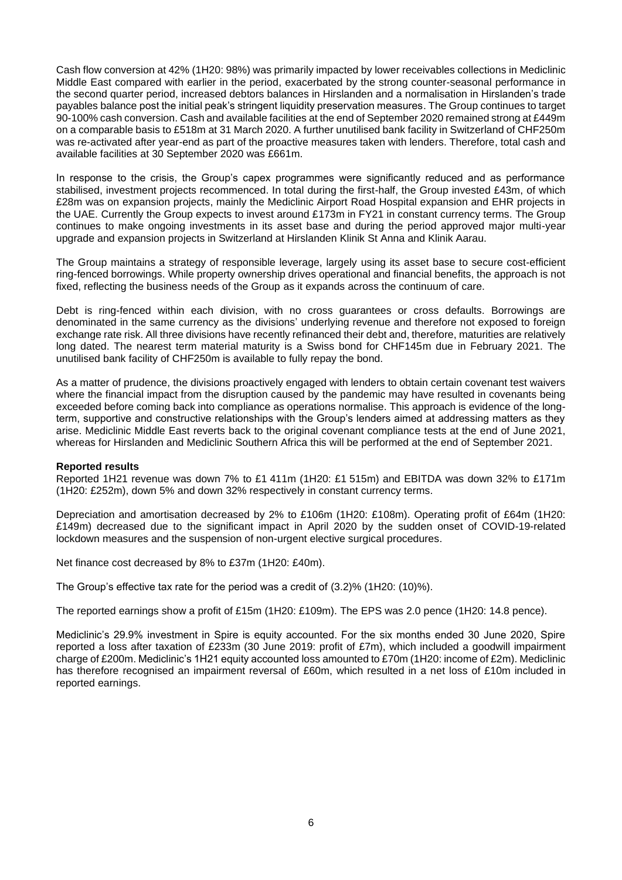Cash flow conversion at 42% (1H20: 98%) was primarily impacted by lower receivables collections in Mediclinic Middle East compared with earlier in the period, exacerbated by the strong counter-seasonal performance in the second quarter period, increased debtors balances in Hirslanden and a normalisation in Hirslanden's trade payables balance post the initial peak's stringent liquidity preservation measures. The Group continues to target 90-100% cash conversion. Cash and available facilities at the end of September 2020 remained strong at £449m on a comparable basis to £518m at 31 March 2020. A further unutilised bank facility in Switzerland of CHF250m was re-activated after year-end as part of the proactive measures taken with lenders. Therefore, total cash and available facilities at 30 September 2020 was £661m.

In response to the crisis, the Group's capex programmes were significantly reduced and as performance stabilised, investment projects recommenced. In total during the first-half, the Group invested £43m, of which £28m was on expansion projects, mainly the Mediclinic Airport Road Hospital expansion and EHR projects in the UAE. Currently the Group expects to invest around £173m in FY21 in constant currency terms. The Group continues to make ongoing investments in its asset base and during the period approved major multi-year upgrade and expansion projects in Switzerland at Hirslanden Klinik St Anna and Klinik Aarau.

The Group maintains a strategy of responsible leverage, largely using its asset base to secure cost-efficient ring-fenced borrowings. While property ownership drives operational and financial benefits, the approach is not fixed, reflecting the business needs of the Group as it expands across the continuum of care.

Debt is ring-fenced within each division, with no cross guarantees or cross defaults. Borrowings are denominated in the same currency as the divisions' underlying revenue and therefore not exposed to foreign exchange rate risk. All three divisions have recently refinanced their debt and, therefore, maturities are relatively long dated. The nearest term material maturity is a Swiss bond for CHF145m due in February 2021. The unutilised bank facility of CHF250m is available to fully repay the bond.

As a matter of prudence, the divisions proactively engaged with lenders to obtain certain covenant test waivers where the financial impact from the disruption caused by the pandemic may have resulted in covenants being exceeded before coming back into compliance as operations normalise. This approach is evidence of the long-term, supportive and constructive relationships with the Group's lenders aimed at addressing matters as they arise. Mediclinic Middle East reverts back to the original covenant compliance tests at the end of June 2021, whereas for Hirslanden and Mediclinic Southern Africa this will be performed at the end of September 2021.

**Reported results**

Reported 1H21 revenue was down 7% to £1 411m (1H20: £1 515m) and EBITDA was down 32% to £171m (1H20: £252m), down 5% and down 32% respectively in constant currency terms.

Depreciation and amortisation decreased by 2% to £106m (1H20: £108m). Operating profit of £64m (1H20: £149m) decreased due to the significant impact in April 2020 by the sudden onset of COVID-19-related lockdown measures and the suspension of non-urgent elective surgical procedures.

Net finance cost decreased by 8% to £37m (1H20: £40m).

The Group's effective tax rate for the period was a credit of (3.2)% (1H20: (10)%).

The reported earnings show a profit of £15m (1H20: £109m). The EPS was 2.0 pence (1H20: 14.8 pence).

Mediclinic's 29.9% investment in Spire is equity accounted. For the six months ended 30 June 2020, Spire reported a loss after taxation of £233m (30 June 2019: profit of £7m), which included a goodwill impairment charge of £200m. Mediclinic's 1H21 equity accounted loss amounted to £70m (1H20: income of £2m). Mediclinic has therefore recognised an impairment reversal of £60m, which resulted in a net loss of £10m included in reported earnings.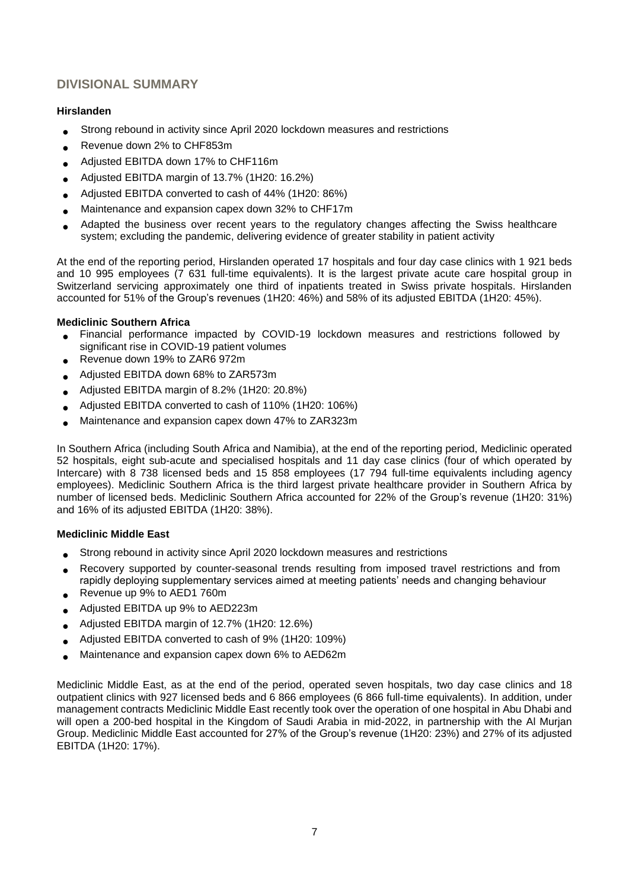## DIVISIONAL SUMMARY

### Hirslanden

- Strong rebound in activity since April 2020 lockdown measures and restrictions
- Revenue down 2% to CHF853m
- Adjusted EBITDA down 17% to CHF116m
- Adjusted EBITDA margin of 13.7% (1H20: 16.2%)
- Adjusted EBITDA converted to cash of 44% (1H20: 86%)
- Maintenance and expansion capex down 32% to CHF17m
- Adapted the business over recent years to the regulatory changes affecting the Swiss healthcare system; excluding the pandemic, delivering evidence of greater stability in patient activity

At the end of the reporting period, Hirslanden operated 17 hospitals and four day case clinics with 1 921 beds and 10 995 employees (7 631 full-time equivalents). It is the largest private acute care hospital group in Switzerland servicing approximately one third of inpatients treated in Swiss private hospitals. Hirslanden accounted for 51% of the Group's revenues (1H20: 46%) and 58% of its adjusted EBITDA (1H20: 45%).

### Mediclinic Southern Africa

- Financial performance impacted by COVID-19 lockdown measures and restrictions followed by significant rise in COVID-19 patient volumes
- Revenue down 19% to ZAR6 972m
- Adjusted EBITDA down 68% to ZAR573m
- Adjusted EBITDA margin of 8.2% (1H20: 20.8%)
- Adjusted EBITDA converted to cash of 110% (1H20: 106%)
- Maintenance and expansion capex down 47% to ZAR323m

In Southern Africa (including South Africa and Namibia), at the end of the reporting period, Mediclinic operated 52 hospitals, eight sub-acute and specialised hospitals and 11 day case clinics (four of which operated by Intercare) with 8 738 licensed beds and 15 858 employees (17 794 full-time equivalents including agency employees). Mediclinic Southern Africa is the third largest private healthcare provider in Southern Africa by number of licensed beds. Mediclinic Southern Africa accounted for 22% of the Group's revenue (1H20: 31%) and 16% of its adjusted EBITDA (1H20: 38%).

### Mediclinic Middle East

- Strong rebound in activity since April 2020 lockdown measures and restrictions
- Recovery supported by counter-seasonal trends resulting from imposed travel restrictions and from rapidly deploying supplementary services aimed at meeting patients' needs and changing behaviour
- Revenue up 9% to AED1 760m
- Adjusted EBITDA up 9% to AED223m
- Adjusted EBITDA margin of 12.7% (1H20: 12.6%)
- Adjusted EBITDA converted to cash of 9% (1H20: 109%)
- Maintenance and expansion capex down 6% to AED62m

Mediclinic Middle East, as at the end of the period, operated seven hospitals, two day case clinics and 18 outpatient clinics with 927 licensed beds and 6 866 employees (6 866 full-time equivalents). In addition, under management contracts Mediclinic Middle East recently took over the operation of one hospital in Abu Dhabi and will open a 200-bed hospital in the Kingdom of Saudi Arabia in mid-2022, in partnership with the Al Murjan Group. Mediclinic Middle East accounted for 27% of the Group's revenue (1H20: 23%) and 27% of its adjusted EBITDA (1H20: 17%).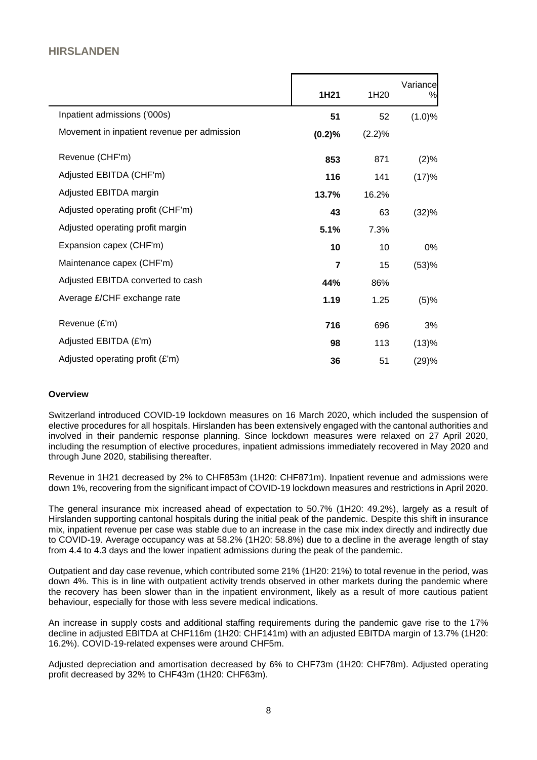## HIRSLANDEN

| | 1H21 | 1H20 | Variance % |
|---|---|---|---|
| Inpatient admissions ('000s) | **51** | 52 | (1.0)% |
| Movement in inpatient revenue per admission | **(0.2)%** | (2.2)% | |
| Revenue (CHF'm) | **853** | 871 | (2)% |
| Adjusted EBITDA (CHF'm) | **116** | 141 | (17)% |
| Adjusted EBITDA margin | **13.7%** | 16.2% | |
| Adjusted operating profit (CHF'm) | **43** | 63 | (32)% |
| Adjusted operating profit margin | **5.1%** | 7.3% | |
| Expansion capex (CHF'm) | **10** | 10 | 0% |
| Maintenance capex (CHF'm) | **7** | 15 | (53)% |
| Adjusted EBITDA converted to cash | **44%** | 86% | |
| Average £/CHF exchange rate | **1.19** | 1.25 | (5)% |
| Revenue (£'m) | **716** | 696 | 3% |
| Adjusted EBITDA (£'m) | **98** | 113 | (13)% |
| Adjusted operating profit (£'m) | **36** | 51 | (29)% |

**Overview**

Switzerland introduced COVID-19 lockdown measures on 16 March 2020, which included the suspension of elective procedures for all hospitals. Hirslanden has been extensively engaged with the cantonal authorities and involved in their pandemic response planning. Since lockdown measures were relaxed on 27 April 2020, including the resumption of elective procedures, inpatient admissions immediately recovered in May 2020 and through June 2020, stabilising thereafter.

Revenue in 1H21 decreased by 2% to CHF853m (1H20: CHF871m). Inpatient revenue and admissions were down 1%, recovering from the significant impact of COVID-19 lockdown measures and restrictions in April 2020.

The general insurance mix increased ahead of expectation to 50.7% (1H20: 49.2%), largely as a result of Hirslanden supporting cantonal hospitals during the initial peak of the pandemic. Despite this shift in insurance mix, inpatient revenue per case was stable due to an increase in the case mix index directly and indirectly due to COVID-19. Average occupancy was at 58.2% (1H20: 58.8%) due to a decline in the average length of stay from 4.4 to 4.3 days and the lower inpatient admissions during the peak of the pandemic.

Outpatient and day case revenue, which contributed some 21% (1H20: 21%) to total revenue in the period, was down 4%. This is in line with outpatient activity trends observed in other markets during the pandemic where the recovery has been slower than in the inpatient environment, likely as a result of more cautious patient behaviour, especially for those with less severe medical indications.

An increase in supply costs and additional staffing requirements during the pandemic gave rise to the 17% decline in adjusted EBITDA at CHF116m (1H20: CHF141m) with an adjusted EBITDA margin of 13.7% (1H20: 16.2%). COVID-19-related expenses were around CHF5m.

Adjusted depreciation and amortisation decreased by 6% to CHF73m (1H20: CHF78m). Adjusted operating profit decreased by 32% to CHF43m (1H20: CHF63m).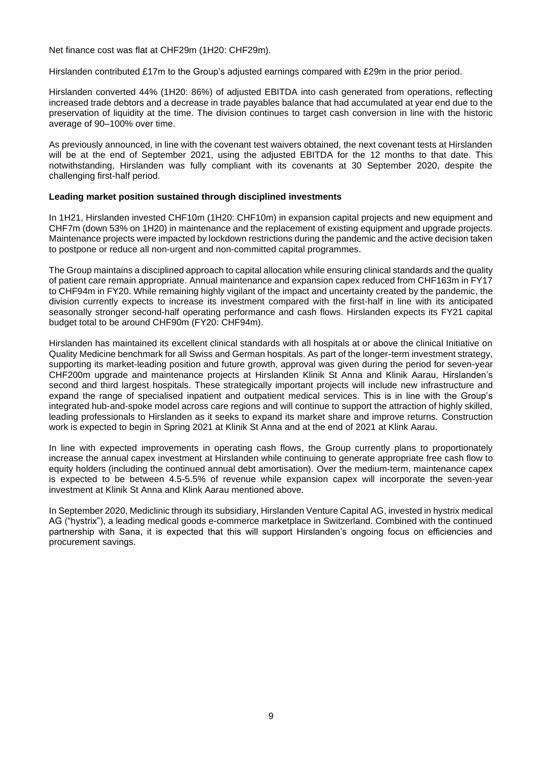Net finance cost was flat at CHF29m (1H20: CHF29m).

Hirslanden contributed £17m to the Group's adjusted earnings compared with £29m in the prior period.

Hirslanden converted 44% (1H20: 86%) of adjusted EBITDA into cash generated from operations, reflecting increased trade debtors and a decrease in trade payables balance that had accumulated at year end due to the preservation of liquidity at the time. The division continues to target cash conversion in line with the historic average of 90–100% over time.

As previously announced, in line with the covenant test waivers obtained, the next covenant tests at Hirslanden will be at the end of September 2021, using the adjusted EBITDA for the 12 months to that date. This notwithstanding, Hirslanden was fully compliant with its covenants at 30 September 2020, despite the challenging first-half period.

**Leading market position sustained through disciplined investments**

In 1H21, Hirslanden invested CHF10m (1H20: CHF10m) in expansion capital projects and new equipment and CHF7m (down 53% on 1H20) in maintenance and the replacement of existing equipment and upgrade projects. Maintenance projects were impacted by lockdown restrictions during the pandemic and the active decision taken to postpone or reduce all non-urgent and non-committed capital programmes.

The Group maintains a disciplined approach to capital allocation while ensuring clinical standards and the quality of patient care remain appropriate. Annual maintenance and expansion capex reduced from CHF163m in FY17 to CHF94m in FY20. While remaining highly vigilant of the impact and uncertainty created by the pandemic, the division currently expects to increase its investment compared with the first-half in line with its anticipated seasonally stronger second-half operating performance and cash flows. Hirslanden expects its FY21 capital budget total to be around CHF90m (FY20: CHF94m).

Hirslanden has maintained its excellent clinical standards with all hospitals at or above the clinical Initiative on Quality Medicine benchmark for all Swiss and German hospitals. As part of the longer-term investment strategy, supporting its market-leading position and future growth, approval was given during the period for seven-year CHF200m upgrade and maintenance projects at Hirslanden Klinik St Anna and Klinik Aarau, Hirslanden's second and third largest hospitals. These strategically important projects will include new infrastructure and expand the range of specialised inpatient and outpatient medical services. This is in line with the Group's integrated hub-and-spoke model across care regions and will continue to support the attraction of highly skilled, leading professionals to Hirslanden as it seeks to expand its market share and improve returns. Construction work is expected to begin in Spring 2021 at Klinik St Anna and at the end of 2021 at Klink Aarau.

In line with expected improvements in operating cash flows, the Group currently plans to proportionately increase the annual capex investment at Hirslanden while continuing to generate appropriate free cash flow to equity holders (including the continued annual debt amortisation). Over the medium-term, maintenance capex is expected to be between 4.5-5.5% of revenue while expansion capex will incorporate the seven-year investment at Klinik St Anna and Klink Aarau mentioned above.

In September 2020, Mediclinic through its subsidiary, Hirslanden Venture Capital AG, invested in hystrix medical AG ("hystrix"), a leading medical goods e-commerce marketplace in Switzerland. Combined with the continued partnership with Sana, it is expected that this will support Hirslanden's ongoing focus on efficiencies and procurement savings.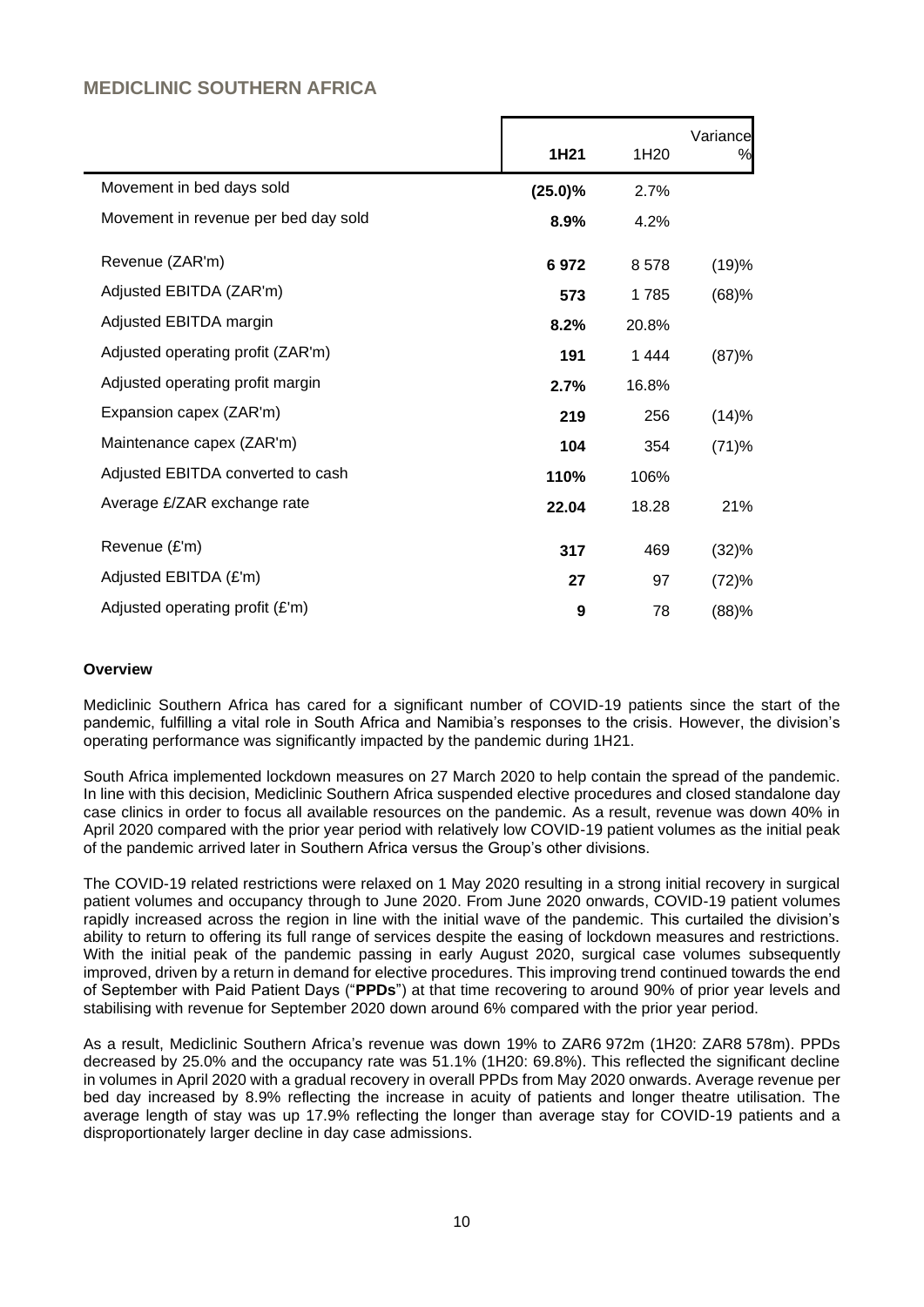## MEDICLINIC SOUTHERN AFRICA

| | 1H21 | 1H20 | Variance % |
|---|---|---|---|
| Movement in bed days sold | **(25.0)%** | 2.7% | |
| Movement in revenue per bed day sold | **8.9%** | 4.2% | |
| Revenue (ZAR'm) | **6 972** | 8 578 | (19)% |
| Adjusted EBITDA (ZAR'm) | **573** | 1 785 | (68)% |
| Adjusted EBITDA margin | **8.2%** | 20.8% | |
| Adjusted operating profit (ZAR'm) | **191** | 1 444 | (87)% |
| Adjusted operating profit margin | **2.7%** | 16.8% | |
| Expansion capex (ZAR'm) | **219** | 256 | (14)% |
| Maintenance capex (ZAR'm) | **104** | 354 | (71)% |
| Adjusted EBITDA converted to cash | **110%** | 106% | |
| Average £/ZAR exchange rate | **22.04** | 18.28 | 21% |
| Revenue (£'m) | **317** | 469 | (32)% |
| Adjusted EBITDA (£'m) | **27** | 97 | (72)% |
| Adjusted operating profit (£'m) | **9** | 78 | (88)% |

**Overview**

Mediclinic Southern Africa has cared for a significant number of COVID-19 patients since the start of the pandemic, fulfilling a vital role in South Africa and Namibia's responses to the crisis. However, the division's operating performance was significantly impacted by the pandemic during 1H21.

South Africa implemented lockdown measures on 27 March 2020 to help contain the spread of the pandemic. In line with this decision, Mediclinic Southern Africa suspended elective procedures and closed standalone day case clinics in order to focus all available resources on the pandemic. As a result, revenue was down 40% in April 2020 compared with the prior year period with relatively low COVID-19 patient volumes as the initial peak of the pandemic arrived later in Southern Africa versus the Group's other divisions.

The COVID-19 related restrictions were relaxed on 1 May 2020 resulting in a strong initial recovery in surgical patient volumes and occupancy through to June 2020. From June 2020 onwards, COVID-19 patient volumes rapidly increased across the region in line with the initial wave of the pandemic. This curtailed the division's ability to return to offering its full range of services despite the easing of lockdown measures and restrictions. With the initial peak of the pandemic passing in early August 2020, surgical case volumes subsequently improved, driven by a return in demand for elective procedures. This improving trend continued towards the end of September with Paid Patient Days ("**PPDs**") at that time recovering to around 90% of prior year levels and stabilising with revenue for September 2020 down around 6% compared with the prior year period.

As a result, Mediclinic Southern Africa's revenue was down 19% to ZAR6 972m (1H20: ZAR8 578m). PPDs decreased by 25.0% and the occupancy rate was 51.1% (1H20: 69.8%). This reflected the significant decline in volumes in April 2020 with a gradual recovery in overall PPDs from May 2020 onwards. Average revenue per bed day increased by 8.9% reflecting the increase in acuity of patients and longer theatre utilisation. The average length of stay was up 17.9% reflecting the longer than average stay for COVID-19 patients and a disproportionately larger decline in day case admissions.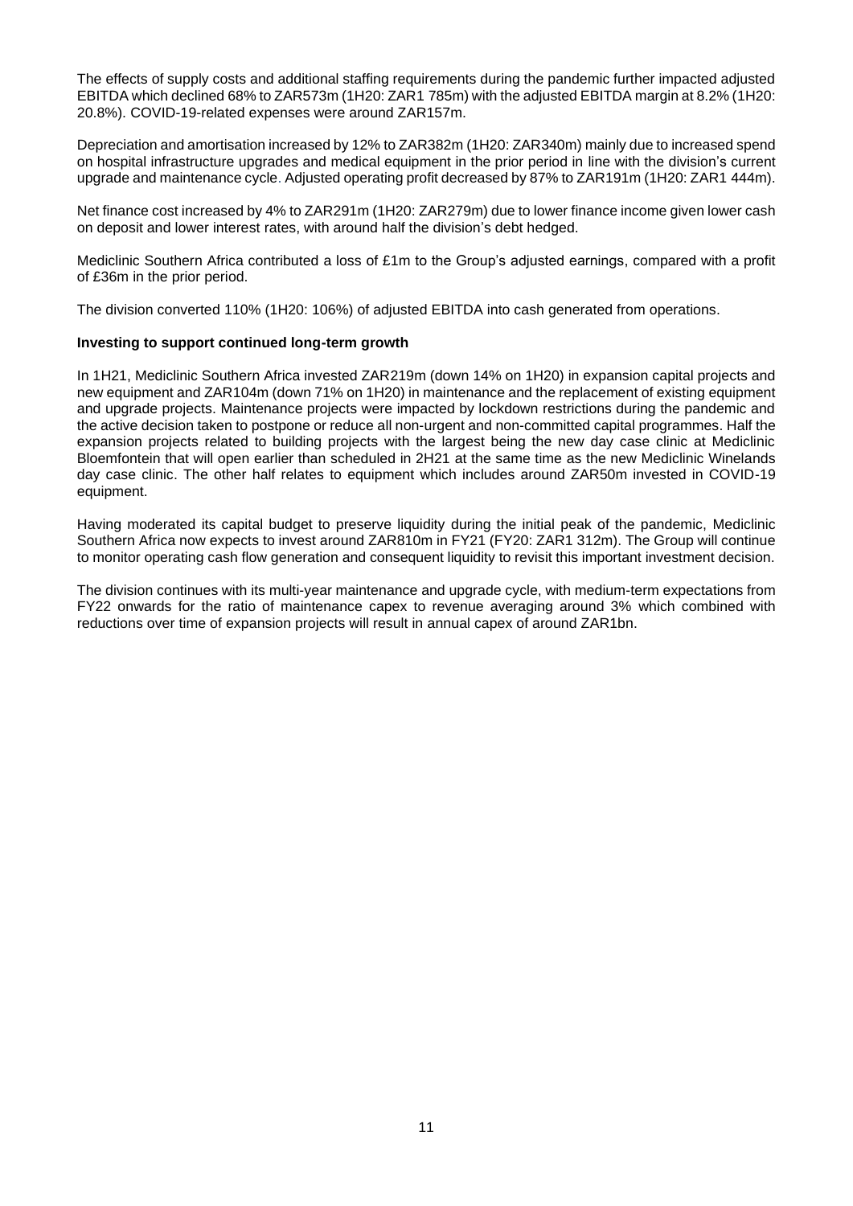The effects of supply costs and additional staffing requirements during the pandemic further impacted adjusted EBITDA which declined 68% to ZAR573m (1H20: ZAR1 785m) with the adjusted EBITDA margin at 8.2% (1H20: 20.8%). COVID-19-related expenses were around ZAR157m.

Depreciation and amortisation increased by 12% to ZAR382m (1H20: ZAR340m) mainly due to increased spend on hospital infrastructure upgrades and medical equipment in the prior period in line with the division's current upgrade and maintenance cycle. Adjusted operating profit decreased by 87% to ZAR191m (1H20: ZAR1 444m).

Net finance cost increased by 4% to ZAR291m (1H20: ZAR279m) due to lower finance income given lower cash on deposit and lower interest rates, with around half the division's debt hedged.

Mediclinic Southern Africa contributed a loss of £1m to the Group's adjusted earnings, compared with a profit of £36m in the prior period.

The division converted 110% (1H20: 106%) of adjusted EBITDA into cash generated from operations.

**Investing to support continued long-term growth**

In 1H21, Mediclinic Southern Africa invested ZAR219m (down 14% on 1H20) in expansion capital projects and new equipment and ZAR104m (down 71% on 1H20) in maintenance and the replacement of existing equipment and upgrade projects. Maintenance projects were impacted by lockdown restrictions during the pandemic and the active decision taken to postpone or reduce all non-urgent and non-committed capital programmes. Half the expansion projects related to building projects with the largest being the new day case clinic at Mediclinic Bloemfontein that will open earlier than scheduled in 2H21 at the same time as the new Mediclinic Winelands day case clinic. The other half relates to equipment which includes around ZAR50m invested in COVID-19 equipment.

Having moderated its capital budget to preserve liquidity during the initial peak of the pandemic, Mediclinic Southern Africa now expects to invest around ZAR810m in FY21 (FY20: ZAR1 312m). The Group will continue to monitor operating cash flow generation and consequent liquidity to revisit this important investment decision.

The division continues with its multi-year maintenance and upgrade cycle, with medium-term expectations from FY22 onwards for the ratio of maintenance capex to revenue averaging around 3% which combined with reductions over time of expansion projects will result in annual capex of around ZAR1bn.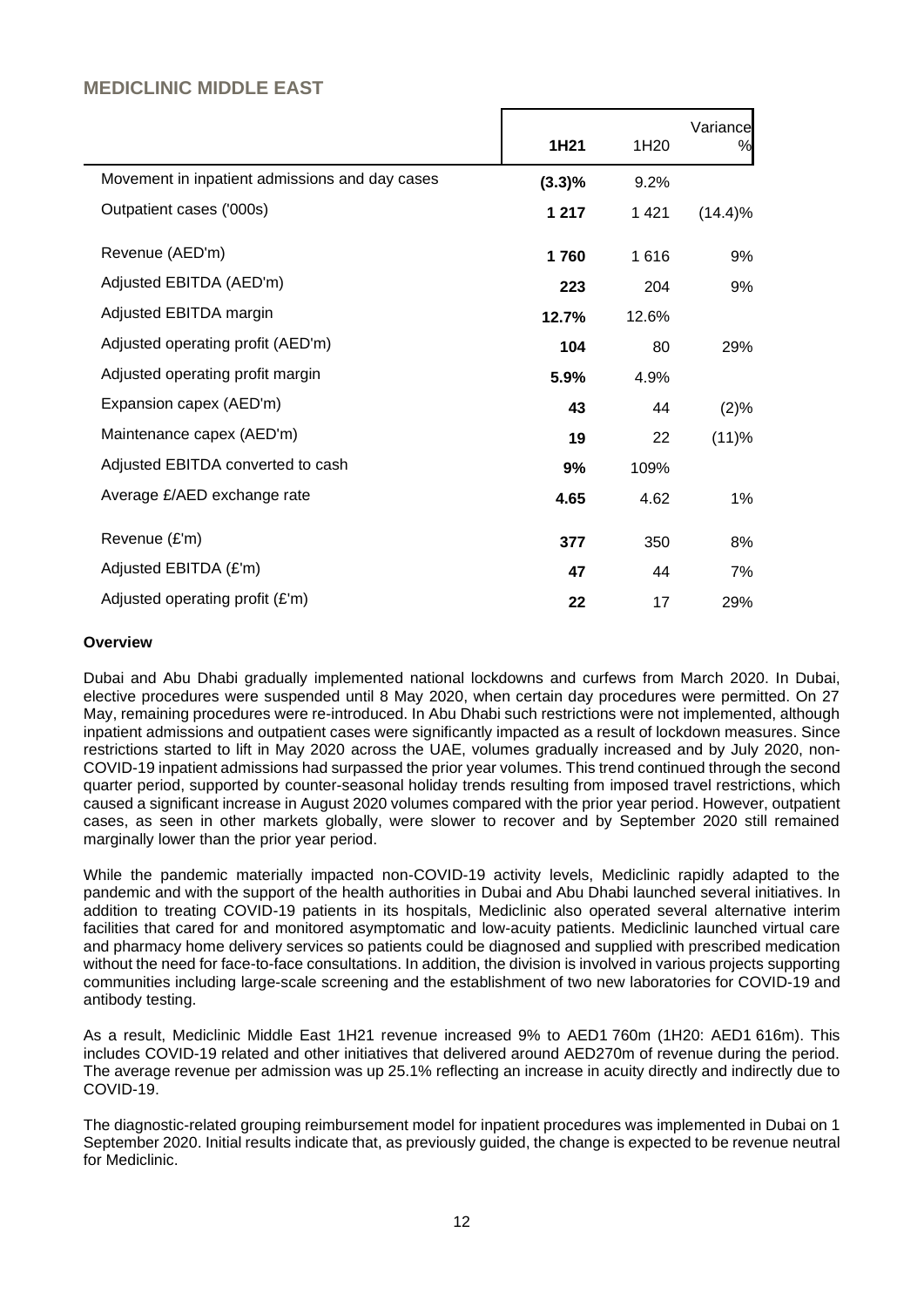## MEDICLINIC MIDDLE EAST

| | **1H21** | 1H20 | Variance % |
|---|---|---|---|
| Movement in inpatient admissions and day cases | **(3.3)%** | 9.2% | |
| Outpatient cases ('000s) | **1 217** | 1 421 | (14.4)% |
| Revenue (AED'm) | **1 760** | 1 616 | 9% |
| Adjusted EBITDA (AED'm) | **223** | 204 | 9% |
| Adjusted EBITDA margin | **12.7%** | 12.6% | |
| Adjusted operating profit (AED'm) | **104** | 80 | 29% |
| Adjusted operating profit margin | **5.9%** | 4.9% | |
| Expansion capex (AED'm) | **43** | 44 | (2)% |
| Maintenance capex (AED'm) | **19** | 22 | (11)% |
| Adjusted EBITDA converted to cash | **9%** | 109% | |
| Average £/AED exchange rate | **4.65** | 4.62 | 1% |
| Revenue (£'m) | **377** | 350 | 8% |
| Adjusted EBITDA (£'m) | **47** | 44 | 7% |
| Adjusted operating profit (£'m) | **22** | 17 | 29% |

**Overview**

Dubai and Abu Dhabi gradually implemented national lockdowns and curfews from March 2020. In Dubai, elective procedures were suspended until 8 May 2020, when certain day procedures were permitted. On 27 May, remaining procedures were re-introduced. In Abu Dhabi such restrictions were not implemented, although inpatient admissions and outpatient cases were significantly impacted as a result of lockdown measures. Since restrictions started to lift in May 2020 across the UAE, volumes gradually increased and by July 2020, non-COVID-19 inpatient admissions had surpassed the prior year volumes. This trend continued through the second quarter period, supported by counter-seasonal holiday trends resulting from imposed travel restrictions, which caused a significant increase in August 2020 volumes compared with the prior year period. However, outpatient cases, as seen in other markets globally, were slower to recover and by September 2020 still remained marginally lower than the prior year period.

While the pandemic materially impacted non-COVID-19 activity levels, Mediclinic rapidly adapted to the pandemic and with the support of the health authorities in Dubai and Abu Dhabi launched several initiatives. In addition to treating COVID-19 patients in its hospitals, Mediclinic also operated several alternative interim facilities that cared for and monitored asymptomatic and low-acuity patients. Mediclinic launched virtual care and pharmacy home delivery services so patients could be diagnosed and supplied with prescribed medication without the need for face-to-face consultations. In addition, the division is involved in various projects supporting communities including large-scale screening and the establishment of two new laboratories for COVID-19 and antibody testing.

As a result, Mediclinic Middle East 1H21 revenue increased 9% to AED1 760m (1H20: AED1 616m). This includes COVID-19 related and other initiatives that delivered around AED270m of revenue during the period. The average revenue per admission was up 25.1% reflecting an increase in acuity directly and indirectly due to COVID-19.

The diagnostic-related grouping reimbursement model for inpatient procedures was implemented in Dubai on 1 September 2020. Initial results indicate that, as previously guided, the change is expected to be revenue neutral for Mediclinic.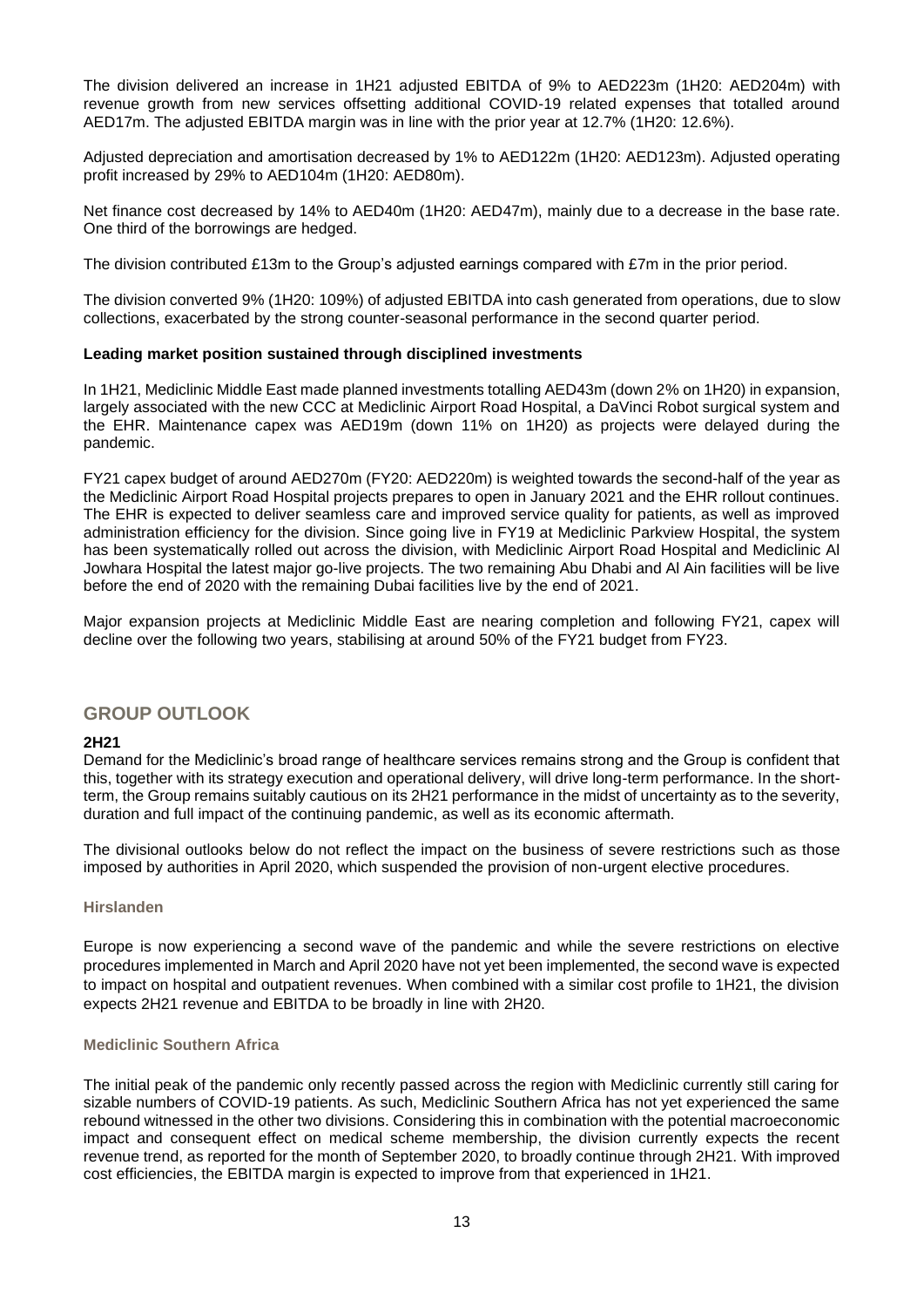The division delivered an increase in 1H21 adjusted EBITDA of 9% to AED223m (1H20: AED204m) with revenue growth from new services offsetting additional COVID-19 related expenses that totalled around AED17m. The adjusted EBITDA margin was in line with the prior year at 12.7% (1H20: 12.6%).

Adjusted depreciation and amortisation decreased by 1% to AED122m (1H20: AED123m). Adjusted operating profit increased by 29% to AED104m (1H20: AED80m).

Net finance cost decreased by 14% to AED40m (1H20: AED47m), mainly due to a decrease in the base rate. One third of the borrowings are hedged.

The division contributed £13m to the Group's adjusted earnings compared with £7m in the prior period.

The division converted 9% (1H20: 109%) of adjusted EBITDA into cash generated from operations, due to slow collections, exacerbated by the strong counter-seasonal performance in the second quarter period.

**Leading market position sustained through disciplined investments**

In 1H21, Mediclinic Middle East made planned investments totalling AED43m (down 2% on 1H20) in expansion, largely associated with the new CCC at Mediclinic Airport Road Hospital, a DaVinci Robot surgical system and the EHR. Maintenance capex was AED19m (down 11% on 1H20) as projects were delayed during the pandemic.

FY21 capex budget of around AED270m (FY20: AED220m) is weighted towards the second-half of the year as the Mediclinic Airport Road Hospital projects prepares to open in January 2021 and the EHR rollout continues. The EHR is expected to deliver seamless care and improved service quality for patients, as well as improved administration efficiency for the division. Since going live in FY19 at Mediclinic Parkview Hospital, the system has been systematically rolled out across the division, with Mediclinic Airport Road Hospital and Mediclinic Al Jowhara Hospital the latest major go-live projects. The two remaining Abu Dhabi and Al Ain facilities will be live before the end of 2020 with the remaining Dubai facilities live by the end of 2021.

Major expansion projects at Mediclinic Middle East are nearing completion and following FY21, capex will decline over the following two years, stabilising at around 50% of the FY21 budget from FY23.

## GROUP OUTLOOK

**2H21**

Demand for the Mediclinic's broad range of healthcare services remains strong and the Group is confident that this, together with its strategy execution and operational delivery, will drive long-term performance. In the short-term, the Group remains suitably cautious on its 2H21 performance in the midst of uncertainty as to the severity, duration and full impact of the continuing pandemic, as well as its economic aftermath.

The divisional outlooks below do not reflect the impact on the business of severe restrictions such as those imposed by authorities in April 2020, which suspended the provision of non-urgent elective procedures.

### Hirslanden

Europe is now experiencing a second wave of the pandemic and while the severe restrictions on elective procedures implemented in March and April 2020 have not yet been implemented, the second wave is expected to impact on hospital and outpatient revenues. When combined with a similar cost profile to 1H21, the division expects 2H21 revenue and EBITDA to be broadly in line with 2H20.

### Mediclinic Southern Africa

The initial peak of the pandemic only recently passed across the region with Mediclinic currently still caring for sizable numbers of COVID-19 patients. As such, Mediclinic Southern Africa has not yet experienced the same rebound witnessed in the other two divisions. Considering this in combination with the potential macroeconomic impact and consequent effect on medical scheme membership, the division currently expects the recent revenue trend, as reported for the month of September 2020, to broadly continue through 2H21. With improved cost efficiencies, the EBITDA margin is expected to improve from that experienced in 1H21.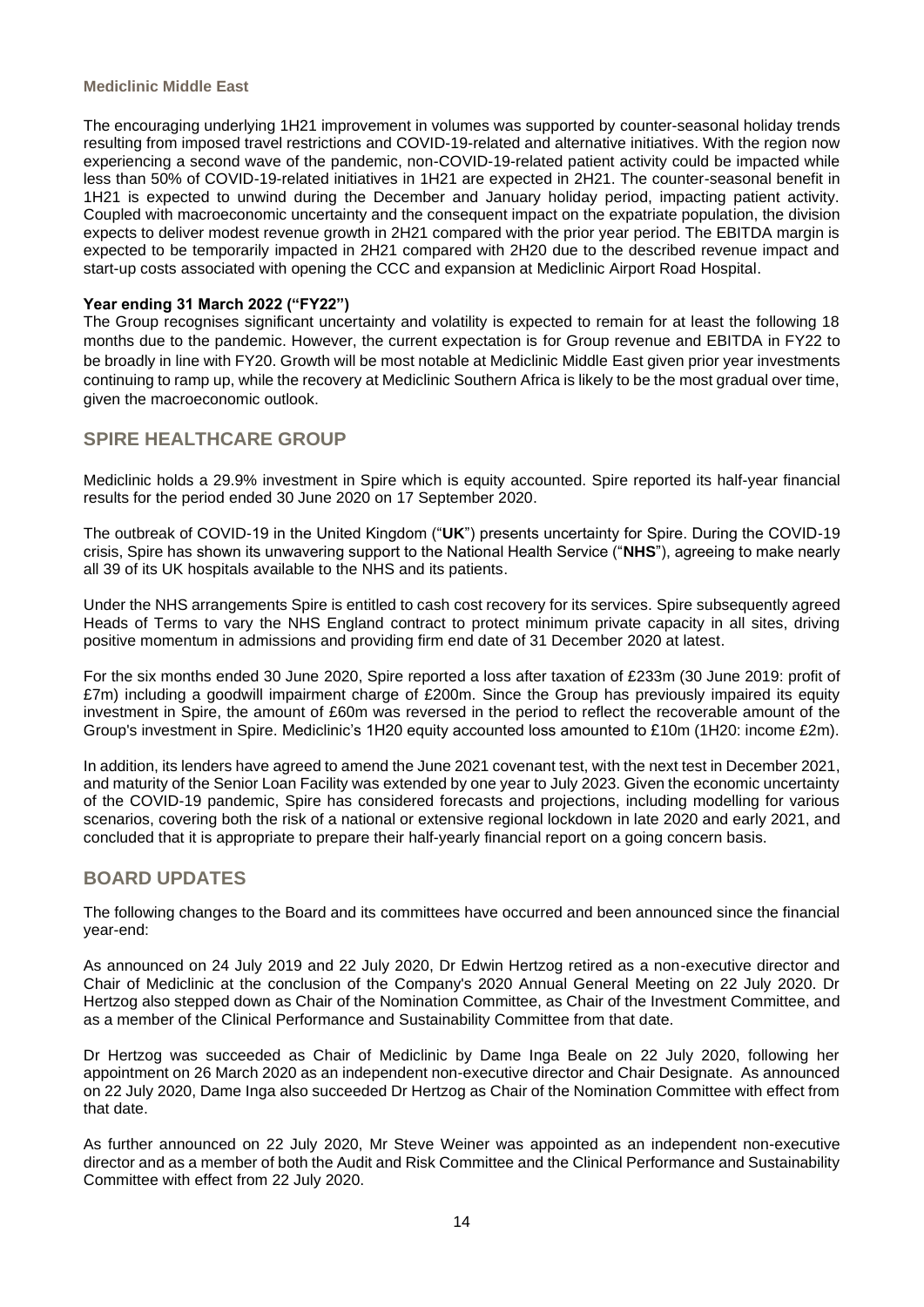**Mediclinic Middle East**

The encouraging underlying 1H21 improvement in volumes was supported by counter-seasonal holiday trends resulting from imposed travel restrictions and COVID-19-related and alternative initiatives. With the region now experiencing a second wave of the pandemic, non-COVID-19-related patient activity could be impacted while less than 50% of COVID-19-related initiatives in 1H21 are expected in 2H21. The counter-seasonal benefit in 1H21 is expected to unwind during the December and January holiday period, impacting patient activity. Coupled with macroeconomic uncertainty and the consequent impact on the expatriate population, the division expects to deliver modest revenue growth in 2H21 compared with the prior year period. The EBITDA margin is expected to be temporarily impacted in 2H21 compared with 2H20 due to the described revenue impact and start-up costs associated with opening the CCC and expansion at Mediclinic Airport Road Hospital.

**Year ending 31 March 2022 ("FY22")**

The Group recognises significant uncertainty and volatility is expected to remain for at least the following 18 months due to the pandemic. However, the current expectation is for Group revenue and EBITDA in FY22 to be broadly in line with FY20. Growth will be most notable at Mediclinic Middle East given prior year investments continuing to ramp up, while the recovery at Mediclinic Southern Africa is likely to be the most gradual over time, given the macroeconomic outlook.

## SPIRE HEALTHCARE GROUP

Mediclinic holds a 29.9% investment in Spire which is equity accounted. Spire reported its half-year financial results for the period ended 30 June 2020 on 17 September 2020.

The outbreak of COVID-19 in the United Kingdom ("**UK**") presents uncertainty for Spire. During the COVID-19 crisis, Spire has shown its unwavering support to the National Health Service ("**NHS**"), agreeing to make nearly all 39 of its UK hospitals available to the NHS and its patients.

Under the NHS arrangements Spire is entitled to cash cost recovery for its services. Spire subsequently agreed Heads of Terms to vary the NHS England contract to protect minimum private capacity in all sites, driving positive momentum in admissions and providing firm end date of 31 December 2020 at latest.

For the six months ended 30 June 2020, Spire reported a loss after taxation of £233m (30 June 2019: profit of £7m) including a goodwill impairment charge of £200m. Since the Group has previously impaired its equity investment in Spire, the amount of £60m was reversed in the period to reflect the recoverable amount of the Group's investment in Spire. Mediclinic's 1H20 equity accounted loss amounted to £10m (1H20: income £2m).

In addition, its lenders have agreed to amend the June 2021 covenant test, with the next test in December 2021, and maturity of the Senior Loan Facility was extended by one year to July 2023. Given the economic uncertainty of the COVID-19 pandemic, Spire has considered forecasts and projections, including modelling for various scenarios, covering both the risk of a national or extensive regional lockdown in late 2020 and early 2021, and concluded that it is appropriate to prepare their half-yearly financial report on a going concern basis.

## BOARD UPDATES

The following changes to the Board and its committees have occurred and been announced since the financial year-end:

As announced on 24 July 2019 and 22 July 2020, Dr Edwin Hertzog retired as a non-executive director and Chair of Mediclinic at the conclusion of the Company's 2020 Annual General Meeting on 22 July 2020. Dr Hertzog also stepped down as Chair of the Nomination Committee, as Chair of the Investment Committee, and as a member of the Clinical Performance and Sustainability Committee from that date.

Dr Hertzog was succeeded as Chair of Mediclinic by Dame Inga Beale on 22 July 2020, following her appointment on 26 March 2020 as an independent non-executive director and Chair Designate. As announced on 22 July 2020, Dame Inga also succeeded Dr Hertzog as Chair of the Nomination Committee with effect from that date.

As further announced on 22 July 2020, Mr Steve Weiner was appointed as an independent non-executive director and as a member of both the Audit and Risk Committee and the Clinical Performance and Sustainability Committee with effect from 22 July 2020.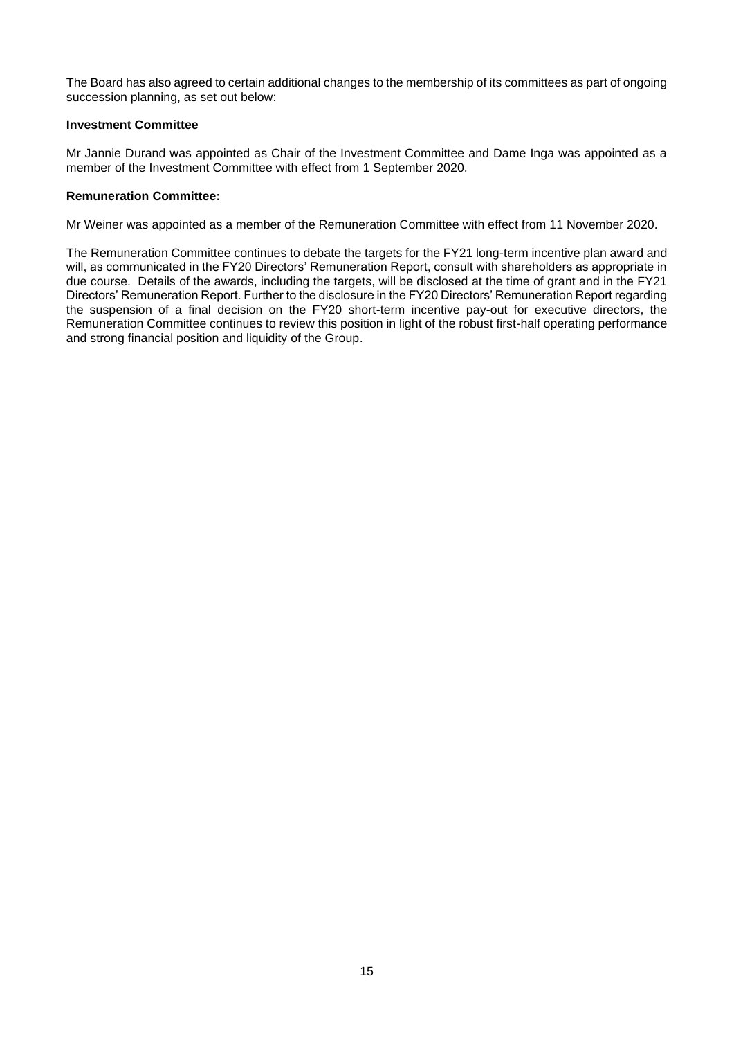The Board has also agreed to certain additional changes to the membership of its committees as part of ongoing succession planning, as set out below:

**Investment Committee**

Mr Jannie Durand was appointed as Chair of the Investment Committee and Dame Inga was appointed as a member of the Investment Committee with effect from 1 September 2020.

**Remuneration Committee:**

Mr Weiner was appointed as a member of the Remuneration Committee with effect from 11 November 2020.

The Remuneration Committee continues to debate the targets for the FY21 long-term incentive plan award and will, as communicated in the FY20 Directors' Remuneration Report, consult with shareholders as appropriate in due course. Details of the awards, including the targets, will be disclosed at the time of grant and in the FY21 Directors' Remuneration Report. Further to the disclosure in the FY20 Directors' Remuneration Report regarding the suspension of a final decision on the FY20 short-term incentive pay-out for executive directors, the Remuneration Committee continues to review this position in light of the robust first-half operating performance and strong financial position and liquidity of the Group.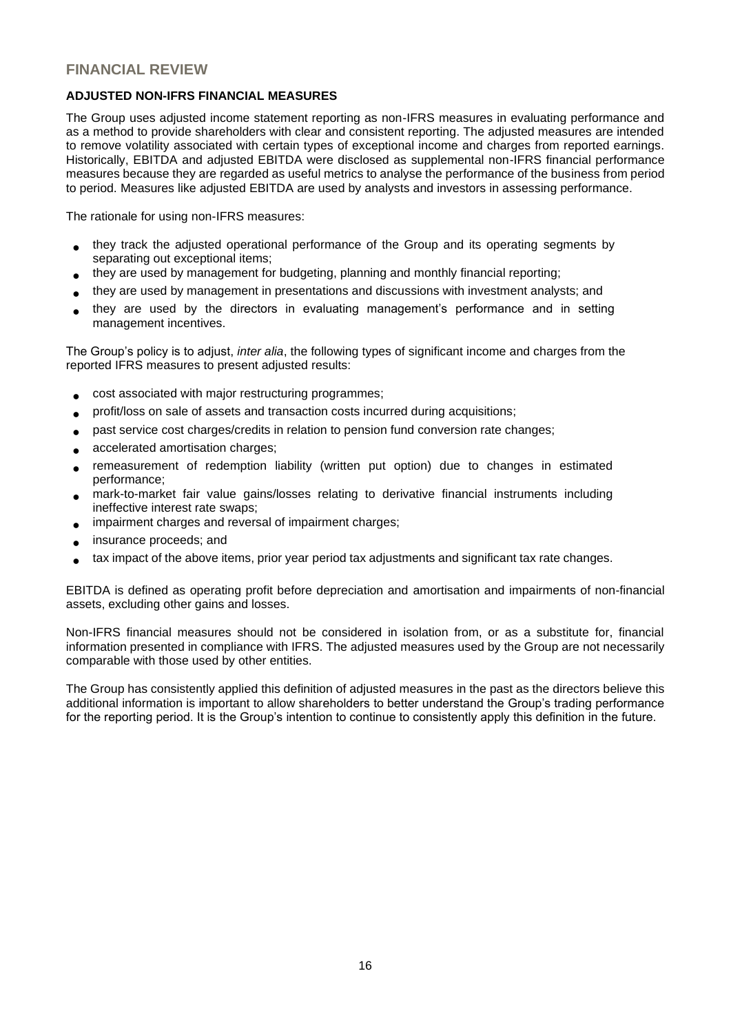## FINANCIAL REVIEW

### ADJUSTED NON-IFRS FINANCIAL MEASURES

The Group uses adjusted income statement reporting as non-IFRS measures in evaluating performance and as a method to provide shareholders with clear and consistent reporting. The adjusted measures are intended to remove volatility associated with certain types of exceptional income and charges from reported earnings. Historically, EBITDA and adjusted EBITDA were disclosed as supplemental non-IFRS financial performance measures because they are regarded as useful metrics to analyse the performance of the business from period to period. Measures like adjusted EBITDA are used by analysts and investors in assessing performance.

The rationale for using non-IFRS measures:

- they track the adjusted operational performance of the Group and its operating segments by separating out exceptional items;
- they are used by management for budgeting, planning and monthly financial reporting;
- they are used by management in presentations and discussions with investment analysts; and
- they are used by the directors in evaluating management's performance and in setting management incentives.

The Group's policy is to adjust, *inter alia*, the following types of significant income and charges from the reported IFRS measures to present adjusted results:

- cost associated with major restructuring programmes;
- profit/loss on sale of assets and transaction costs incurred during acquisitions;
- past service cost charges/credits in relation to pension fund conversion rate changes;
- accelerated amortisation charges;
- remeasurement of redemption liability (written put option) due to changes in estimated performance;
- mark-to-market fair value gains/losses relating to derivative financial instruments including ineffective interest rate swaps;
- impairment charges and reversal of impairment charges;
- insurance proceeds; and
- tax impact of the above items, prior year period tax adjustments and significant tax rate changes.

EBITDA is defined as operating profit before depreciation and amortisation and impairments of non-financial assets, excluding other gains and losses.

Non-IFRS financial measures should not be considered in isolation from, or as a substitute for, financial information presented in compliance with IFRS. The adjusted measures used by the Group are not necessarily comparable with those used by other entities.

The Group has consistently applied this definition of adjusted measures in the past as the directors believe this additional information is important to allow shareholders to better understand the Group's trading performance for the reporting period. It is the Group's intention to continue to consistently apply this definition in the future.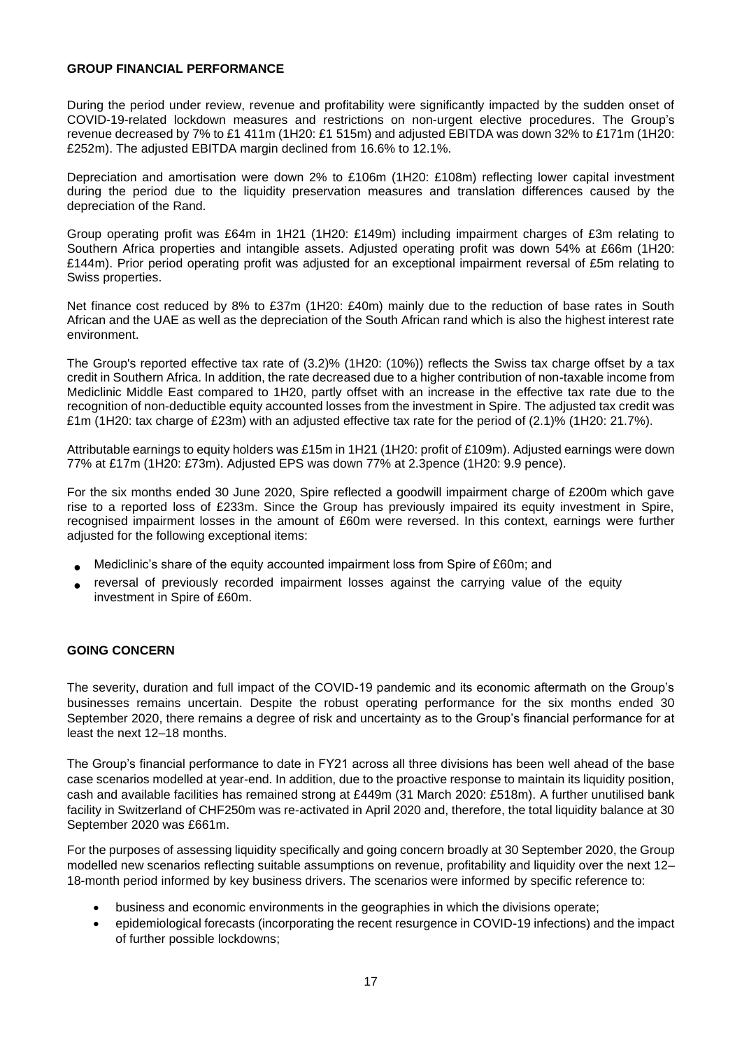## GROUP FINANCIAL PERFORMANCE

During the period under review, revenue and profitability were significantly impacted by the sudden onset of COVID-19-related lockdown measures and restrictions on non-urgent elective procedures. The Group's revenue decreased by 7% to £1 411m (1H20: £1 515m) and adjusted EBITDA was down 32% to £171m (1H20: £252m). The adjusted EBITDA margin declined from 16.6% to 12.1%.

Depreciation and amortisation were down 2% to £106m (1H20: £108m) reflecting lower capital investment during the period due to the liquidity preservation measures and translation differences caused by the depreciation of the Rand.

Group operating profit was £64m in 1H21 (1H20: £149m) including impairment charges of £3m relating to Southern Africa properties and intangible assets. Adjusted operating profit was down 54% at £66m (1H20: £144m). Prior period operating profit was adjusted for an exceptional impairment reversal of £5m relating to Swiss properties.

Net finance cost reduced by 8% to £37m (1H20: £40m) mainly due to the reduction of base rates in South African and the UAE as well as the depreciation of the South African rand which is also the highest interest rate environment.

The Group's reported effective tax rate of (3.2)% (1H20: (10%)) reflects the Swiss tax charge offset by a tax credit in Southern Africa. In addition, the rate decreased due to a higher contribution of non-taxable income from Mediclinic Middle East compared to 1H20, partly offset with an increase in the effective tax rate due to the recognition of non-deductible equity accounted losses from the investment in Spire. The adjusted tax credit was £1m (1H20: tax charge of £23m) with an adjusted effective tax rate for the period of (2.1)% (1H20: 21.7%).

Attributable earnings to equity holders was £15m in 1H21 (1H20: profit of £109m). Adjusted earnings were down 77% at £17m (1H20: £73m). Adjusted EPS was down 77% at 2.3pence (1H20: 9.9 pence).

For the six months ended 30 June 2020, Spire reflected a goodwill impairment charge of £200m which gave rise to a reported loss of £233m. Since the Group has previously impaired its equity investment in Spire, recognised impairment losses in the amount of £60m were reversed. In this context, earnings were further adjusted for the following exceptional items:

- Mediclinic's share of the equity accounted impairment loss from Spire of £60m; and
- reversal of previously recorded impairment losses against the carrying value of the equity investment in Spire of £60m.

## GOING CONCERN

The severity, duration and full impact of the COVID-19 pandemic and its economic aftermath on the Group's businesses remains uncertain. Despite the robust operating performance for the six months ended 30 September 2020, there remains a degree of risk and uncertainty as to the Group's financial performance for at least the next 12–18 months.

The Group's financial performance to date in FY21 across all three divisions has been well ahead of the base case scenarios modelled at year-end. In addition, due to the proactive response to maintain its liquidity position, cash and available facilities has remained strong at £449m (31 March 2020: £518m). A further unutilised bank facility in Switzerland of CHF250m was re-activated in April 2020 and, therefore, the total liquidity balance at 30 September 2020 was £661m.

For the purposes of assessing liquidity specifically and going concern broadly at 30 September 2020, the Group modelled new scenarios reflecting suitable assumptions on revenue, profitability and liquidity over the next 12–18-month period informed by key business drivers. The scenarios were informed by specific reference to:

- business and economic environments in the geographies in which the divisions operate;
- epidemiological forecasts (incorporating the recent resurgence in COVID-19 infections) and the impact of further possible lockdowns;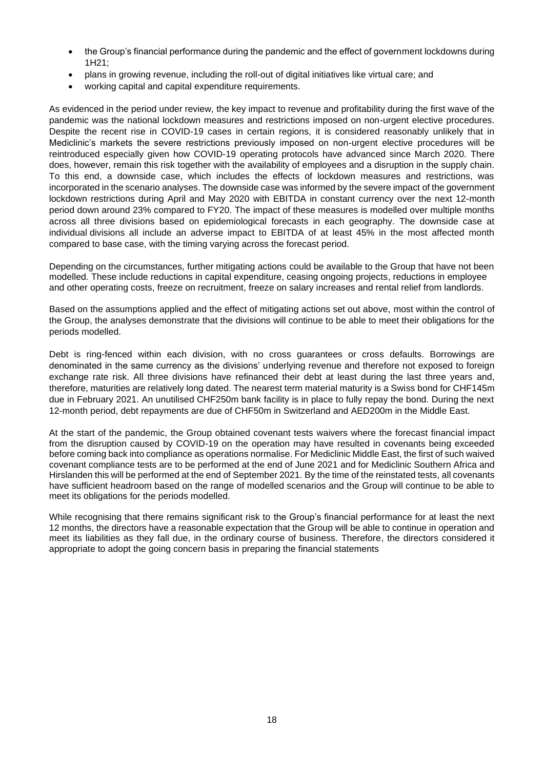- the Group's financial performance during the pandemic and the effect of government lockdowns during 1H21;
- plans in growing revenue, including the roll-out of digital initiatives like virtual care; and
- working capital and capital expenditure requirements.

As evidenced in the period under review, the key impact to revenue and profitability during the first wave of the pandemic was the national lockdown measures and restrictions imposed on non-urgent elective procedures. Despite the recent rise in COVID-19 cases in certain regions, it is considered reasonably unlikely that in Mediclinic's markets the severe restrictions previously imposed on non-urgent elective procedures will be reintroduced especially given how COVID-19 operating protocols have advanced since March 2020. There does, however, remain this risk together with the availability of employees and a disruption in the supply chain. To this end, a downside case, which includes the effects of lockdown measures and restrictions, was incorporated in the scenario analyses. The downside case was informed by the severe impact of the government lockdown restrictions during April and May 2020 with EBITDA in constant currency over the next 12-month period down around 23% compared to FY20. The impact of these measures is modelled over multiple months across all three divisions based on epidemiological forecasts in each geography. The downside case at individual divisions all include an adverse impact to EBITDA of at least 45% in the most affected month compared to base case, with the timing varying across the forecast period.

Depending on the circumstances, further mitigating actions could be available to the Group that have not been modelled. These include reductions in capital expenditure, ceasing ongoing projects, reductions in employee and other operating costs, freeze on recruitment, freeze on salary increases and rental relief from landlords.

Based on the assumptions applied and the effect of mitigating actions set out above, most within the control of the Group, the analyses demonstrate that the divisions will continue to be able to meet their obligations for the periods modelled.

Debt is ring-fenced within each division, with no cross guarantees or cross defaults. Borrowings are denominated in the same currency as the divisions' underlying revenue and therefore not exposed to foreign exchange rate risk. All three divisions have refinanced their debt at least during the last three years and, therefore, maturities are relatively long dated. The nearest term material maturity is a Swiss bond for CHF145m due in February 2021. An unutilised CHF250m bank facility is in place to fully repay the bond. During the next 12-month period, debt repayments are due of CHF50m in Switzerland and AED200m in the Middle East.

At the start of the pandemic, the Group obtained covenant tests waivers where the forecast financial impact from the disruption caused by COVID-19 on the operation may have resulted in covenants being exceeded before coming back into compliance as operations normalise. For Mediclinic Middle East, the first of such waived covenant compliance tests are to be performed at the end of June 2021 and for Mediclinic Southern Africa and Hirslanden this will be performed at the end of September 2021. By the time of the reinstated tests, all covenants have sufficient headroom based on the range of modelled scenarios and the Group will continue to be able to meet its obligations for the periods modelled.

While recognising that there remains significant risk to the Group's financial performance for at least the next 12 months, the directors have a reasonable expectation that the Group will be able to continue in operation and meet its liabilities as they fall due, in the ordinary course of business. Therefore, the directors considered it appropriate to adopt the going concern basis in preparing the financial statements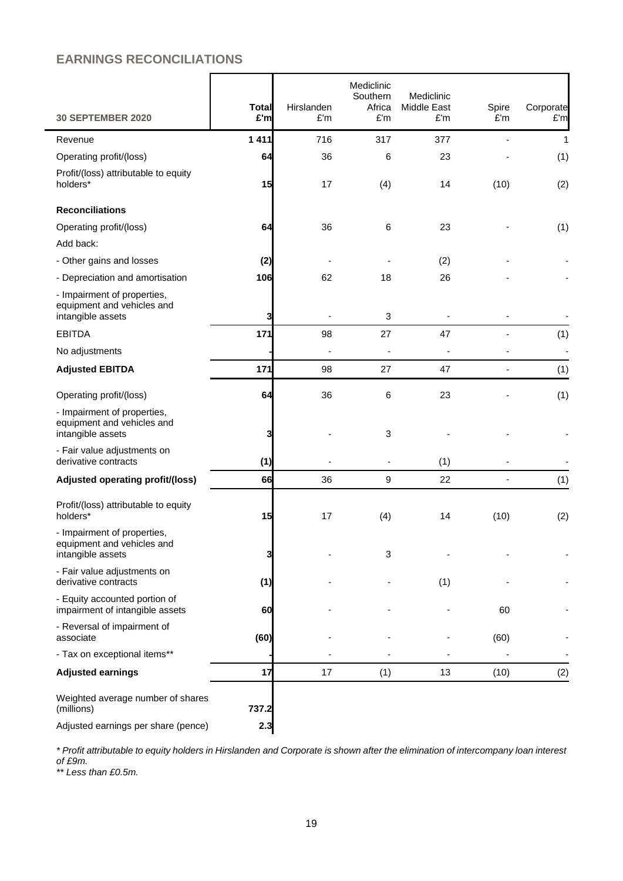## EARNINGS RECONCILIATIONS

| 30 SEPTEMBER 2020 | Total £'m | Hirslanden £'m | Mediclinic Southern Africa £'m | Mediclinic Middle East £'m | Spire £'m | Corporate £'m |
|---|---|---|---|---|---|---|
| Revenue | **1 411** | 716 | 317 | 377 | - | 1 |
| Operating profit/(loss) | **64** | 36 | 6 | 23 | - | (1) |
| Profit/(loss) attributable to equity holders* | **15** | 17 | (4) | 14 | (10) | (2) |
| **Reconciliations** | | | | | | |
| Operating profit/(loss) | **64** | 36 | 6 | 23 | - | (1) |
| Add back: | | | | | | |
| - Other gains and losses | **(2)** | - | - | (2) | - | - |
| - Depreciation and amortisation | **106** | 62 | 18 | 26 | - | - |
| - Impairment of properties, equipment and vehicles and intangible assets | **3** | - | 3 | - | - | - |
| EBITDA | **171** | 98 | 27 | 47 | - | (1) |
| No adjustments | **-** | - | - | - | - | - |
| **Adjusted EBITDA** | **171** | 98 | 27 | 47 | - | (1) |
| Operating profit/(loss) | **64** | 36 | 6 | 23 | - | (1) |
| - Impairment of properties, equipment and vehicles and intangible assets | **3** | - | 3 | - | - | - |
| - Fair value adjustments on derivative contracts | **(1)** | - | - | (1) | - | - |
| **Adjusted operating profit/(loss)** | **66** | 36 | 9 | 22 | - | (1) |
| Profit/(loss) attributable to equity holders* | **15** | 17 | (4) | 14 | (10) | (2) |
| - Impairment of properties, equipment and vehicles and intangible assets | **3** | - | 3 | - | - | - |
| - Fair value adjustments on derivative contracts | **(1)** | - | - | (1) | - | - |
| - Equity accounted portion of impairment of intangible assets | **60** | - | - | - | 60 | - |
| - Reversal of impairment of associate | **(60)** | - | - | - | (60) | - |
| - Tax on exceptional items** | **-** | - | - | - | - | - |
| **Adjusted earnings** | **17** | 17 | (1) | 13 | (10) | (2) |
| Weighted average number of shares (millions) | **737.2** | | | | | |
| Adjusted earnings per share (pence) | **2.3** | | | | | |

*\* Profit attributable to equity holders in Hirslanden and Corporate is shown after the elimination of intercompany loan interest of £9m.*

*\*\* Less than £0.5m.*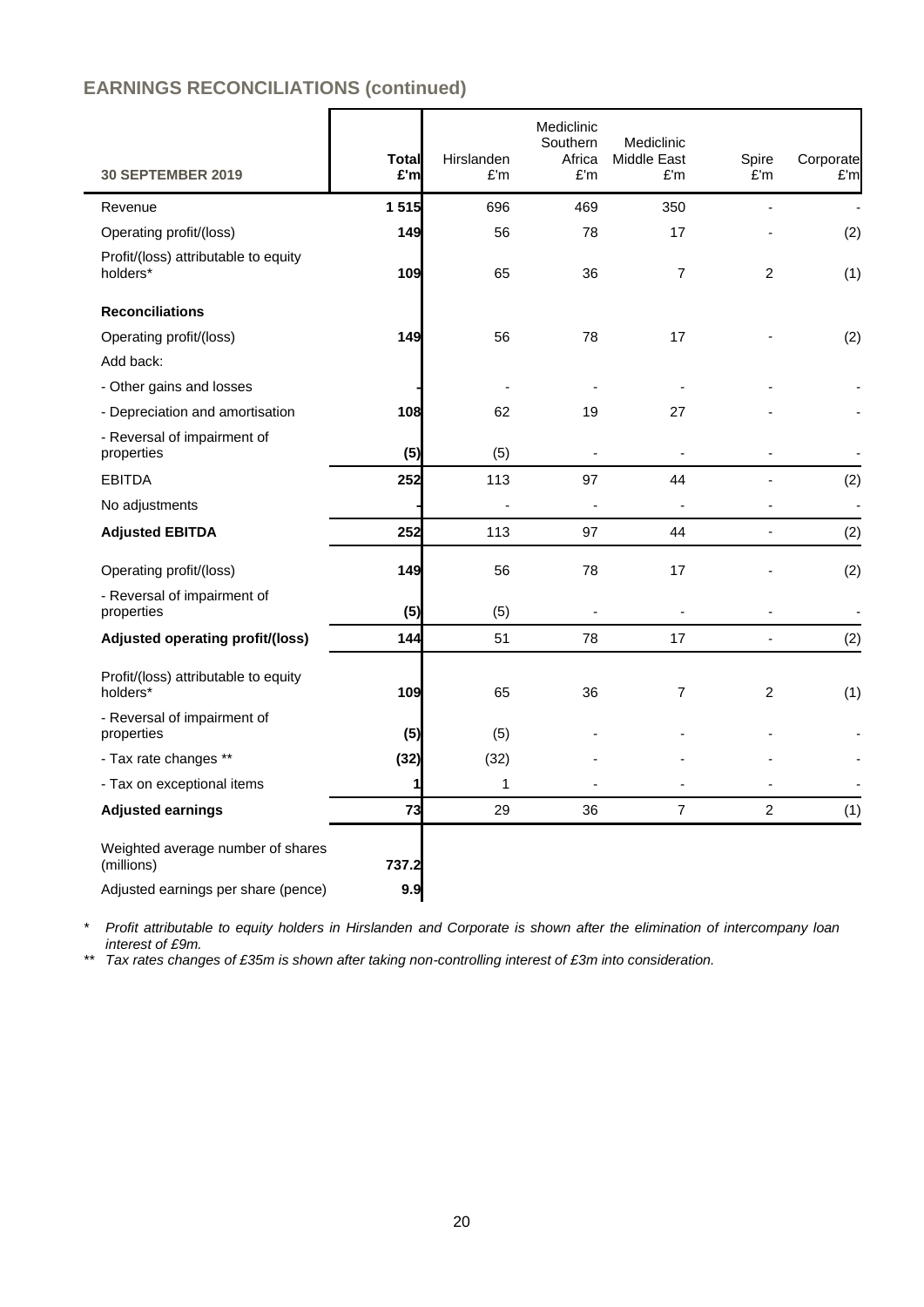## EARNINGS RECONCILIATIONS (continued)

| 30 SEPTEMBER 2019 | Total £'m | Hirslanden £'m | Mediclinic Southern Africa £'m | Mediclinic Middle East £'m | Spire £'m | Corporate £'m |
|---|---|---|---|---|---|---|
| Revenue | **1 515** | 696 | 469 | 350 | - | - |
| Operating profit/(loss) | **149** | 56 | 78 | 17 | - | (2) |
| Profit/(loss) attributable to equity holders* | **109** | 65 | 36 | 7 | 2 | (1) |
| **Reconciliations** | | | | | | |
| Operating profit/(loss) | **149** | 56 | 78 | 17 | - | (2) |
| Add back: | | | | | | |
| - Other gains and losses | **-** | - | - | - | - | - |
| - Depreciation and amortisation | **108** | 62 | 19 | 27 | - | - |
| - Reversal of impairment of properties | **(5)** | (5) | - | - | - | - |
| EBITDA | **252** | 113 | 97 | 44 | - | (2) |
| No adjustments | **-** | - | - | - | - | - |
| **Adjusted EBITDA** | **252** | 113 | 97 | 44 | - | (2) |
| Operating profit/(loss) | **149** | 56 | 78 | 17 | - | (2) |
| - Reversal of impairment of properties | **(5)** | (5) | - | - | - | - |
| **Adjusted operating profit/(loss)** | **144** | 51 | 78 | 17 | - | (2) |
| Profit/(loss) attributable to equity holders* | **109** | 65 | 36 | 7 | 2 | (1) |
| - Reversal of impairment of properties | **(5)** | (5) | - | - | - | - |
| - Tax rate changes ** | **(32)** | (32) | - | - | - | - |
| - Tax on exceptional items | **1** | 1 | - | - | - | - |
| **Adjusted earnings** | **73** | 29 | 36 | 7 | 2 | (1) |
| Weighted average number of shares (millions) | **737.2** | | | | | |
| Adjusted earnings per share (pence) | **9.9** | | | | | |

\* *Profit attributable to equity holders in Hirslanden and Corporate is shown after the elimination of intercompany loan interest of £9m.*

\*\* *Tax rates changes of £35m is shown after taking non-controlling interest of £3m into consideration.*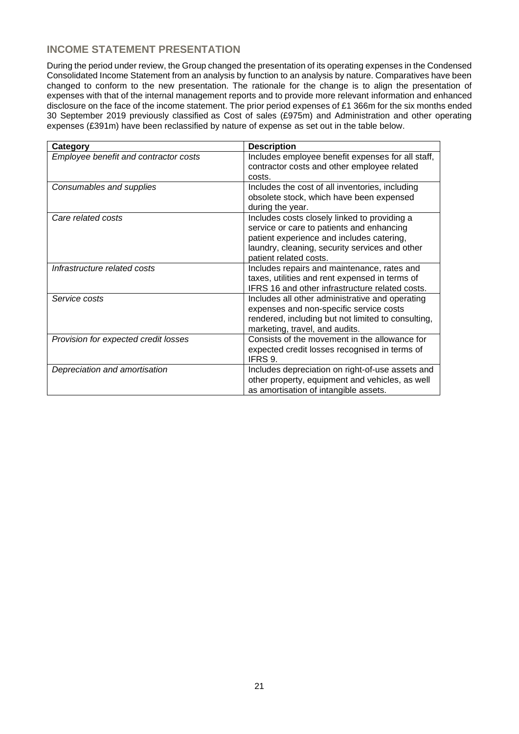## INCOME STATEMENT PRESENTATION

During the period under review, the Group changed the presentation of its operating expenses in the Condensed Consolidated Income Statement from an analysis by function to an analysis by nature. Comparatives have been changed to conform to the new presentation. The rationale for the change is to align the presentation of expenses with that of the internal management reports and to provide more relevant information and enhanced disclosure on the face of the income statement. The prior period expenses of £1 366m for the six months ended 30 September 2019 previously classified as Cost of sales (£975m) and Administration and other operating expenses (£391m) have been reclassified by nature of expense as set out in the table below.

| Category | Description |
|---|---|
| *Employee benefit and contractor costs* | Includes employee benefit expenses for all staff, contractor costs and other employee related costs. |
| *Consumables and supplies* | Includes the cost of all inventories, including obsolete stock, which have been expensed during the year. |
| *Care related costs* | Includes costs closely linked to providing a service or care to patients and enhancing patient experience and includes catering, laundry, cleaning, security services and other patient related costs. |
| *Infrastructure related costs* | Includes repairs and maintenance, rates and taxes, utilities and rent expensed in terms of IFRS 16 and other infrastructure related costs. |
| *Service costs* | Includes all other administrative and operating expenses and non-specific service costs rendered, including but not limited to consulting, marketing, travel, and audits. |
| *Provision for expected credit losses* | Consists of the movement in the allowance for expected credit losses recognised in terms of IFRS 9. |
| *Depreciation and amortisation* | Includes depreciation on right-of-use assets and other property, equipment and vehicles, as well as amortisation of intangible assets. |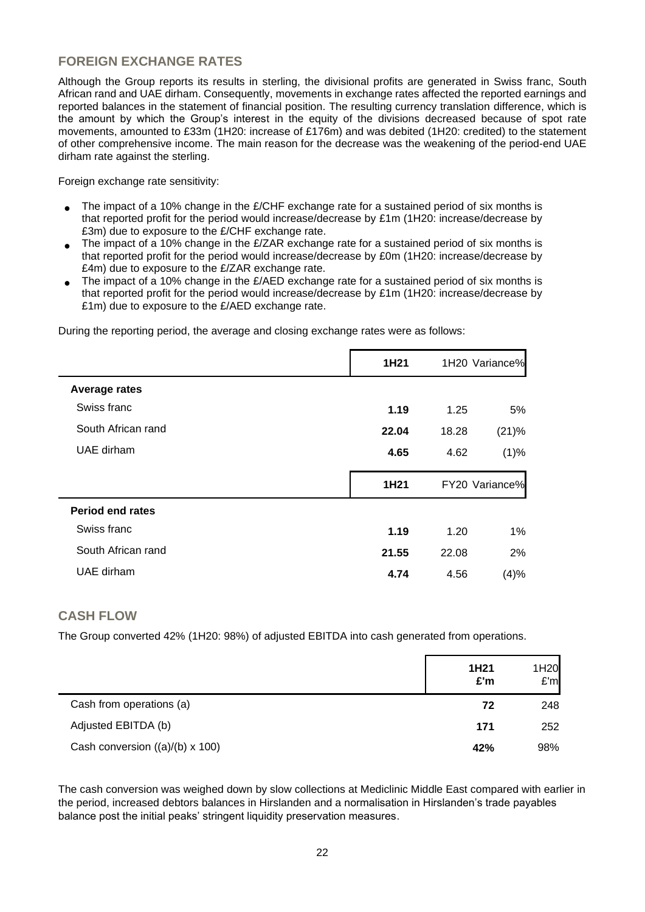## FOREIGN EXCHANGE RATES

Although the Group reports its results in sterling, the divisional profits are generated in Swiss franc, South African rand and UAE dirham. Consequently, movements in exchange rates affected the reported earnings and reported balances in the statement of financial position. The resulting currency translation difference, which is the amount by which the Group's interest in the equity of the divisions decreased because of spot rate movements, amounted to £33m (1H20: increase of £176m) and was debited (1H20: credited) to the statement of other comprehensive income. The main reason for the decrease was the weakening of the period-end UAE dirham rate against the sterling.

Foreign exchange rate sensitivity:

- The impact of a 10% change in the £/CHF exchange rate for a sustained period of six months is that reported profit for the period would increase/decrease by £1m (1H20: increase/decrease by £3m) due to exposure to the £/CHF exchange rate.
- The impact of a 10% change in the £/ZAR exchange rate for a sustained period of six months is that reported profit for the period would increase/decrease by £0m (1H20: increase/decrease by £4m) due to exposure to the £/ZAR exchange rate.
- The impact of a 10% change in the £/AED exchange rate for a sustained period of six months is that reported profit for the period would increase/decrease by £1m (1H20: increase/decrease by £1m) due to exposure to the £/AED exchange rate.

During the reporting period, the average and closing exchange rates were as follows:

| | **1H21** | 1H20 | Variance% |
|---|---|---|---|
| **Average rates** | | | |
| Swiss franc | **1.19** | 1.25 | 5% |
| South African rand | **22.04** | 18.28 | (21)% |
| UAE dirham | **4.65** | 4.62 | (1)% |
| | **1H21** | FY20 | Variance% |
| **Period end rates** | | | |
| Swiss franc | **1.19** | 1.20 | 1% |
| South African rand | **21.55** | 22.08 | 2% |
| UAE dirham | **4.74** | 4.56 | (4)% |

## CASH FLOW

The Group converted 42% (1H20: 98%) of adjusted EBITDA into cash generated from operations.

| | **1H21 £'m** | 1H20 £'m |
|---|---|---|
| Cash from operations (a) | **72** | 248 |
| Adjusted EBITDA (b) | **171** | 252 |
| Cash conversion ((a)/(b) x 100) | **42%** | 98% |

The cash conversion was weighed down by slow collections at Mediclinic Middle East compared with earlier in the period, increased debtors balances in Hirslanden and a normalisation in Hirslanden's trade payables balance post the initial peaks' stringent liquidity preservation measures.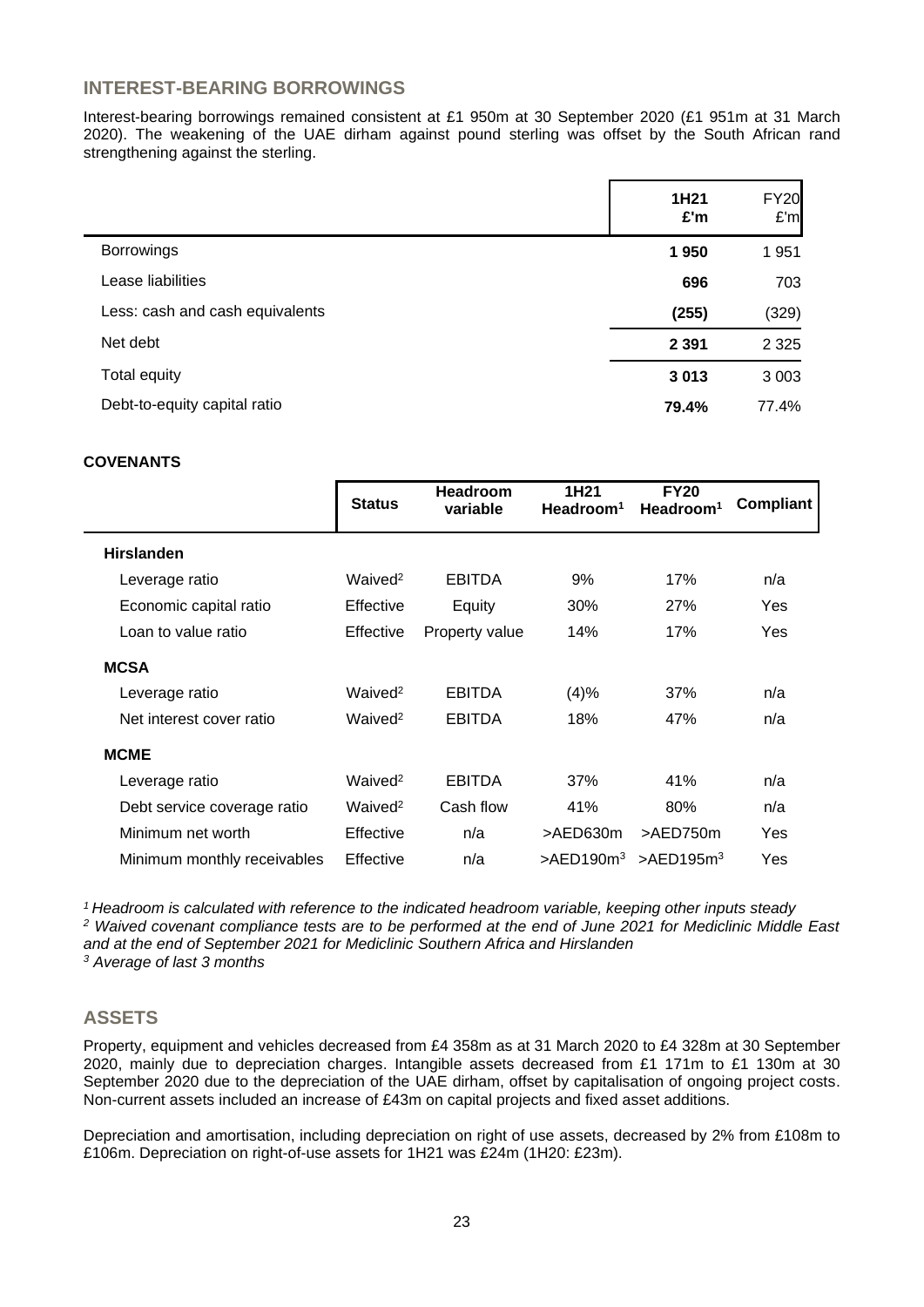## INTEREST-BEARING BORROWINGS

Interest-bearing borrowings remained consistent at £1 950m at 30 September 2020 (£1 951m at 31 March 2020). The weakening of the UAE dirham against pound sterling was offset by the South African rand strengthening against the sterling.

| | 1H21 £'m | FY20 £'m |
|---|---|---|
| Borrowings | **1 950** | 1 951 |
| Lease liabilities | **696** | 703 |
| Less: cash and cash equivalents | **(255)** | (329) |
| Net debt | **2 391** | 2 325 |
| Total equity | **3 013** | 3 003 |
| Debt-to-equity capital ratio | **79.4%** | 77.4% |

**COVENANTS**

| | Status | Headroom variable | 1H21 Headroom[1] | FY20 Headroom[1] | Compliant |
|---|---|---|---|---|---|
| **Hirslanden** | | | | | |
| Leverage ratio | Waived[2] | EBITDA | 9% | 17% | n/a |
| Economic capital ratio | Effective | Equity | 30% | 27% | Yes |
| Loan to value ratio | Effective | Property value | 14% | 17% | Yes |
| **MCSA** | | | | | |
| Leverage ratio | Waived[2] | EBITDA | (4)% | 37% | n/a |
| Net interest cover ratio | Waived[2] | EBITDA | 18% | 47% | n/a |
| **MCME** | | | | | |
| Leverage ratio | Waived[2] | EBITDA | 37% | 41% | n/a |
| Debt service coverage ratio | Waived[2] | Cash flow | 41% | 80% | n/a |
| Minimum net worth | Effective | n/a | >AED630m | >AED750m | Yes |
| Minimum monthly receivables | Effective | n/a | >AED190m[3] | >AED195m[3] | Yes |

*[1] Headroom is calculated with reference to the indicated headroom variable, keeping other inputs steady*
*[2] Waived covenant compliance tests are to be performed at the end of June 2021 for Mediclinic Middle East and at the end of September 2021 for Mediclinic Southern Africa and Hirslanden*
*[3] Average of last 3 months*

## ASSETS

Property, equipment and vehicles decreased from £4 358m as at 31 March 2020 to £4 328m at 30 September 2020, mainly due to depreciation charges. Intangible assets decreased from £1 171m to £1 130m at 30 September 2020 due to the depreciation of the UAE dirham, offset by capitalisation of ongoing project costs. Non-current assets included an increase of £43m on capital projects and fixed asset additions.

Depreciation and amortisation, including depreciation on right of use assets, decreased by 2% from £108m to £106m. Depreciation on right-of-use assets for 1H21 was £24m (1H20: £23m).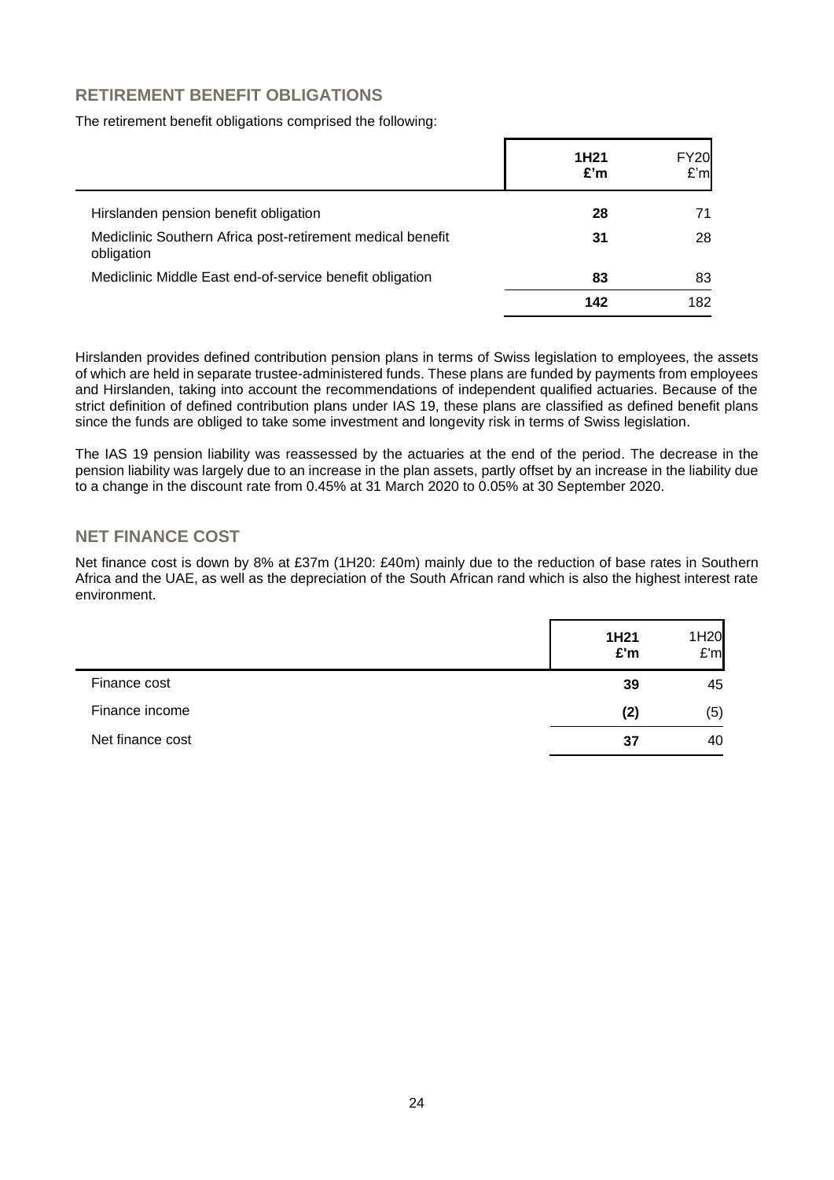## RETIREMENT BENEFIT OBLIGATIONS

The retirement benefit obligations comprised the following:

| | **1H21 £'m** | FY20 £'m |
|---|---|---|
| Hirslanden pension benefit obligation | **28** | 71 |
| Mediclinic Southern Africa post-retirement medical benefit obligation | **31** | 28 |
| Mediclinic Middle East end-of-service benefit obligation | **83** | 83 |
| | **142** | 182 |

Hirslanden provides defined contribution pension plans in terms of Swiss legislation to employees, the assets of which are held in separate trustee-administered funds. These plans are funded by payments from employees and Hirslanden, taking into account the recommendations of independent qualified actuaries. Because of the strict definition of defined contribution plans under IAS 19, these plans are classified as defined benefit plans since the funds are obliged to take some investment and longevity risk in terms of Swiss legislation.

The IAS 19 pension liability was reassessed by the actuaries at the end of the period. The decrease in the pension liability was largely due to an increase in the plan assets, partly offset by an increase in the liability due to a change in the discount rate from 0.45% at 31 March 2020 to 0.05% at 30 September 2020.

## NET FINANCE COST

Net finance cost is down by 8% at £37m (1H20: £40m) mainly due to the reduction of base rates in Southern Africa and the UAE, as well as the depreciation of the South African rand which is also the highest interest rate environment.

| | **1H21 £'m** | 1H20 £'m |
|---|---|---|
| Finance cost | **39** | 45 |
| Finance income | **(2)** | (5) |
| Net finance cost | **37** | 40 |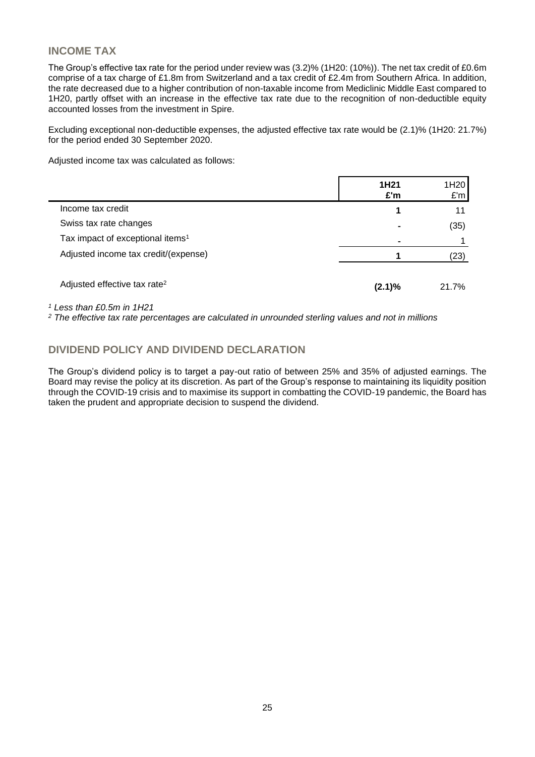## INCOME TAX

The Group's effective tax rate for the period under review was (3.2)% (1H20: (10%)). The net tax credit of £0.6m comprise of a tax charge of £1.8m from Switzerland and a tax credit of £2.4m from Southern Africa. In addition, the rate decreased due to a higher contribution of non-taxable income from Mediclinic Middle East compared to 1H20, partly offset with an increase in the effective tax rate due to the recognition of non-deductible equity accounted losses from the investment in Spire.

Excluding exceptional non-deductible expenses, the adjusted effective tax rate would be (2.1)% (1H20: 21.7%) for the period ended 30 September 2020.

Adjusted income tax was calculated as follows:

| | **1H21 £'m** | 1H20 £'m |
|---|---|---|
| Income tax credit | **1** | 11 |
| Swiss tax rate changes | **-** | (35) |
| Tax impact of exceptional items[1] | **-** | 1 |
| Adjusted income tax credit/(expense) | **1** | (23) |
| Adjusted effective tax rate[2] | **(2.1)%** | 21.7% |

*[1] Less than £0.5m in 1H21*

*[2] The effective tax rate percentages are calculated in unrounded sterling values and not in millions*

## DIVIDEND POLICY AND DIVIDEND DECLARATION

The Group's dividend policy is to target a pay-out ratio of between 25% and 35% of adjusted earnings. The Board may revise the policy at its discretion. As part of the Group's response to maintaining its liquidity position through the COVID-19 crisis and to maximise its support in combatting the COVID-19 pandemic, the Board has taken the prudent and appropriate decision to suspend the dividend.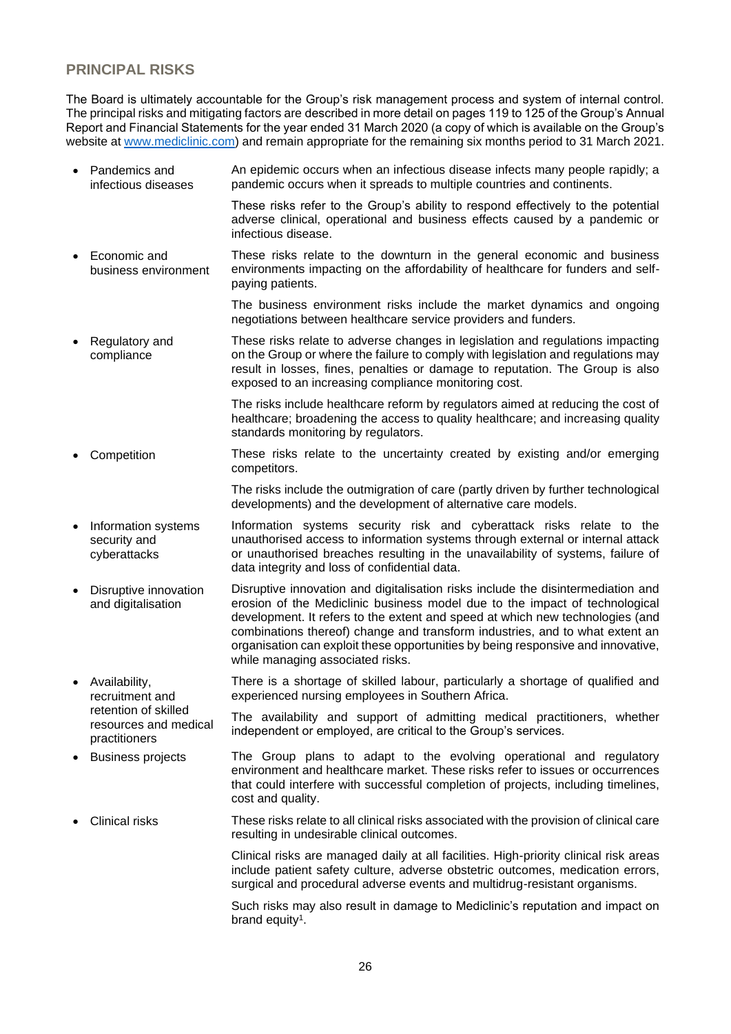## PRINCIPAL RISKS

The Board is ultimately accountable for the Group's risk management process and system of internal control. The principal risks and mitigating factors are described in more detail on pages 119 to 125 of the Group's Annual Report and Financial Statements for the year ended 31 March 2020 (a copy of which is available on the Group's website at [www.mediclinic.com](www.mediclinic.com)) and remain appropriate for the remaining six months period to 31 March 2021.

- **Pandemics and infectious diseases**

  An epidemic occurs when an infectious disease infects many people rapidly; a pandemic occurs when it spreads to multiple countries and continents.

  These risks refer to the Group's ability to respond effectively to the potential adverse clinical, operational and business effects caused by a pandemic or infectious disease.

- **Economic and business environment**

  These risks relate to the downturn in the general economic and business environments impacting on the affordability of healthcare for funders and self-paying patients.

  The business environment risks include the market dynamics and ongoing negotiations between healthcare service providers and funders.

- **Regulatory and compliance**

  These risks relate to adverse changes in legislation and regulations impacting on the Group or where the failure to comply with legislation and regulations may result in losses, fines, penalties or damage to reputation. The Group is also exposed to an increasing compliance monitoring cost.

  The risks include healthcare reform by regulators aimed at reducing the cost of healthcare; broadening the access to quality healthcare; and increasing quality standards monitoring by regulators.

- **Competition**

  These risks relate to the uncertainty created by existing and/or emerging competitors.

  The risks include the outmigration of care (partly driven by further technological developments) and the development of alternative care models.

- **Information systems security and cyberattacks**

  Information systems security risk and cyberattack risks relate to the unauthorised access to information systems through external or internal attack or unauthorised breaches resulting in the unavailability of systems, failure of data integrity and loss of confidential data.

- **Disruptive innovation and digitalisation**

  Disruptive innovation and digitalisation risks include the disintermediation and erosion of the Mediclinic business model due to the impact of technological development. It refers to the extent and speed at which new technologies (and combinations thereof) change and transform industries, and to what extent an organisation can exploit these opportunities by being responsive and innovative, while managing associated risks.

- **Availability, recruitment and retention of skilled resources and medical practitioners**

  There is a shortage of skilled labour, particularly a shortage of qualified and experienced nursing employees in Southern Africa.

  The availability and support of admitting medical practitioners, whether independent or employed, are critical to the Group's services.

- **Business projects**

  The Group plans to adapt to the evolving operational and regulatory environment and healthcare market. These risks refer to issues or occurrences that could interfere with successful completion of projects, including timelines, cost and quality.

- **Clinical risks**

  These risks relate to all clinical risks associated with the provision of clinical care resulting in undesirable clinical outcomes.

  Clinical risks are managed daily at all facilities. High-priority clinical risk areas include patient safety culture, adverse obstetric outcomes, medication errors, surgical and procedural adverse events and multidrug-resistant organisms.

  Such risks may also result in damage to Mediclinic's reputation and impact on brand equity[1].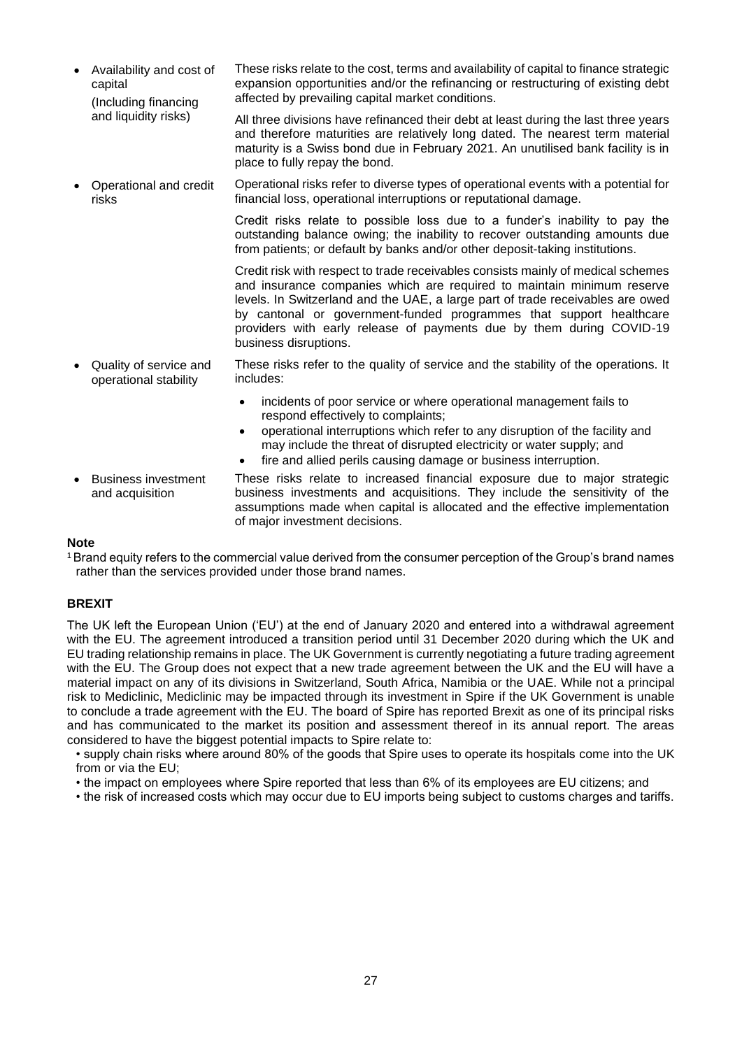| | |
|---|---|
| • Availability and cost of capital (Including financing and liquidity risks) | These risks relate to the cost, terms and availability of capital to finance strategic expansion opportunities and/or the refinancing or restructuring of existing debt affected by prevailing capital market conditions.<br><br>All three divisions have refinanced their debt at least during the last three years and therefore maturities are relatively long dated. The nearest term material maturity is a Swiss bond due in February 2021. An unutilised bank facility is in place to fully repay the bond. |
| • Operational and credit risks | Operational risks refer to diverse types of operational events with a potential for financial loss, operational interruptions or reputational damage.<br><br>Credit risks relate to possible loss due to a funder's inability to pay the outstanding balance owing; the inability to recover outstanding amounts due from patients; or default by banks and/or other deposit-taking institutions.<br><br>Credit risk with respect to trade receivables consists mainly of medical schemes and insurance companies which are required to maintain minimum reserve levels. In Switzerland and the UAE, a large part of trade receivables are owed by cantonal or government-funded programmes that support healthcare providers with early release of payments due by them during COVID-19 business disruptions. |
| • Quality of service and operational stability | These risks refer to the quality of service and the stability of the operations. It includes:<br>• incidents of poor service or where operational management fails to respond effectively to complaints;<br>• operational interruptions which refer to any disruption of the facility and may include the threat of disrupted electricity or water supply; and<br>• fire and allied perils causing damage or business interruption. |
| • Business investment and acquisition | These risks relate to increased financial exposure due to major strategic business investments and acquisitions. They include the sensitivity of the assumptions made when capital is allocated and the effective implementation of major investment decisions. |

**Note**

[1] Brand equity refers to the commercial value derived from the consumer perception of the Group's brand names rather than the services provided under those brand names.

## BREXIT

The UK left the European Union ('EU') at the end of January 2020 and entered into a withdrawal agreement with the EU. The agreement introduced a transition period until 31 December 2020 during which the UK and EU trading relationship remains in place. The UK Government is currently negotiating a future trading agreement with the EU. The Group does not expect that a new trade agreement between the UK and the EU will have a material impact on any of its divisions in Switzerland, South Africa, Namibia or the UAE. While not a principal risk to Mediclinic, Mediclinic may be impacted through its investment in Spire if the UK Government is unable to conclude a trade agreement with the EU. The board of Spire has reported Brexit as one of its principal risks and has communicated to the market its position and assessment thereof in its annual report. The areas considered to have the biggest potential impacts to Spire relate to:

- supply chain risks where around 80% of the goods that Spire uses to operate its hospitals come into the UK from or via the EU;
- the impact on employees where Spire reported that less than 6% of its employees are EU citizens; and
- the risk of increased costs which may occur due to EU imports being subject to customs charges and tariffs.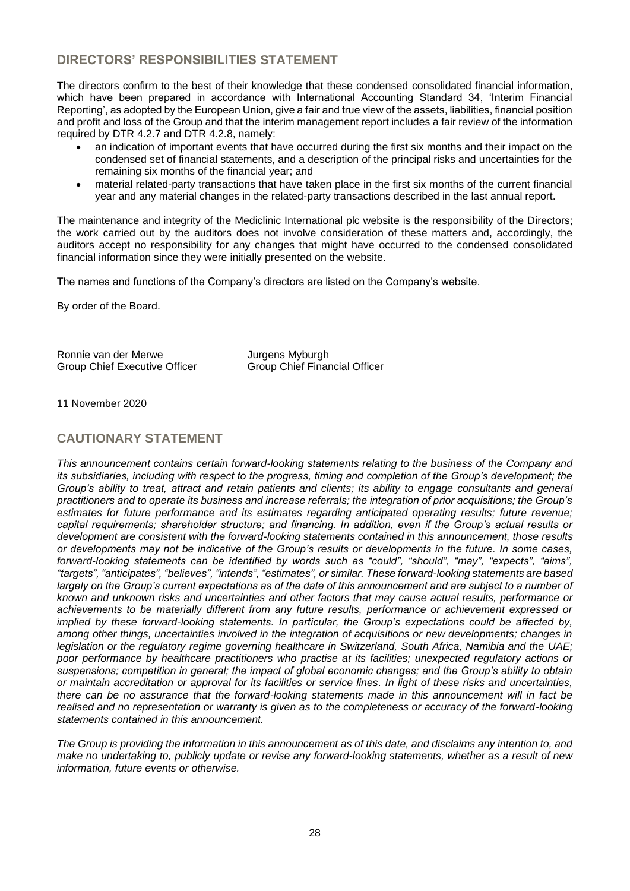## DIRECTORS' RESPONSIBILITIES STATEMENT

The directors confirm to the best of their knowledge that these condensed consolidated financial information, which have been prepared in accordance with International Accounting Standard 34, 'Interim Financial Reporting', as adopted by the European Union, give a fair and true view of the assets, liabilities, financial position and profit and loss of the Group and that the interim management report includes a fair review of the information required by DTR 4.2.7 and DTR 4.2.8, namely:

- an indication of important events that have occurred during the first six months and their impact on the condensed set of financial statements, and a description of the principal risks and uncertainties for the remaining six months of the financial year; and
- material related-party transactions that have taken place in the first six months of the current financial year and any material changes in the related-party transactions described in the last annual report.

The maintenance and integrity of the Mediclinic International plc website is the responsibility of the Directors; the work carried out by the auditors does not involve consideration of these matters and, accordingly, the auditors accept no responsibility for any changes that might have occurred to the condensed consolidated financial information since they were initially presented on the website.

The names and functions of the Company's directors are listed on the Company's website.

By order of the Board.

Ronnie van der Merwe
Group Chief Executive Officer

Jurgens Myburgh
Group Chief Financial Officer

11 November 2020

## CAUTIONARY STATEMENT

*This announcement contains certain forward-looking statements relating to the business of the Company and its subsidiaries, including with respect to the progress, timing and completion of the Group's development; the Group's ability to treat, attract and retain patients and clients; its ability to engage consultants and general practitioners and to operate its business and increase referrals; the integration of prior acquisitions; the Group's estimates for future performance and its estimates regarding anticipated operating results; future revenue; capital requirements; shareholder structure; and financing. In addition, even if the Group's actual results or development are consistent with the forward-looking statements contained in this announcement, those results or developments may not be indicative of the Group's results or developments in the future. In some cases, forward-looking statements can be identified by words such as "could", "should", "may", "expects", "aims", "targets", "anticipates", "believes", "intends", "estimates", or similar. These forward-looking statements are based largely on the Group's current expectations as of the date of this announcement and are subject to a number of known and unknown risks and uncertainties and other factors that may cause actual results, performance or achievements to be materially different from any future results, performance or achievement expressed or implied by these forward-looking statements. In particular, the Group's expectations could be affected by, among other things, uncertainties involved in the integration of acquisitions or new developments; changes in legislation or the regulatory regime governing healthcare in Switzerland, South Africa, Namibia and the UAE; poor performance by healthcare practitioners who practise at its facilities; unexpected regulatory actions or suspensions; competition in general; the impact of global economic changes; and the Group's ability to obtain or maintain accreditation or approval for its facilities or service lines. In light of these risks and uncertainties, there can be no assurance that the forward-looking statements made in this announcement will in fact be realised and no representation or warranty is given as to the completeness or accuracy of the forward-looking statements contained in this announcement.*

*The Group is providing the information in this announcement as of this date, and disclaims any intention to, and make no undertaking to, publicly update or revise any forward-looking statements, whether as a result of new information, future events or otherwise.*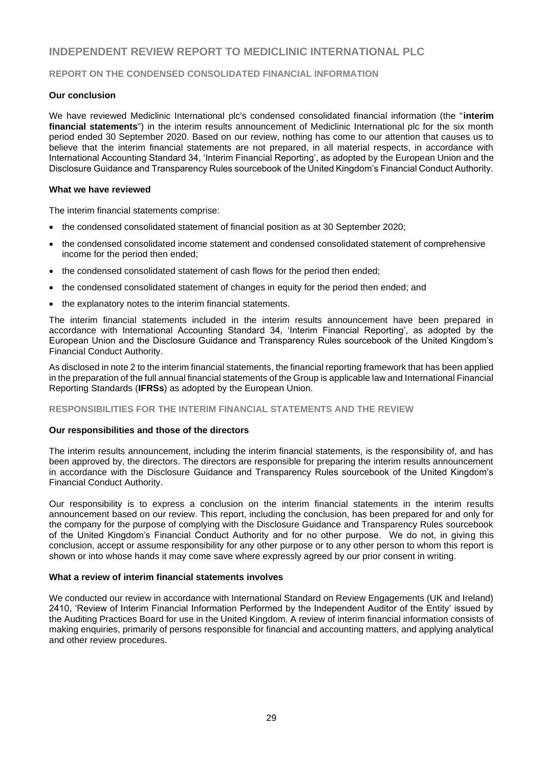# INDEPENDENT REVIEW REPORT TO MEDICLINIC INTERNATIONAL PLC

## REPORT ON THE CONDENSED CONSOLIDATED FINANCIAL INFORMATION

### Our conclusion

We have reviewed Mediclinic International plc's condensed consolidated financial information (the "**interim financial statements**") in the interim results announcement of Mediclinic International plc for the six month period ended 30 September 2020. Based on our review, nothing has come to our attention that causes us to believe that the interim financial statements are not prepared, in all material respects, in accordance with International Accounting Standard 34, 'Interim Financial Reporting', as adopted by the European Union and the Disclosure Guidance and Transparency Rules sourcebook of the United Kingdom's Financial Conduct Authority.

### What we have reviewed

The interim financial statements comprise:

- the condensed consolidated statement of financial position as at 30 September 2020;
- the condensed consolidated income statement and condensed consolidated statement of comprehensive income for the period then ended;
- the condensed consolidated statement of cash flows for the period then ended;
- the condensed consolidated statement of changes in equity for the period then ended; and
- the explanatory notes to the interim financial statements.

The interim financial statements included in the interim results announcement have been prepared in accordance with International Accounting Standard 34, 'Interim Financial Reporting', as adopted by the European Union and the Disclosure Guidance and Transparency Rules sourcebook of the United Kingdom's Financial Conduct Authority.

As disclosed in note 2 to the interim financial statements, the financial reporting framework that has been applied in the preparation of the full annual financial statements of the Group is applicable law and International Financial Reporting Standards (**IFRSs**) as adopted by the European Union.

## RESPONSIBILITIES FOR THE INTERIM FINANCIAL STATEMENTS AND THE REVIEW

### Our responsibilities and those of the directors

The interim results announcement, including the interim financial statements, is the responsibility of, and has been approved by, the directors. The directors are responsible for preparing the interim results announcement in accordance with the Disclosure Guidance and Transparency Rules sourcebook of the United Kingdom's Financial Conduct Authority.

Our responsibility is to express a conclusion on the interim financial statements in the interim results announcement based on our review. This report, including the conclusion, has been prepared for and only for the company for the purpose of complying with the Disclosure Guidance and Transparency Rules sourcebook of the United Kingdom's Financial Conduct Authority and for no other purpose. We do not, in giving this conclusion, accept or assume responsibility for any other purpose or to any other person to whom this report is shown or into whose hands it may come save where expressly agreed by our prior consent in writing.

### What a review of interim financial statements involves

We conducted our review in accordance with International Standard on Review Engagements (UK and Ireland) 2410, 'Review of Interim Financial Information Performed by the Independent Auditor of the Entity' issued by the Auditing Practices Board for use in the United Kingdom. A review of interim financial information consists of making enquiries, primarily of persons responsible for financial and accounting matters, and applying analytical and other review procedures.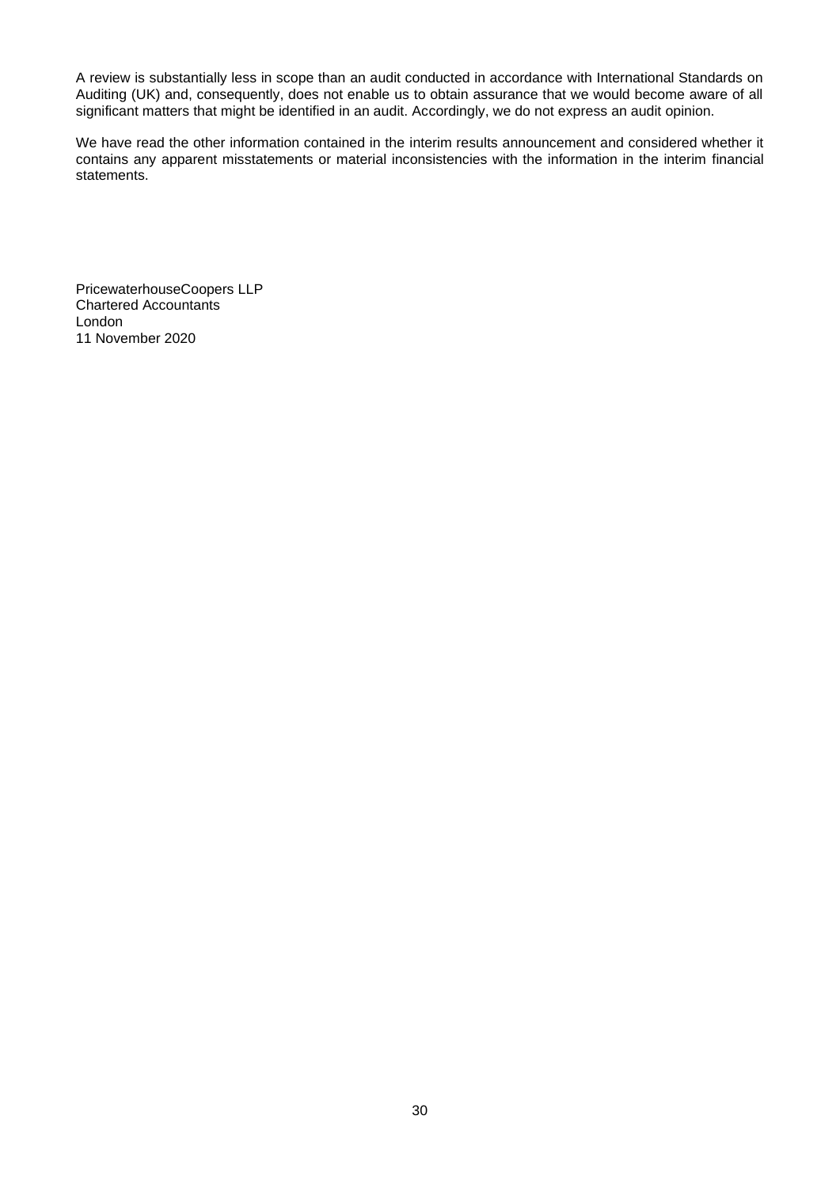A review is substantially less in scope than an audit conducted in accordance with International Standards on Auditing (UK) and, consequently, does not enable us to obtain assurance that we would become aware of all significant matters that might be identified in an audit. Accordingly, we do not express an audit opinion.

We have read the other information contained in the interim results announcement and considered whether it contains any apparent misstatements or material inconsistencies with the information in the interim financial statements.

PricewaterhouseCoopers LLP
Chartered Accountants
London
11 November 2020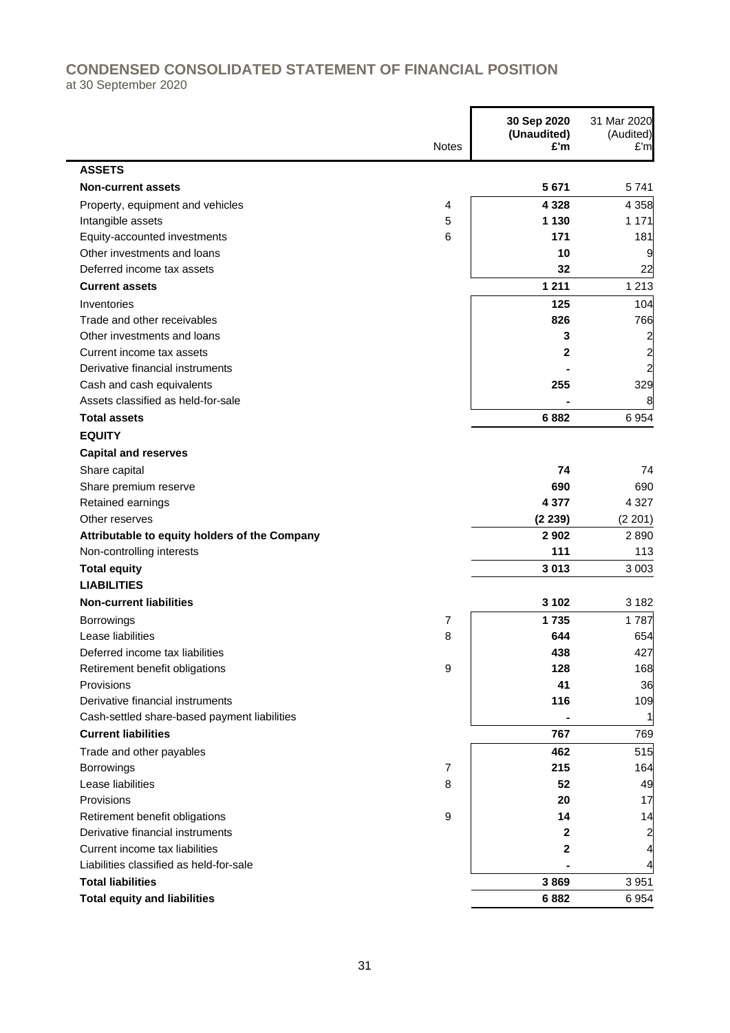# CONDENSED CONSOLIDATED STATEMENT OF FINANCIAL POSITION

at 30 September 2020

| | Notes | 30 Sep 2020 (Unaudited) £'m | 31 Mar 2020 (Audited) £'m |
|---|---|---|---|
| **ASSETS** | | | |
| **Non-current assets** | | **5 671** | 5 741 |
| Property, equipment and vehicles | 4 | **4 328** | 4 358 |
| Intangible assets | 5 | **1 130** | 1 171 |
| Equity-accounted investments | 6 | **171** | 181 |
| Other investments and loans | | **10** | 9 |
| Deferred income tax assets | | **32** | 22 |
| **Current assets** | | **1 211** | 1 213 |
| Inventories | | **125** | 104 |
| Trade and other receivables | | **826** | 766 |
| Other investments and loans | | **3** | 2 |
| Current income tax assets | | **2** | 2 |
| Derivative financial instruments | | **-** | 2 |
| Cash and cash equivalents | | **255** | 329 |
| Assets classified as held-for-sale | | **-** | 8 |
| **Total assets** | | **6 882** | 6 954 |
| **EQUITY** | | | |
| **Capital and reserves** | | | |
| Share capital | | **74** | 74 |
| Share premium reserve | | **690** | 690 |
| Retained earnings | | **4 377** | 4 327 |
| Other reserves | | **(2 239)** | (2 201) |
| **Attributable to equity holders of the Company** | | **2 902** | 2 890 |
| Non-controlling interests | | **111** | 113 |
| **Total equity** | | **3 013** | 3 003 |
| **LIABILITIES** | | | |
| **Non-current liabilities** | | **3 102** | 3 182 |
| Borrowings | 7 | **1 735** | 1 787 |
| Lease liabilities | 8 | **644** | 654 |
| Deferred income tax liabilities | | **438** | 427 |
| Retirement benefit obligations | 9 | **128** | 168 |
| Provisions | | **41** | 36 |
| Derivative financial instruments | | **116** | 109 |
| Cash-settled share-based payment liabilities | | **-** | 1 |
| **Current liabilities** | | **767** | 769 |
| Trade and other payables | | **462** | 515 |
| Borrowings | 7 | **215** | 164 |
| Lease liabilities | 8 | **52** | 49 |
| Provisions | | **20** | 17 |
| Retirement benefit obligations | 9 | **14** | 14 |
| Derivative financial instruments | | **2** | 2 |
| Current income tax liabilities | | **2** | 4 |
| Liabilities classified as held-for-sale | | **-** | 4 |
| **Total liabilities** | | **3 869** | 3 951 |
| **Total equity and liabilities** | | **6 882** | 6 954 |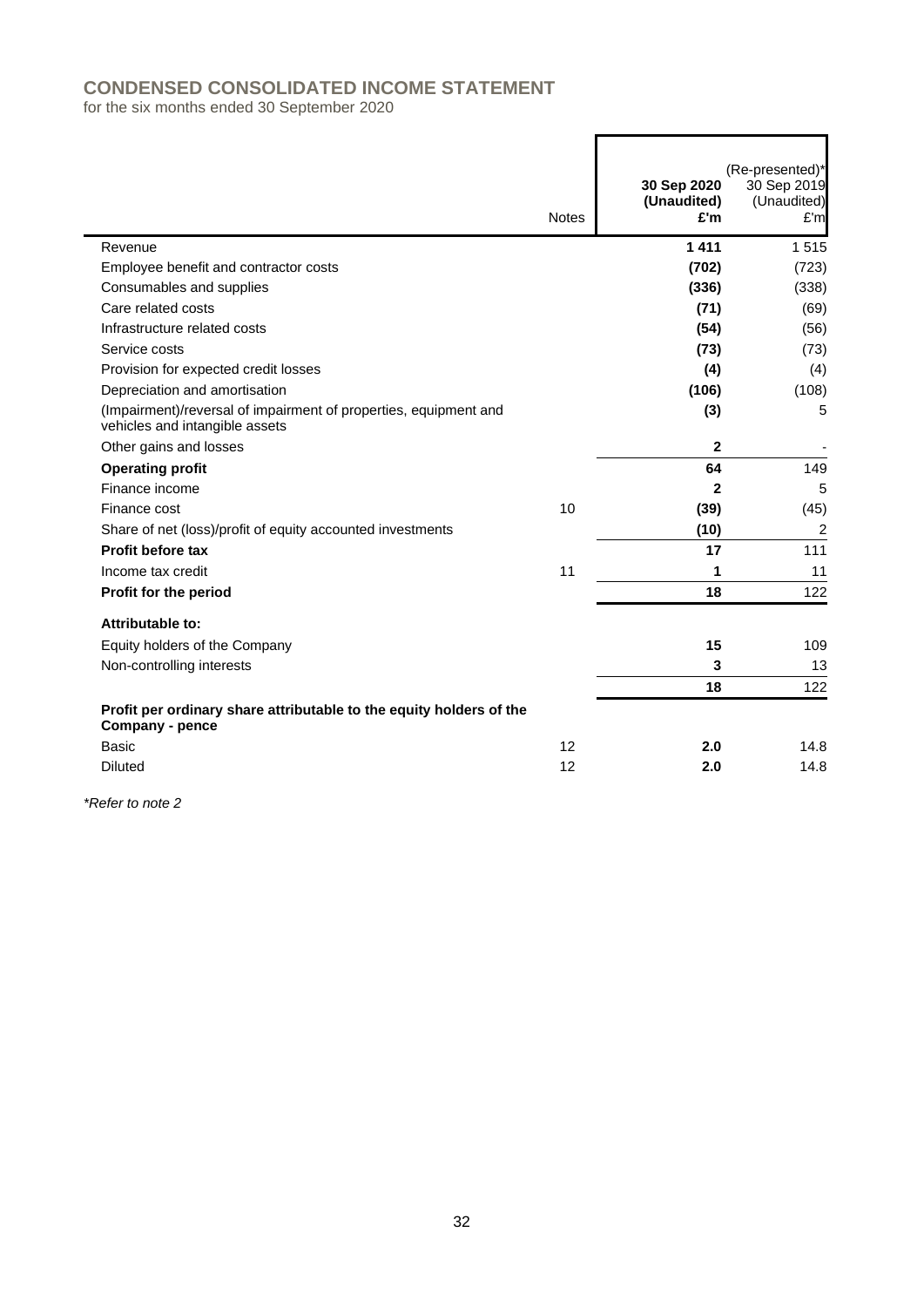# CONDENSED CONSOLIDATED INCOME STATEMENT

for the six months ended 30 September 2020

| | Notes | 30 Sep 2020 (Unaudited) £'m | (Re-presented)* 30 Sep 2019 (Unaudited) £'m |
|---|---|---|---|
| Revenue | | **1 411** | 1 515 |
| Employee benefit and contractor costs | | **(702)** | (723) |
| Consumables and supplies | | **(336)** | (338) |
| Care related costs | | **(71)** | (69) |
| Infrastructure related costs | | **(54)** | (56) |
| Service costs | | **(73)** | (73) |
| Provision for expected credit losses | | **(4)** | (4) |
| Depreciation and amortisation | | **(106)** | (108) |
| (Impairment)/reversal of impairment of properties, equipment and vehicles and intangible assets | | **(3)** | 5 |
| Other gains and losses | | **2** | - |
| **Operating profit** | | **64** | 149 |
| Finance income | | **2** | 5 |
| Finance cost | 10 | **(39)** | (45) |
| Share of net (loss)/profit of equity accounted investments | | **(10)** | 2 |
| **Profit before tax** | | **17** | 111 |
| Income tax credit | 11 | **1** | 11 |
| **Profit for the period** | | **18** | 122 |
| **Attributable to:** | | | |
| Equity holders of the Company | | **15** | 109 |
| Non-controlling interests | | **3** | 13 |
| | | **18** | 122 |
| **Profit per ordinary share attributable to the equity holders of the Company - pence** | | | |
| Basic | 12 | **2.0** | 14.8 |
| Diluted | 12 | **2.0** | 14.8 |

*\*Refer to note 2*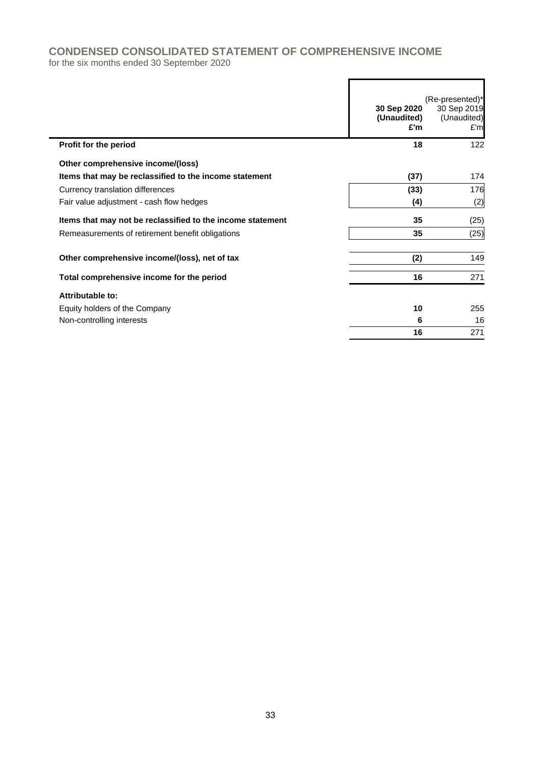# CONDENSED CONSOLIDATED STATEMENT OF COMPREHENSIVE INCOME

for the six months ended 30 September 2020

| | **30 Sep 2020 (Unaudited) £'m** | (Re-presented)* 30 Sep 2019 (Unaudited) £'m |
|---|---|---|
| **Profit for the period** | **18** | 122 |
| **Other comprehensive income/(loss)** | | |
| **Items that may be reclassified to the income statement** | **(37)** | 174 |
| Currency translation differences | **(33)** | 176 |
| Fair value adjustment - cash flow hedges | **(4)** | (2) |
| **Items that may not be reclassified to the income statement** | **35** | (25) |
| Remeasurements of retirement benefit obligations | **35** | (25) |
| **Other comprehensive income/(loss), net of tax** | **(2)** | 149 |
| **Total comprehensive income for the period** | **16** | 271 |
| **Attributable to:** | | |
| Equity holders of the Company | **10** | 255 |
| Non-controlling interests | **6** | 16 |
| | **16** | 271 |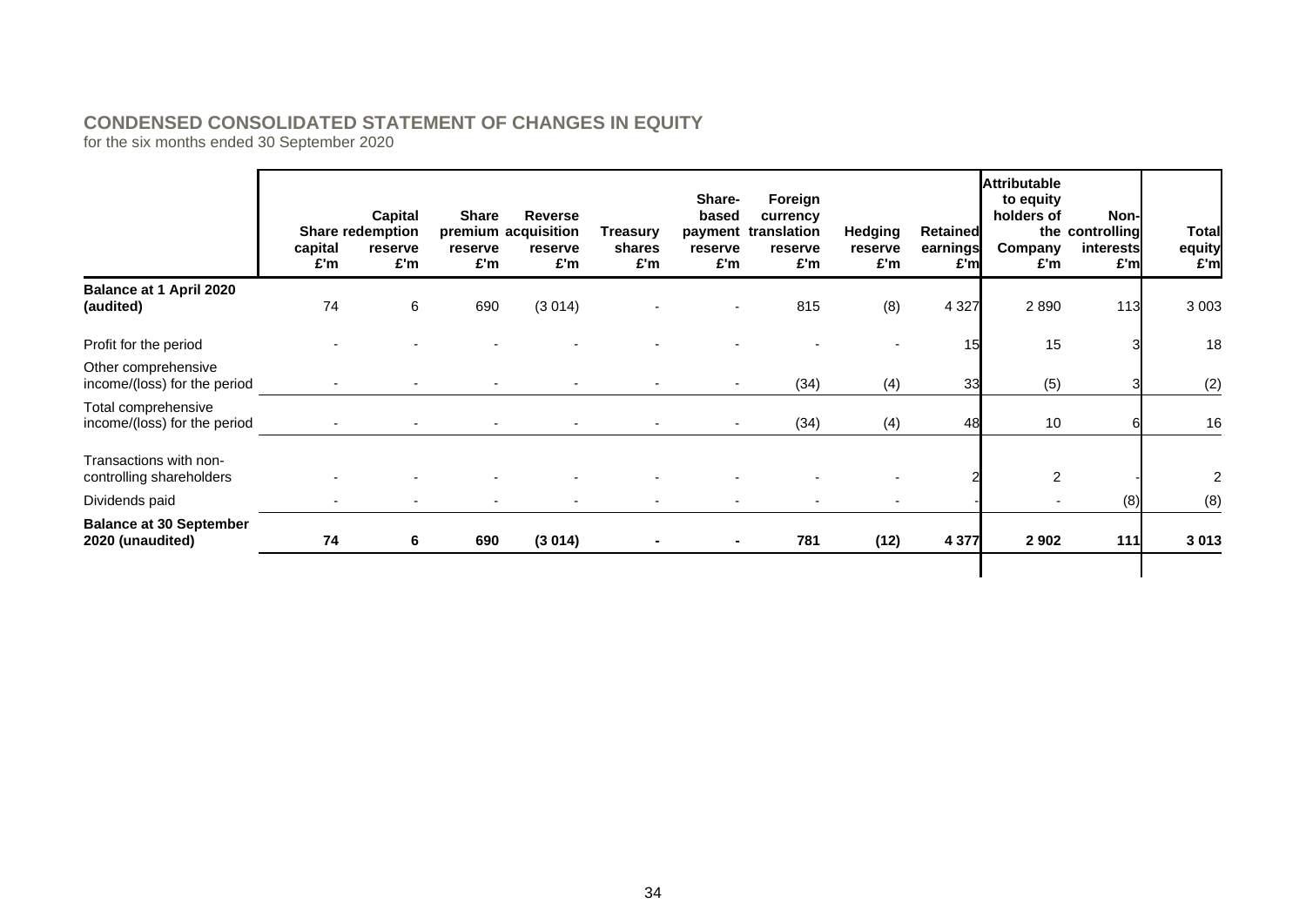## CONDENSED CONSOLIDATED STATEMENT OF CHANGES IN EQUITY

for the six months ended 30 September 2020

| | Share capital £'m | Capital redemption reserve £'m | Share premium reserve £'m | Reverse acquisition reserve £'m | Treasury shares £'m | Share-based payment reserve £'m | Foreign currency translation reserve £'m | Hedging reserve £'m | Retained earnings £'m | Attributable to equity holders of the Company £'m | Non-controlling interests £'m | Total equity £'m |
|---|---|---|---|---|---|---|---|---|---|---|---|---|
| **Balance at 1 April 2020 (audited)** | 74 | 6 | 690 | (3 014) | - | - | 815 | (8) | 4 327 | 2 890 | 113 | 3 003 |
| Profit for the period | - | - | - | - | - | - | - | - | 15 | 15 | 3 | 18 |
| Other comprehensive income/(loss) for the period | - | - | - | - | - | - | (34) | (4) | 33 | (5) | 3 | (2) |
| Total comprehensive income/(loss) for the period | - | - | - | - | - | - | (34) | (4) | 48 | 10 | 6 | 16 |
| Transactions with non-controlling shareholders | - | - | - | - | - | - | - | - | 2 | 2 | - | 2 |
| Dividends paid | - | - | - | - | - | - | - | - | - | - | (8) | (8) |
| **Balance at 30 September 2020 (unaudited)** | **74** | **6** | **690** | **(3 014)** | **-** | **-** | **781** | **(12)** | **4 377** | **2 902** | **111** | **3 013** |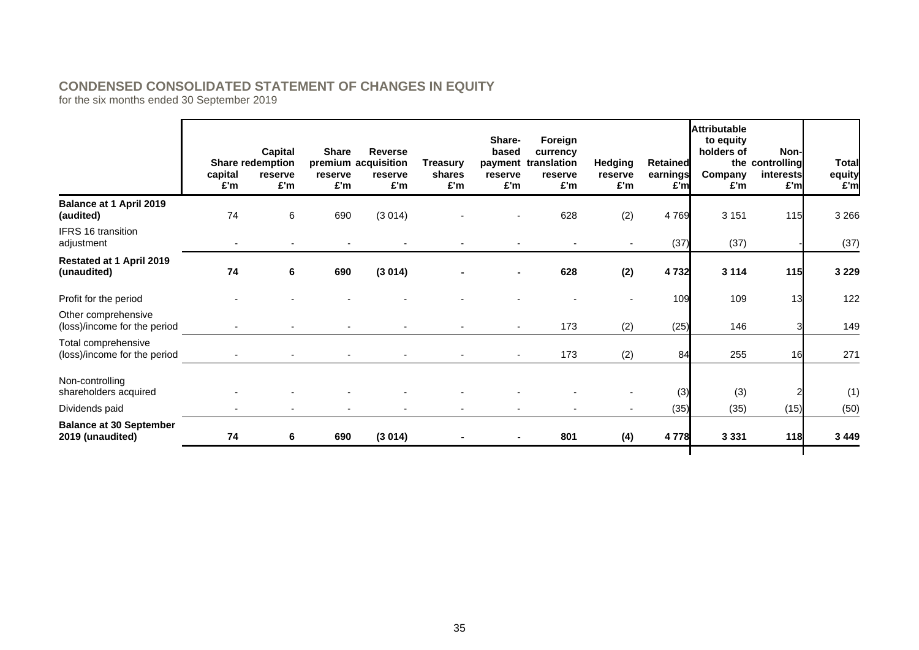## CONDENSED CONSOLIDATED STATEMENT OF CHANGES IN EQUITY

for the six months ended 30 September 2019

| | Share capital £'m | Capital redemption reserve £'m | Share premium reserve £'m | Reverse acquisition reserve £'m | Treasury shares £'m | Share-based payment reserve £'m | Foreign currency translation reserve £'m | Hedging reserve £'m | Retained earnings £'m | Attributable to equity holders of the Company £'m | Non-controlling interests £'m | Total equity £'m |
|---|---|---|---|---|---|---|---|---|---|---|---|---|
| **Balance at 1 April 2019 (audited)** | 74 | 6 | 690 | (3 014) | - | - | 628 | (2) | 4 769 | 3 151 | 115 | 3 266 |
| IFRS 16 transition adjustment | - | - | - | - | - | - | - | - | (37) | (37) | - | (37) |
| **Restated at 1 April 2019 (unaudited)** | **74** | **6** | **690** | **(3 014)** | **-** | **-** | **628** | **(2)** | **4 732** | **3 114** | **115** | **3 229** |
| Profit for the period | - | - | - | - | - | - | - | - | 109 | 109 | 13 | 122 |
| Other comprehensive (loss)/income for the period | - | - | - | - | - | - | 173 | (2) | (25) | 146 | 3 | 149 |
| Total comprehensive (loss)/income for the period | - | - | - | - | - | - | 173 | (2) | 84 | 255 | 16 | 271 |
| Non-controlling shareholders acquired | - | - | - | - | - | - | - | - | (3) | (3) | 2 | (1) |
| Dividends paid | - | - | - | - | - | - | - | - | (35) | (35) | (15) | (50) |
| **Balance at 30 September 2019 (unaudited)** | **74** | **6** | **690** | **(3 014)** | **-** | **-** | **801** | **(4)** | **4 778** | **3 331** | **118** | **3 449** |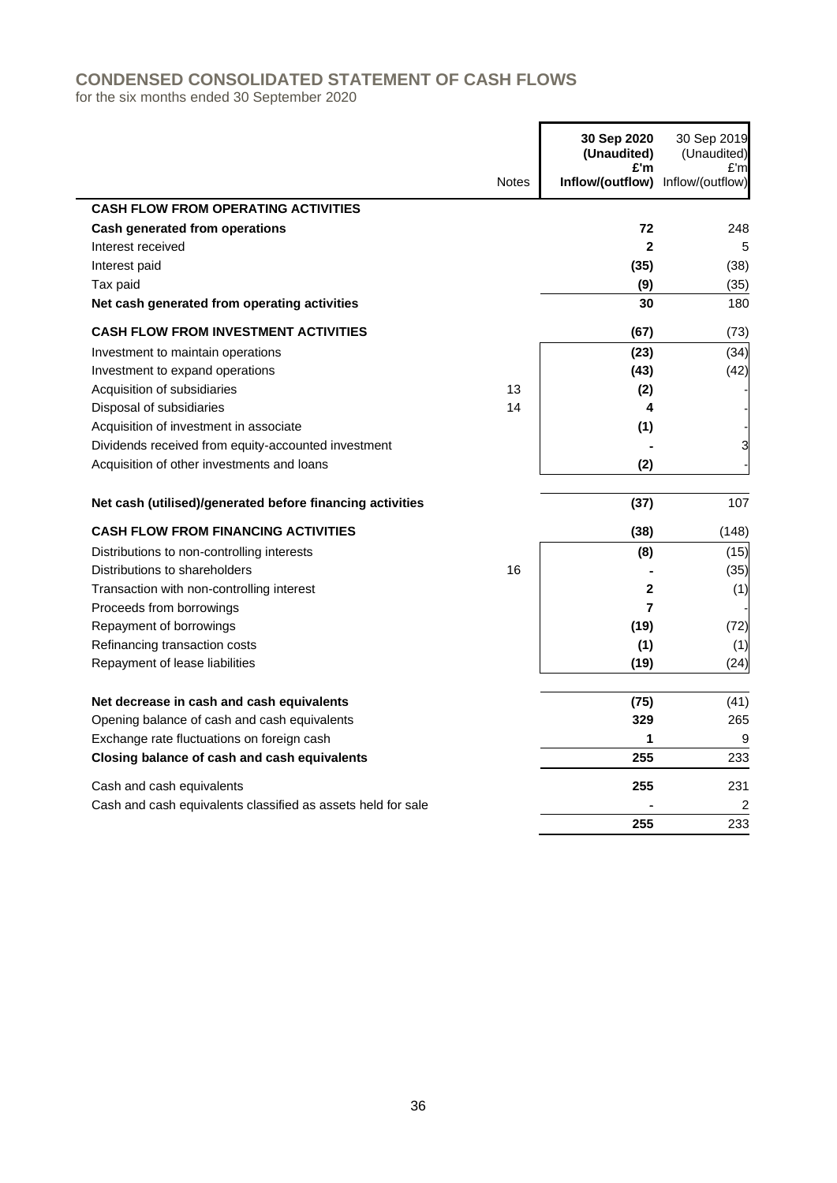## CONDENSED CONSOLIDATED STATEMENT OF CASH FLOWS

for the six months ended 30 September 2020

| | Notes | 30 Sep 2020 (Unaudited) £'m Inflow/(outflow) | 30 Sep 2019 (Unaudited) £'m Inflow/(outflow) |
|---|---|---|---|
| **CASH FLOW FROM OPERATING ACTIVITIES** | | | |
| **Cash generated from operations** | | **72** | 248 |
| Interest received | | **2** | 5 |
| Interest paid | | **(35)** | (38) |
| Tax paid | | **(9)** | (35) |
| **Net cash generated from operating activities** | | **30** | 180 |
| **CASH FLOW FROM INVESTMENT ACTIVITIES** | | **(67)** | (73) |
| Investment to maintain operations | | **(23)** | (34) |
| Investment to expand operations | | **(43)** | (42) |
| Acquisition of subsidiaries | 13 | **(2)** | - |
| Disposal of subsidiaries | 14 | **4** | - |
| Acquisition of investment in associate | | **(1)** | - |
| Dividends received from equity-accounted investment | | **-** | 3 |
| Acquisition of other investments and loans | | **(2)** | - |
| **Net cash (utilised)/generated before financing activities** | | **(37)** | 107 |
| **CASH FLOW FROM FINANCING ACTIVITIES** | | **(38)** | (148) |
| Distributions to non-controlling interests | | **(8)** | (15) |
| Distributions to shareholders | 16 | **-** | (35) |
| Transaction with non-controlling interest | | **2** | (1) |
| Proceeds from borrowings | | **7** | - |
| Repayment of borrowings | | **(19)** | (72) |
| Refinancing transaction costs | | **(1)** | (1) |
| Repayment of lease liabilities | | **(19)** | (24) |
| **Net decrease in cash and cash equivalents** | | **(75)** | (41) |
| Opening balance of cash and cash equivalents | | **329** | 265 |
| Exchange rate fluctuations on foreign cash | | **1** | 9 |
| **Closing balance of cash and cash equivalents** | | **255** | 233 |
| Cash and cash equivalents | | **255** | 231 |
| Cash and cash equivalents classified as assets held for sale | | **-** | 2 |
| | | **255** | 233 |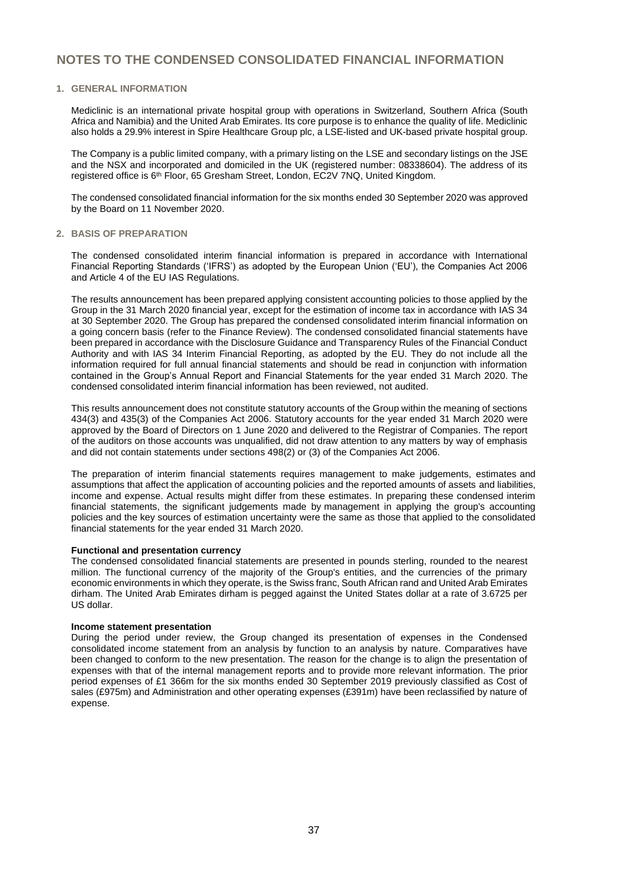# NOTES TO THE CONDENSED CONSOLIDATED FINANCIAL INFORMATION

## 1. GENERAL INFORMATION

Mediclinic is an international private hospital group with operations in Switzerland, Southern Africa (South Africa and Namibia) and the United Arab Emirates. Its core purpose is to enhance the quality of life. Mediclinic also holds a 29.9% interest in Spire Healthcare Group plc, a LSE-listed and UK-based private hospital group.

The Company is a public limited company, with a primary listing on the LSE and secondary listings on the JSE and the NSX and incorporated and domiciled in the UK (registered number: 08338604). The address of its registered office is 6th Floor, 65 Gresham Street, London, EC2V 7NQ, United Kingdom.

The condensed consolidated financial information for the six months ended 30 September 2020 was approved by the Board on 11 November 2020.

## 2. BASIS OF PREPARATION

The condensed consolidated interim financial information is prepared in accordance with International Financial Reporting Standards ('IFRS') as adopted by the European Union ('EU'), the Companies Act 2006 and Article 4 of the EU IAS Regulations.

The results announcement has been prepared applying consistent accounting policies to those applied by the Group in the 31 March 2020 financial year, except for the estimation of income tax in accordance with IAS 34 at 30 September 2020. The Group has prepared the condensed consolidated interim financial information on a going concern basis (refer to the Finance Review). The condensed consolidated financial statements have been prepared in accordance with the Disclosure Guidance and Transparency Rules of the Financial Conduct Authority and with IAS 34 Interim Financial Reporting, as adopted by the EU. They do not include all the information required for full annual financial statements and should be read in conjunction with information contained in the Group's Annual Report and Financial Statements for the year ended 31 March 2020. The condensed consolidated interim financial information has been reviewed, not audited.

This results announcement does not constitute statutory accounts of the Group within the meaning of sections 434(3) and 435(3) of the Companies Act 2006. Statutory accounts for the year ended 31 March 2020 were approved by the Board of Directors on 1 June 2020 and delivered to the Registrar of Companies. The report of the auditors on those accounts was unqualified, did not draw attention to any matters by way of emphasis and did not contain statements under sections 498(2) or (3) of the Companies Act 2006.

The preparation of interim financial statements requires management to make judgements, estimates and assumptions that affect the application of accounting policies and the reported amounts of assets and liabilities, income and expense. Actual results might differ from these estimates. In preparing these condensed interim financial statements, the significant judgements made by management in applying the group's accounting policies and the key sources of estimation uncertainty were the same as those that applied to the consolidated financial statements for the year ended 31 March 2020.

**Functional and presentation currency**

The condensed consolidated financial statements are presented in pounds sterling, rounded to the nearest million. The functional currency of the majority of the Group's entities, and the currencies of the primary economic environments in which they operate, is the Swiss franc, South African rand and United Arab Emirates dirham. The United Arab Emirates dirham is pegged against the United States dollar at a rate of 3.6725 per US dollar.

**Income statement presentation**

During the period under review, the Group changed its presentation of expenses in the Condensed consolidated income statement from an analysis by function to an analysis by nature. Comparatives have been changed to conform to the new presentation. The reason for the change is to align the presentation of expenses with that of the internal management reports and to provide more relevant information. The prior period expenses of £1 366m for the six months ended 30 September 2019 previously classified as Cost of sales (£975m) and Administration and other operating expenses (£391m) have been reclassified by nature of expense.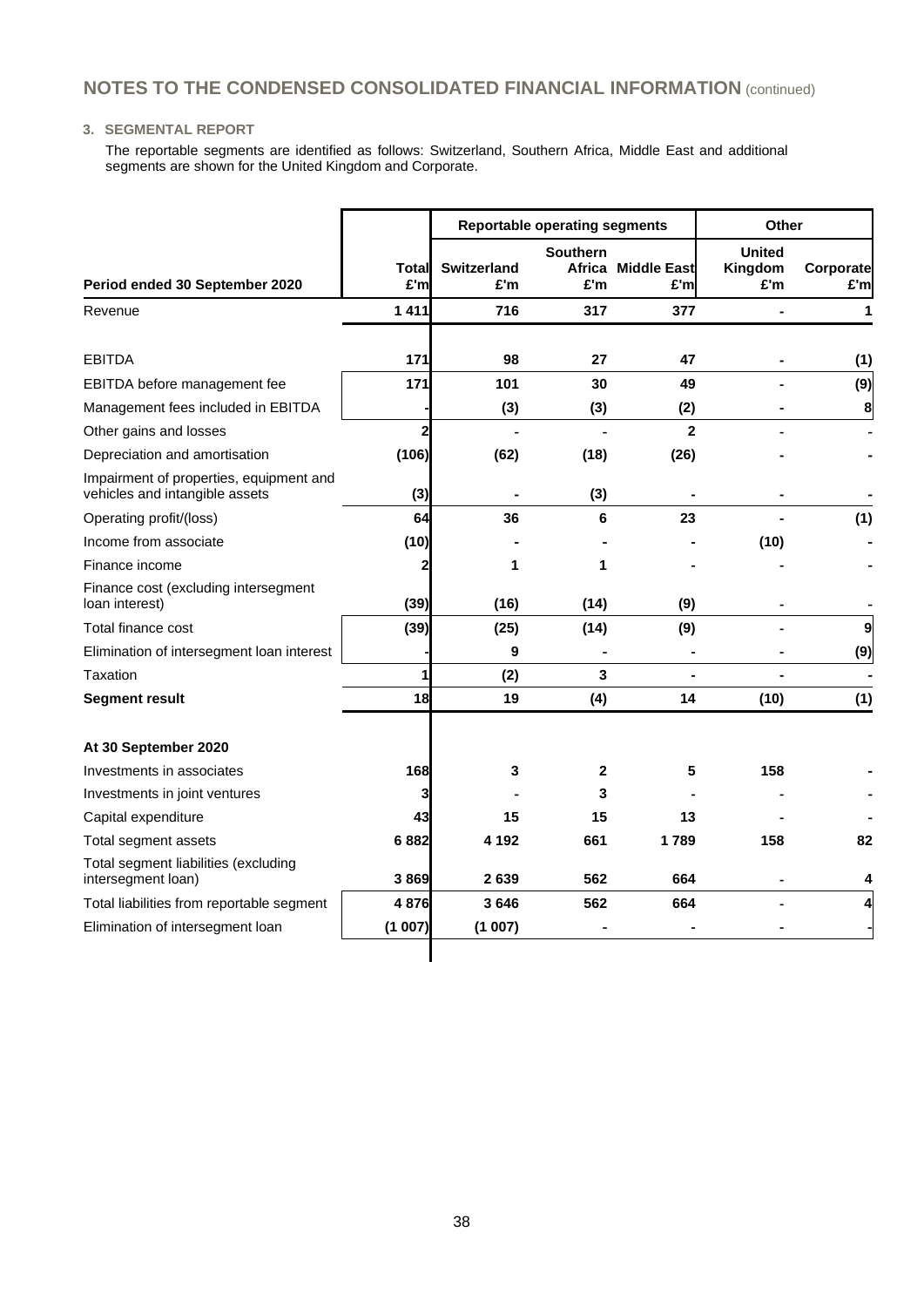# NOTES TO THE CONDENSED CONSOLIDATED FINANCIAL INFORMATION (continued)

### 3. SEGMENTAL REPORT

The reportable segments are identified as follows: Switzerland, Southern Africa, Middle East and additional segments are shown for the United Kingdom and Corporate.

| | | Reportable operating segments | | | Other | |
|---|---|---|---|---|---|---|
| **Period ended 30 September 2020** | **Total £'m** | **Switzerland £'m** | **Southern Africa £'m** | **Middle East £'m** | **United Kingdom £'m** | **Corporate £'m** |
| Revenue | **1 411** | **716** | **317** | **377** | **-** | **1** |
| EBITDA | **171** | **98** | **27** | **47** | **-** | **(1)** |
| EBITDA before management fee | **171** | **101** | **30** | **49** | **-** | **(9)** |
| Management fees included in EBITDA | **-** | **(3)** | **(3)** | **(2)** | **-** | **8** |
| Other gains and losses | **2** | **-** | **-** | **2** | **-** | **-** |
| Depreciation and amortisation | **(106)** | **(62)** | **(18)** | **(26)** | **-** | **-** |
| Impairment of properties, equipment and vehicles and intangible assets | **(3)** | **-** | **(3)** | **-** | **-** | **-** |
| Operating profit/(loss) | **64** | **36** | **6** | **23** | **-** | **(1)** |
| Income from associate | **(10)** | **-** | **-** | **-** | **(10)** | **-** |
| Finance income | **2** | **1** | **1** | **-** | **-** | **-** |
| Finance cost (excluding intersegment loan interest) | **(39)** | **(16)** | **(14)** | **(9)** | **-** | **-** |
| Total finance cost | **(39)** | **(25)** | **(14)** | **(9)** | **-** | **9** |
| Elimination of intersegment loan interest | **-** | **9** | **-** | **-** | **-** | **(9)** |
| Taxation | **1** | **(2)** | **3** | **-** | **-** | **-** |
| **Segment result** | **18** | **19** | **(4)** | **14** | **(10)** | **(1)** |
| **At 30 September 2020** | | | | | | |
| Investments in associates | **168** | **3** | **2** | **5** | **158** | **-** |
| Investments in joint ventures | **3** | **-** | **3** | **-** | **-** | **-** |
| Capital expenditure | **43** | **15** | **15** | **13** | **-** | **-** |
| Total segment assets | **6 882** | **4 192** | **661** | **1 789** | **158** | **82** |
| Total segment liabilities (excluding intersegment loan) | **3 869** | **2 639** | **562** | **664** | **-** | **4** |
| Total liabilities from reportable segment | **4 876** | **3 646** | **562** | **664** | **-** | **4** |
| Elimination of intersegment loan | **(1 007)** | **(1 007)** | **-** | **-** | **-** | **-** |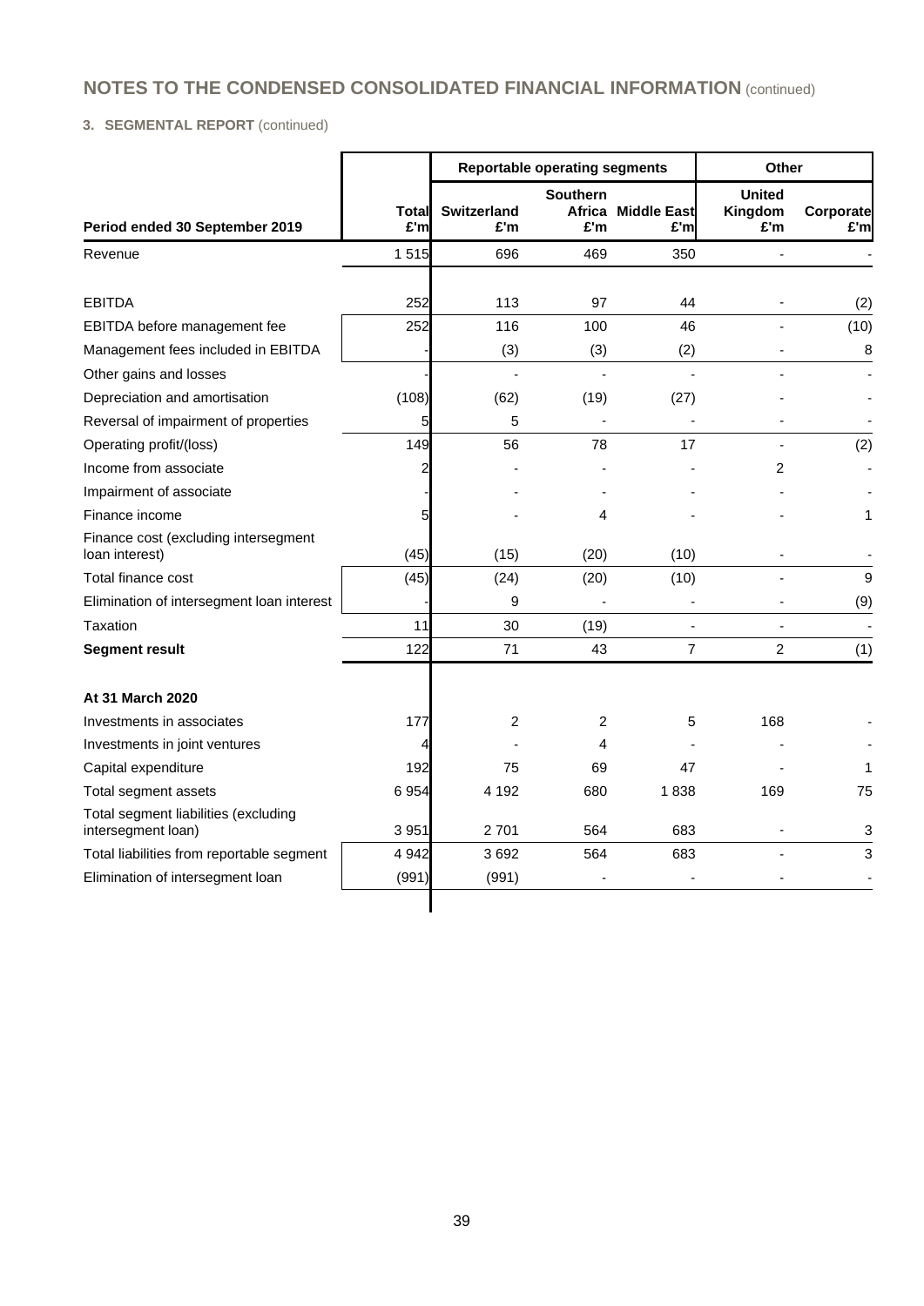# NOTES TO THE CONDENSED CONSOLIDATED FINANCIAL INFORMATION (continued)

**3. SEGMENTAL REPORT** (continued)

| | | Reportable operating segments | | | Other | |
|---|---|---|---|---|---|---|
| **Period ended 30 September 2019** | **Total £'m** | **Switzerland £'m** | **Southern Africa £'m** | **Middle East £'m** | **United Kingdom £'m** | **Corporate £'m** |
| Revenue | 1 515 | 696 | 469 | 350 | - | - |
| | | | | | | |
| EBITDA | 252 | 113 | 97 | 44 | - | (2) |
| EBITDA before management fee | 252 | 116 | 100 | 46 | - | (10) |
| Management fees included in EBITDA | - | (3) | (3) | (2) | - | 8 |
| Other gains and losses | - | - | - | - | - | - |
| Depreciation and amortisation | (108) | (62) | (19) | (27) | - | - |
| Reversal of impairment of properties | 5 | 5 | - | - | - | - |
| Operating profit/(loss) | 149 | 56 | 78 | 17 | - | (2) |
| Income from associate | 2 | - | - | - | 2 | - |
| Impairment of associate | - | - | - | - | - | - |
| Finance income | 5 | - | 4 | - | - | 1 |
| Finance cost (excluding intersegment loan interest) | (45) | (15) | (20) | (10) | - | - |
| Total finance cost | (45) | (24) | (20) | (10) | - | 9 |
| Elimination of intersegment loan interest | - | 9 | - | - | - | (9) |
| Taxation | 11 | 30 | (19) | - | - | - |
| **Segment result** | 122 | 71 | 43 | 7 | 2 | (1) |
| | | | | | | |
| **At 31 March 2020** | | | | | | |
| Investments in associates | 177 | 2 | 2 | 5 | 168 | - |
| Investments in joint ventures | 4 | - | 4 | - | - | - |
| Capital expenditure | 192 | 75 | 69 | 47 | - | 1 |
| Total segment assets | 6 954 | 4 192 | 680 | 1 838 | 169 | 75 |
| Total segment liabilities (excluding intersegment loan) | 3 951 | 2 701 | 564 | 683 | - | 3 |
| Total liabilities from reportable segment | 4 942 | 3 692 | 564 | 683 | - | 3 |
| Elimination of intersegment loan | (991) | (991) | - | - | - | - |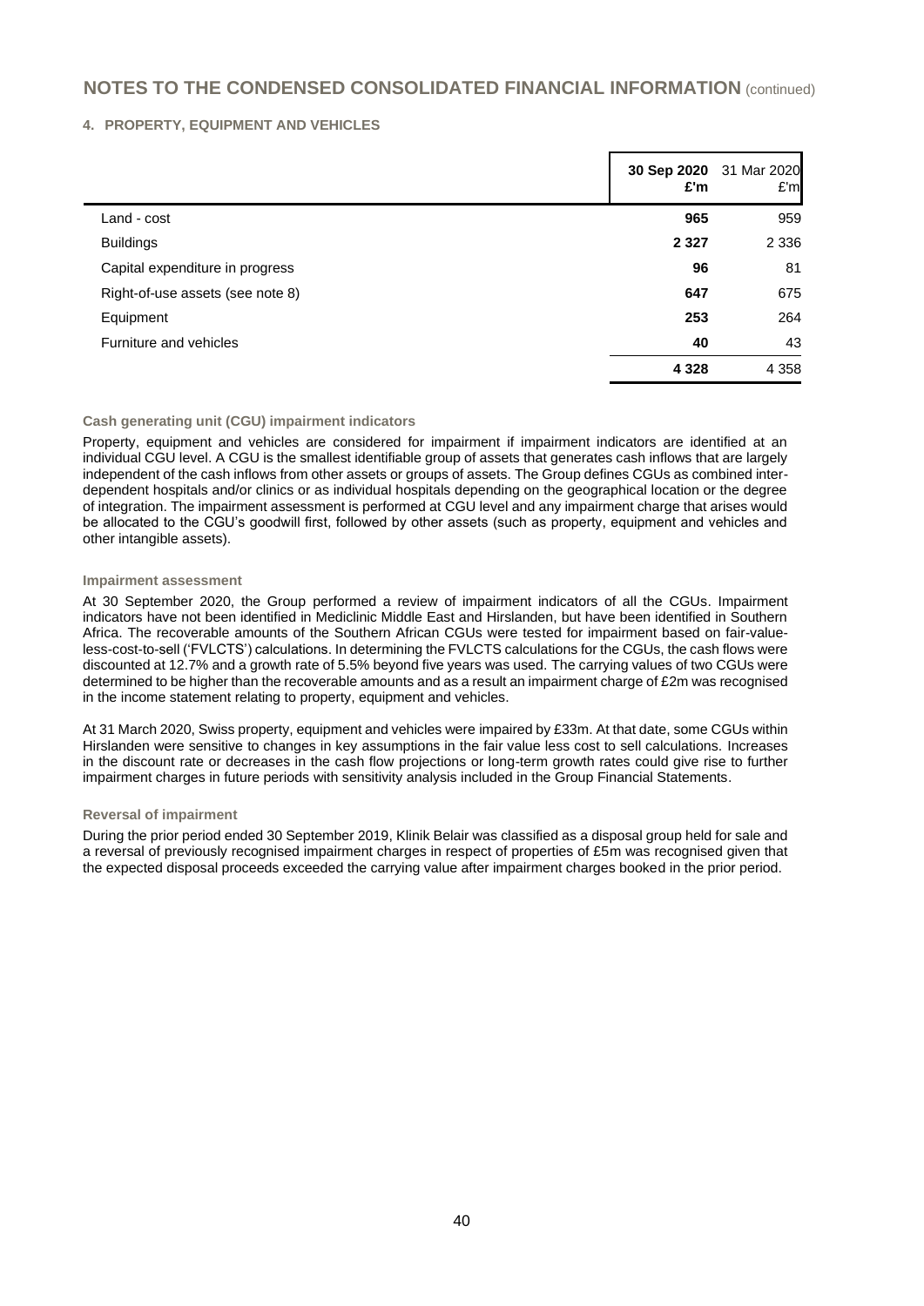## NOTES TO THE CONDENSED CONSOLIDATED FINANCIAL INFORMATION (continued)

### 4. PROPERTY, EQUIPMENT AND VEHICLES

| | **30 Sep 2020 £'m** | 31 Mar 2020 £'m |
|---|---|---|
| Land - cost | **965** | 959 |
| Buildings | **2 327** | 2 336 |
| Capital expenditure in progress | **96** | 81 |
| Right-of-use assets (see note 8) | **647** | 675 |
| Equipment | **253** | 264 |
| Furniture and vehicles | **40** | 43 |
| | **4 328** | 4 358 |

#### Cash generating unit (CGU) impairment indicators

Property, equipment and vehicles are considered for impairment if impairment indicators are identified at an individual CGU level. A CGU is the smallest identifiable group of assets that generates cash inflows that are largely independent of the cash inflows from other assets or groups of assets. The Group defines CGUs as combined inter-dependent hospitals and/or clinics or as individual hospitals depending on the geographical location or the degree of integration. The impairment assessment is performed at CGU level and any impairment charge that arises would be allocated to the CGU's goodwill first, followed by other assets (such as property, equipment and vehicles and other intangible assets).

#### Impairment assessment

At 30 September 2020, the Group performed a review of impairment indicators of all the CGUs. Impairment indicators have not been identified in Mediclinic Middle East and Hirslanden, but have been identified in Southern Africa. The recoverable amounts of the Southern African CGUs were tested for impairment based on fair-value-less-cost-to-sell ('FVLCTS') calculations. In determining the FVLCTS calculations for the CGUs, the cash flows were discounted at 12.7% and a growth rate of 5.5% beyond five years was used. The carrying values of two CGUs were determined to be higher than the recoverable amounts and as a result an impairment charge of £2m was recognised in the income statement relating to property, equipment and vehicles.

At 31 March 2020, Swiss property, equipment and vehicles were impaired by £33m. At that date, some CGUs within Hirslanden were sensitive to changes in key assumptions in the fair value less cost to sell calculations. Increases in the discount rate or decreases in the cash flow projections or long-term growth rates could give rise to further impairment charges in future periods with sensitivity analysis included in the Group Financial Statements.

#### Reversal of impairment

During the prior period ended 30 September 2019, Klinik Belair was classified as a disposal group held for sale and a reversal of previously recognised impairment charges in respect of properties of £5m was recognised given that the expected disposal proceeds exceeded the carrying value after impairment charges booked in the prior period.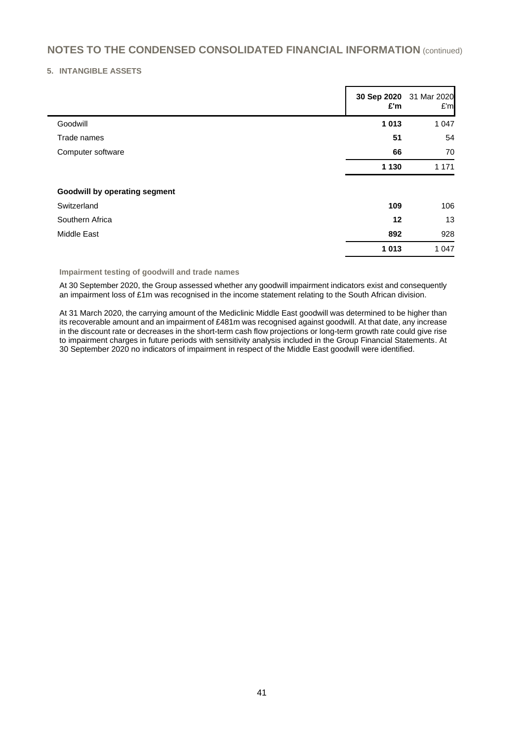## NOTES TO THE CONDENSED CONSOLIDATED FINANCIAL INFORMATION (continued)

### 5. INTANGIBLE ASSETS

| | **30 Sep 2020 £'m** | 31 Mar 2020 £'m |
|---|---|---|
| Goodwill | **1 013** | 1 047 |
| Trade names | **51** | 54 |
| Computer software | **66** | 70 |
| | **1 130** | 1 171 |
| **Goodwill by operating segment** | | |
| Switzerland | **109** | 106 |
| Southern Africa | **12** | 13 |
| Middle East | **892** | 928 |
| | **1 013** | 1 047 |

**Impairment testing of goodwill and trade names**

At 30 September 2020, the Group assessed whether any goodwill impairment indicators exist and consequently an impairment loss of £1m was recognised in the income statement relating to the South African division.

At 31 March 2020, the carrying amount of the Mediclinic Middle East goodwill was determined to be higher than its recoverable amount and an impairment of £481m was recognised against goodwill. At that date, any increase in the discount rate or decreases in the short-term cash flow projections or long-term growth rate could give rise to impairment charges in future periods with sensitivity analysis included in the Group Financial Statements. At 30 September 2020 no indicators of impairment in respect of the Middle East goodwill were identified.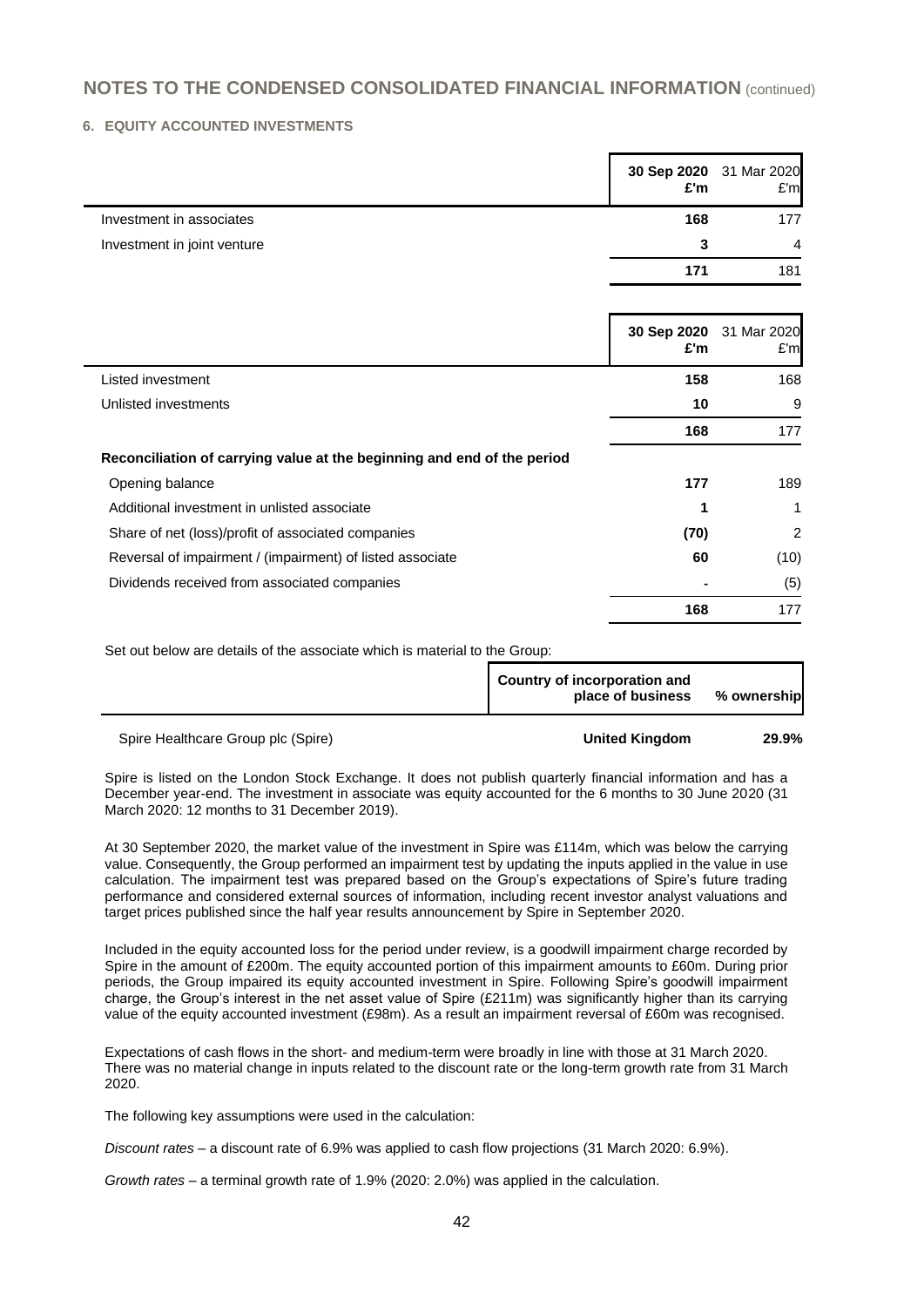## NOTES TO THE CONDENSED CONSOLIDATED FINANCIAL INFORMATION (continued)

### 6. EQUITY ACCOUNTED INVESTMENTS

| | **30 Sep 2020 £'m** | 31 Mar 2020 £'m |
|---|---|---|
| Investment in associates | **168** | 177 |
| Investment in joint venture | **3** | 4 |
| | **171** | 181 |

| | **30 Sep 2020 £'m** | 31 Mar 2020 £'m |
|---|---|---|
| Listed investment | **158** | 168 |
| Unlisted investments | **10** | 9 |
| | **168** | 177 |
| **Reconciliation of carrying value at the beginning and end of the period** | | |
| Opening balance | **177** | 189 |
| Additional investment in unlisted associate | **1** | 1 |
| Share of net (loss)/profit of associated companies | **(70)** | 2 |
| Reversal of impairment / (impairment) of listed associate | **60** | (10) |
| Dividends received from associated companies | **-** | (5) |
| | **168** | 177 |

Set out below are details of the associate which is material to the Group:

| | **Country of incorporation and place of business** | **% ownership** |
|---|---|---|
| Spire Healthcare Group plc (Spire) | **United Kingdom** | **29.9%** |

Spire is listed on the London Stock Exchange. It does not publish quarterly financial information and has a December year-end. The investment in associate was equity accounted for the 6 months to 30 June 2020 (31 March 2020: 12 months to 31 December 2019).

At 30 September 2020, the market value of the investment in Spire was £114m, which was below the carrying value. Consequently, the Group performed an impairment test by updating the inputs applied in the value in use calculation. The impairment test was prepared based on the Group's expectations of Spire's future trading performance and considered external sources of information, including recent investor analyst valuations and target prices published since the half year results announcement by Spire in September 2020.

Included in the equity accounted loss for the period under review, is a goodwill impairment charge recorded by Spire in the amount of £200m. The equity accounted portion of this impairment amounts to £60m. During prior periods, the Group impaired its equity accounted investment in Spire. Following Spire's goodwill impairment charge, the Group's interest in the net asset value of Spire (£211m) was significantly higher than its carrying value of the equity accounted investment (£98m). As a result an impairment reversal of £60m was recognised.

Expectations of cash flows in the short- and medium-term were broadly in line with those at 31 March 2020. There was no material change in inputs related to the discount rate or the long-term growth rate from 31 March 2020.

The following key assumptions were used in the calculation:

*Discount rates* – a discount rate of 6.9% was applied to cash flow projections (31 March 2020: 6.9%).

*Growth rates* – a terminal growth rate of 1.9% (2020: 2.0%) was applied in the calculation.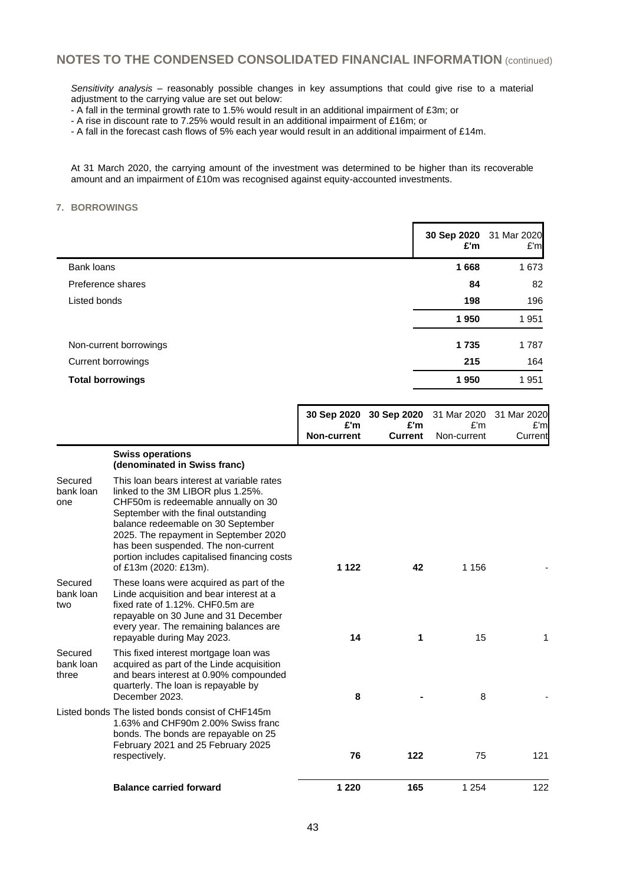*Sensitivity analysis* – reasonably possible changes in key assumptions that could give rise to a material adjustment to the carrying value are set out below:

- A fall in the terminal growth rate to 1.5% would result in an additional impairment of £3m; or
- A rise in discount rate to 7.25% would result in an additional impairment of £16m; or
- A fall in the forecast cash flows of 5% each year would result in an additional impairment of £14m.

At 31 March 2020, the carrying amount of the investment was determined to be higher than its recoverable amount and an impairment of £10m was recognised against equity-accounted investments.

### 7. BORROWINGS

| | **30 Sep 2020 £'m** | 31 Mar 2020 £'m |
|---|---|---|
| Bank loans | **1 668** | 1 673 |
| Preference shares | **84** | 82 |
| Listed bonds | **198** | 196 |
| | **1 950** | 1 951 |
| Non-current borrowings | **1 735** | 1 787 |
| Current borrowings | **215** | 164 |
| **Total borrowings** | **1 950** | 1 951 |

| | | **30 Sep 2020 £'m Non-current** | **30 Sep 2020 £'m Current** | 31 Mar 2020 £'m Non-current | 31 Mar 2020 £'m Current |
|---|---|---|---|---|---|
| | **Swiss operations (denominated in Swiss franc)** | | | | |
| Secured bank loan one | This loan bears interest at variable rates linked to the 3M LIBOR plus 1.25%. CHF50m is redeemable annually on 30 September with the final outstanding balance redeemable on 30 September 2025. The repayment in September 2020 has been suspended. The non-current portion includes capitalised financing costs of £13m (2020: £13m). | **1 122** | **42** | 1 156 | - |
| Secured bank loan two | These loans were acquired as part of the Linde acquisition and bear interest at a fixed rate of 1.12%. CHF0.5m are repayable on 30 June and 31 December every year. The remaining balances are repayable during May 2023. | **14** | **1** | 15 | 1 |
| Secured bank loan three | This fixed interest mortgage loan was acquired as part of the Linde acquisition and bears interest at 0.90% compounded quarterly. The loan is repayable by December 2023. | **8** | **-** | 8 | - |
| Listed bonds | The listed bonds consist of CHF145m 1.63% and CHF90m 2.00% Swiss franc bonds. The bonds are repayable on 25 February 2021 and 25 February 2025 respectively. | **76** | **122** | 75 | 121 |
| | **Balance carried forward** | **1 220** | **165** | 1 254 | 122 |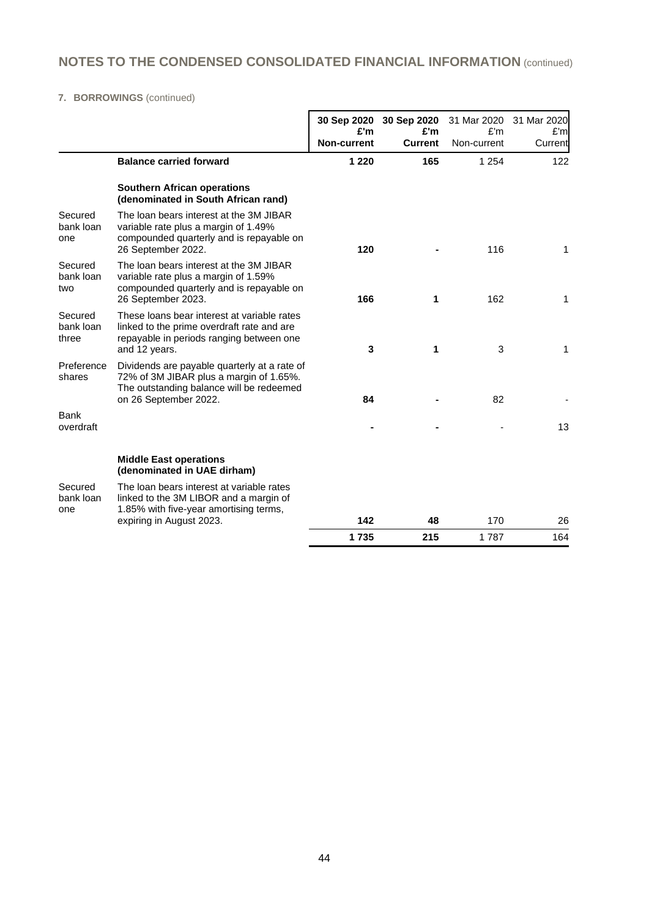## NOTES TO THE CONDENSED CONSOLIDATED FINANCIAL INFORMATION (continued)

### 7. BORROWINGS (continued)

| | | **30 Sep 2020 £'m Non-current** | **30 Sep 2020 £'m Current** | 31 Mar 2020 £'m Non-current | 31 Mar 2020 £'m Current |
|---|---|---|---|---|---|
| | **Balance carried forward** | **1 220** | **165** | 1 254 | 122 |
| | **Southern African operations (denominated in South African rand)** | | | | |
| Secured bank loan one | The loan bears interest at the 3M JIBAR variable rate plus a margin of 1.49% compounded quarterly and is repayable on 26 September 2022. | **120** | **-** | 116 | 1 |
| Secured bank loan two | The loan bears interest at the 3M JIBAR variable rate plus a margin of 1.59% compounded quarterly and is repayable on 26 September 2023. | **166** | **1** | 162 | 1 |
| Secured bank loan three | These loans bear interest at variable rates linked to the prime overdraft rate and are repayable in periods ranging between one and 12 years. | **3** | **1** | 3 | 1 |
| Preference shares | Dividends are payable quarterly at a rate of 72% of 3M JIBAR plus a margin of 1.65%. The outstanding balance will be redeemed on 26 September 2022. | **84** | **-** | 82 | - |
| Bank overdraft | | **-** | **-** | - | 13 |
| | **Middle East operations (denominated in UAE dirham)** | | | | |
| Secured bank loan one | The loan bears interest at variable rates linked to the 3M LIBOR and a margin of 1.85% with five-year amortising terms, expiring in August 2023. | **142** | **48** | 170 | 26 |
| | | **1 735** | **215** | 1 787 | 164 |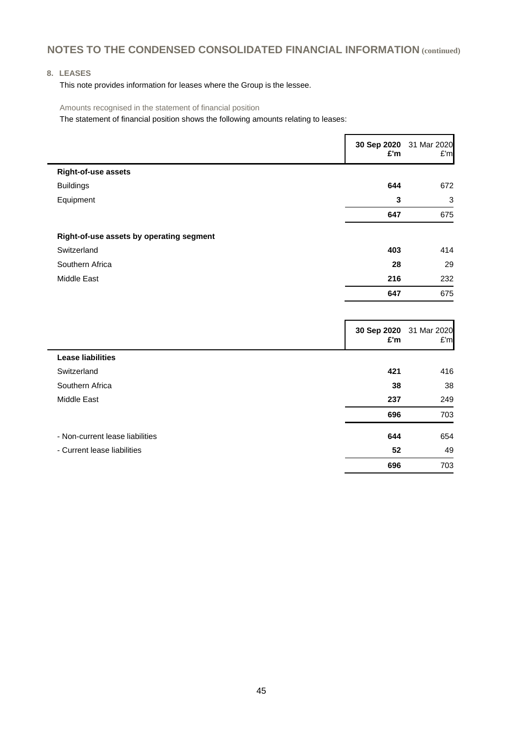# NOTES TO THE CONDENSED CONSOLIDATED FINANCIAL INFORMATION (continued)

## 8. LEASES

This note provides information for leases where the Group is the lessee.

### Amounts recognised in the statement of financial position

The statement of financial position shows the following amounts relating to leases:

| | 30 Sep 2020 £'m | 31 Mar 2020 £'m |
|---|---|---|
| **Right-of-use assets** | | |
| Buildings | **644** | 672 |
| Equipment | **3** | 3 |
| | **647** | 675 |
| **Right-of-use assets by operating segment** | | |
| Switzerland | **403** | 414 |
| Southern Africa | **28** | 29 |
| Middle East | **216** | 232 |
| | **647** | 675 |

| | 30 Sep 2020 £'m | 31 Mar 2020 £'m |
|---|---|---|
| **Lease liabilities** | | |
| Switzerland | **421** | 416 |
| Southern Africa | **38** | 38 |
| Middle East | **237** | 249 |
| | **696** | 703 |
| - Non-current lease liabilities | **644** | 654 |
| - Current lease liabilities | **52** | 49 |
| | **696** | 703 |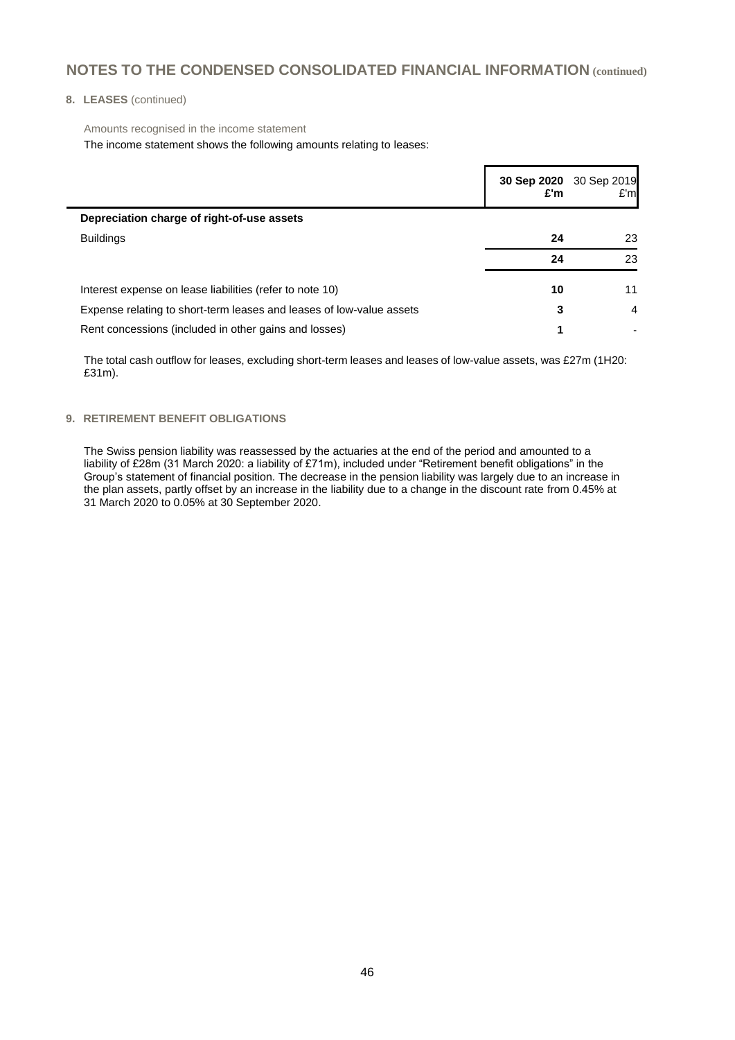## NOTES TO THE CONDENSED CONSOLIDATED FINANCIAL INFORMATION (continued)

### 8. LEASES (continued)

Amounts recognised in the income statement

The income statement shows the following amounts relating to leases:

| | **30 Sep 2020 £'m** | 30 Sep 2019 £'m |
|---|---|---|
| **Depreciation charge of right-of-use assets** | | |
| Buildings | **24** | 23 |
| | **24** | 23 |
| Interest expense on lease liabilities (refer to note 10) | **10** | 11 |
| Expense relating to short-term leases and leases of low-value assets | **3** | 4 |
| Rent concessions (included in other gains and losses) | **1** | - |

The total cash outflow for leases, excluding short-term leases and leases of low-value assets, was £27m (1H20: £31m).

### 9. RETIREMENT BENEFIT OBLIGATIONS

The Swiss pension liability was reassessed by the actuaries at the end of the period and amounted to a liability of £28m (31 March 2020: a liability of £71m), included under "Retirement benefit obligations" in the Group's statement of financial position. The decrease in the pension liability was largely due to an increase in the plan assets, partly offset by an increase in the liability due to a change in the discount rate from 0.45% at 31 March 2020 to 0.05% at 30 September 2020.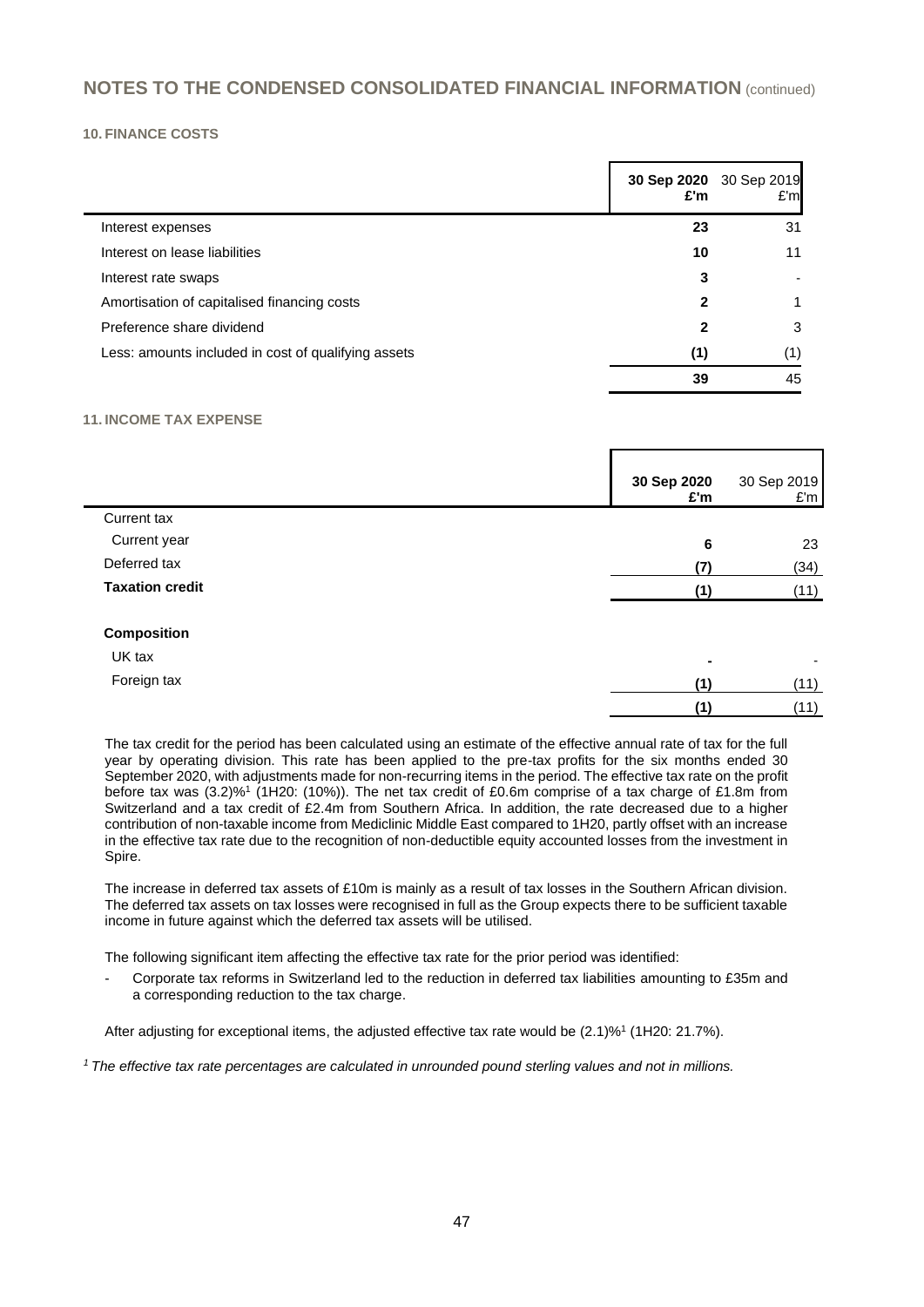## NOTES TO THE CONDENSED CONSOLIDATED FINANCIAL INFORMATION (continued)

### 10. FINANCE COSTS

| | 30 Sep 2020 £'m | 30 Sep 2019 £'m |
|---|---|---|
| Interest expenses | **23** | 31 |
| Interest on lease liabilities | **10** | 11 |
| Interest rate swaps | **3** | - |
| Amortisation of capitalised financing costs | **2** | 1 |
| Preference share dividend | **2** | 3 |
| Less: amounts included in cost of qualifying assets | **(1)** | (1) |
| | **39** | 45 |

### 11. INCOME TAX EXPENSE

| | 30 Sep 2020 £'m | 30 Sep 2019 £'m |
|---|---|---|
| Current tax | | |
| Current year | **6** | 23 |
| Deferred tax | **(7)** | (34) |
| **Taxation credit** | **(1)** | (11) |
| | | |
| **Composition** | | |
| UK tax | **-** | - |
| Foreign tax | **(1)** | (11) |
| | **(1)** | (11) |

The tax credit for the period has been calculated using an estimate of the effective annual rate of tax for the full year by operating division. This rate has been applied to the pre-tax profits for the six months ended 30 September 2020, with adjustments made for non-recurring items in the period. The effective tax rate on the profit before tax was (3.2)%[1] (1H20: (10%)). The net tax credit of £0.6m comprise of a tax charge of £1.8m from Switzerland and a tax credit of £2.4m from Southern Africa. In addition, the rate decreased due to a higher contribution of non-taxable income from Mediclinic Middle East compared to 1H20, partly offset with an increase in the effective tax rate due to the recognition of non-deductible equity accounted losses from the investment in Spire.

The increase in deferred tax assets of £10m is mainly as a result of tax losses in the Southern African division. The deferred tax assets on tax losses were recognised in full as the Group expects there to be sufficient taxable income in future against which the deferred tax assets will be utilised.

The following significant item affecting the effective tax rate for the prior period was identified:

- Corporate tax reforms in Switzerland led to the reduction in deferred tax liabilities amounting to £35m and a corresponding reduction to the tax charge.

After adjusting for exceptional items, the adjusted effective tax rate would be (2.1)%[1] (1H20: 21.7%).

*[1] The effective tax rate percentages are calculated in unrounded pound sterling values and not in millions.*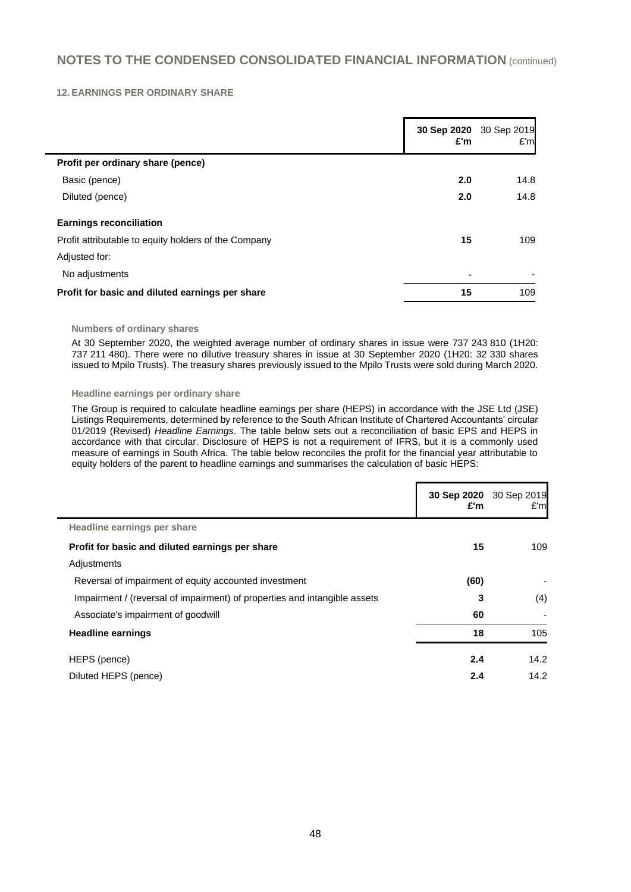## NOTES TO THE CONDENSED CONSOLIDATED FINANCIAL INFORMATION (continued)

### 12. EARNINGS PER ORDINARY SHARE

| | **30 Sep 2020 £'m** | 30 Sep 2019 £'m |
|---|---|---|
| **Profit per ordinary share (pence)** | | |
| Basic (pence) | **2.0** | 14.8 |
| Diluted (pence) | **2.0** | 14.8 |
| **Earnings reconciliation** | | |
| Profit attributable to equity holders of the Company | **15** | 109 |
| Adjusted for: | | |
| No adjustments | **-** | - |
| **Profit for basic and diluted earnings per share** | **15** | 109 |

#### Numbers of ordinary shares

At 30 September 2020, the weighted average number of ordinary shares in issue were 737 243 810 (1H20: 737 211 480). There were no dilutive treasury shares in issue at 30 September 2020 (1H20: 32 330 shares issued to Mpilo Trusts). The treasury shares previously issued to the Mpilo Trusts were sold during March 2020.

#### Headline earnings per ordinary share

The Group is required to calculate headline earnings per share (HEPS) in accordance with the JSE Ltd (JSE) Listings Requirements, determined by reference to the South African Institute of Chartered Accountants' circular 01/2019 (Revised) *Headline Earnings*. The table below sets out a reconciliation of basic EPS and HEPS in accordance with that circular. Disclosure of HEPS is not a requirement of IFRS, but it is a commonly used measure of earnings in South Africa. The table below reconciles the profit for the financial year attributable to equity holders of the parent to headline earnings and summarises the calculation of basic HEPS:

| | **30 Sep 2020 £'m** | 30 Sep 2019 £'m |
|---|---|---|
| **Headline earnings per share** | | |
| **Profit for basic and diluted earnings per share** | **15** | 109 |
| Adjustments | | |
| Reversal of impairment of equity accounted investment | **(60)** | - |
| Impairment / (reversal of impairment) of properties and intangible assets | **3** | (4) |
| Associate's impairment of goodwill | **60** | - |
| **Headline earnings** | **18** | 105 |
| HEPS (pence) | **2.4** | 14.2 |
| Diluted HEPS (pence) | **2.4** | 14.2 |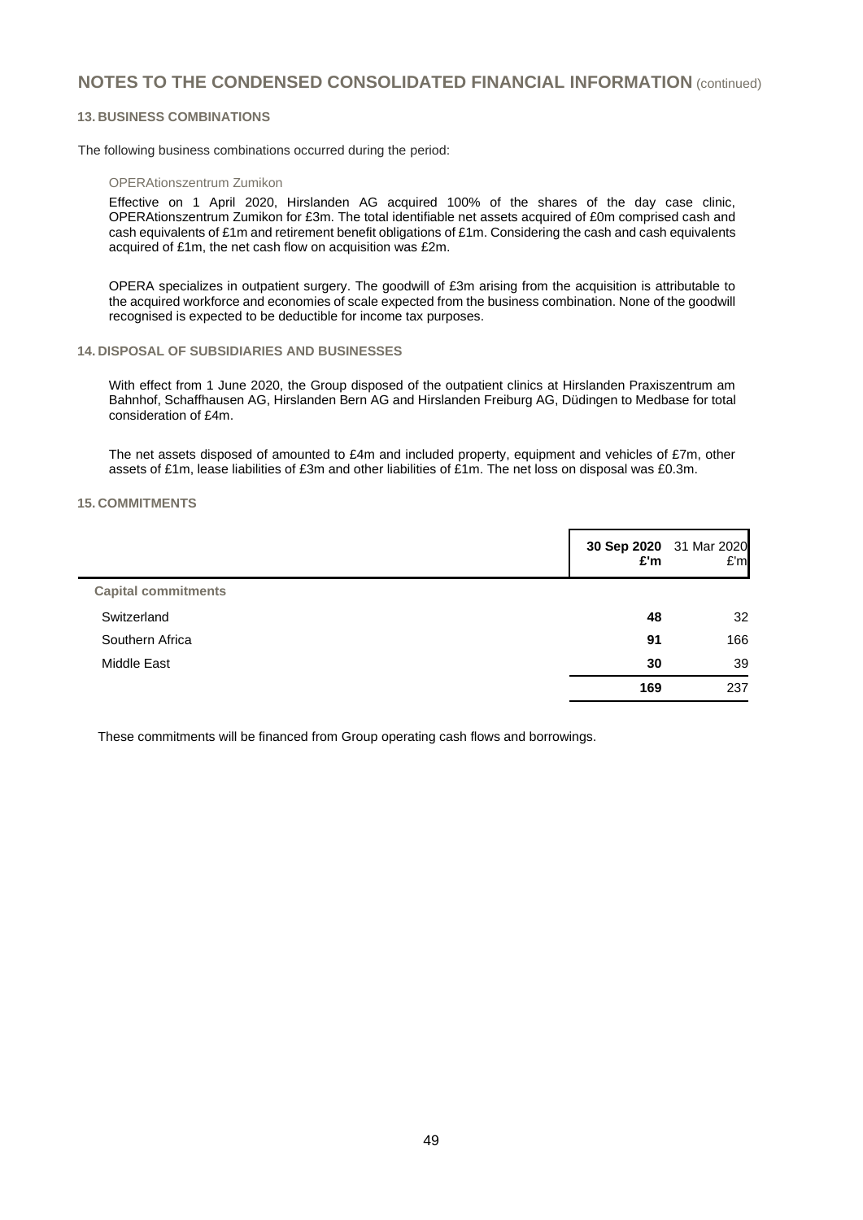# NOTES TO THE CONDENSED CONSOLIDATED FINANCIAL INFORMATION (continued)

## 13. BUSINESS COMBINATIONS

The following business combinations occurred during the period:

### OPERAtionszentrum Zumikon

Effective on 1 April 2020, Hirslanden AG acquired 100% of the shares of the day case clinic, OPERAtionszentrum Zumikon for £3m. The total identifiable net assets acquired of £0m comprised cash and cash equivalents of £1m and retirement benefit obligations of £1m. Considering the cash and cash equivalents acquired of £1m, the net cash flow on acquisition was £2m.

OPERA specializes in outpatient surgery. The goodwill of £3m arising from the acquisition is attributable to the acquired workforce and economies of scale expected from the business combination. None of the goodwill recognised is expected to be deductible for income tax purposes.

## 14. DISPOSAL OF SUBSIDIARIES AND BUSINESSES

With effect from 1 June 2020, the Group disposed of the outpatient clinics at Hirslanden Praxiszentrum am Bahnhof, Schaffhausen AG, Hirslanden Bern AG and Hirslanden Freiburg AG, Düdingen to Medbase for total consideration of £4m.

The net assets disposed of amounted to £4m and included property, equipment and vehicles of £7m, other assets of £1m, lease liabilities of £3m and other liabilities of £1m. The net loss on disposal was £0.3m.

## 15. COMMITMENTS

| | **30 Sep 2020 £'m** | 31 Mar 2020 £'m |
|---|---|---|
| **Capital commitments** | | |
| Switzerland | **48** | 32 |
| Southern Africa | **91** | 166 |
| Middle East | **30** | 39 |
| | **169** | 237 |

These commitments will be financed from Group operating cash flows and borrowings.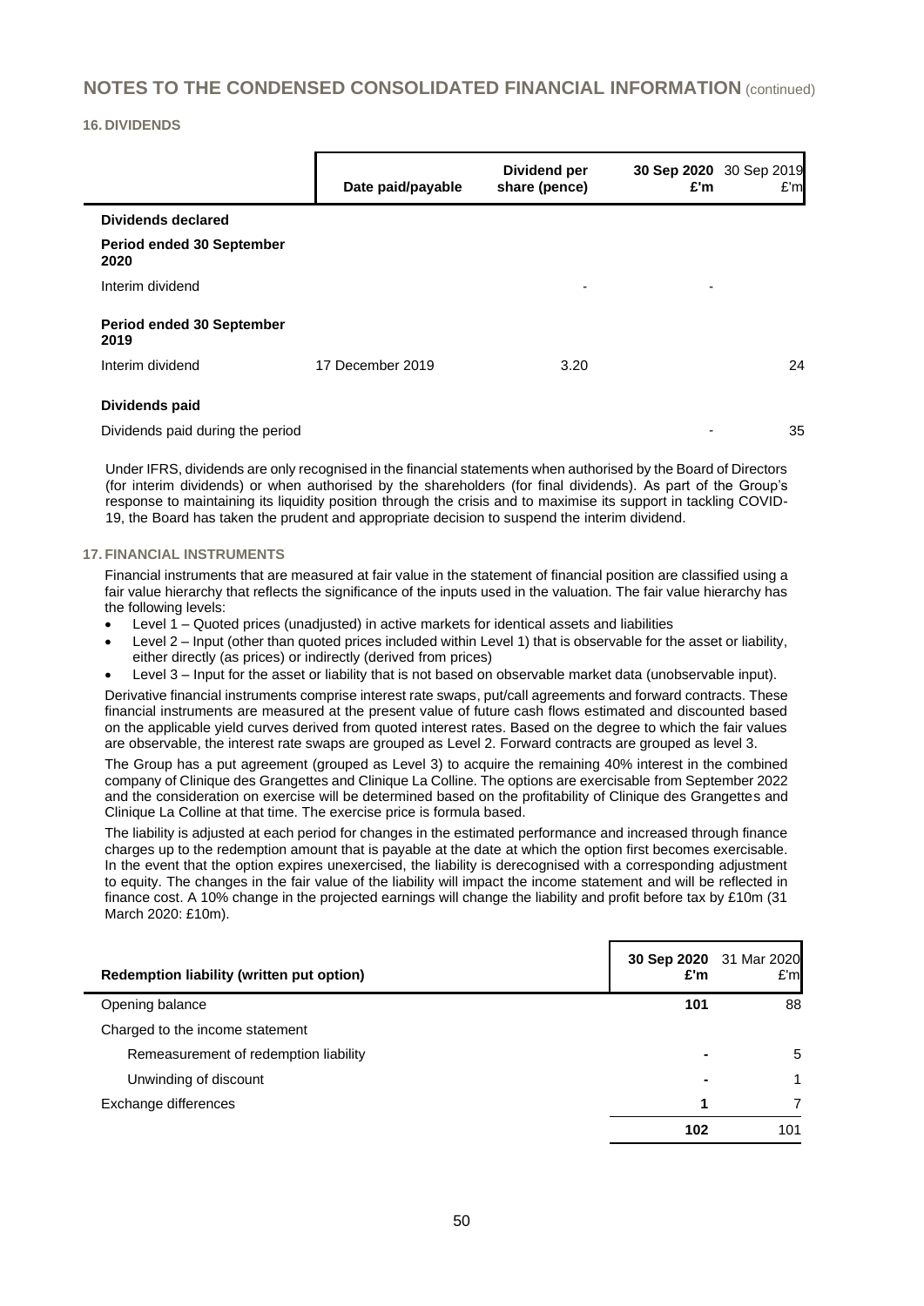## NOTES TO THE CONDENSED CONSOLIDATED FINANCIAL INFORMATION (continued)

### 16. DIVIDENDS

| | Date paid/payable | Dividend per share (pence) | 30 Sep 2020 £'m | 30 Sep 2019 £'m |
|---|---|---|---|---|
| **Dividends declared** | | | | |
| **Period ended 30 September 2020** | | | | |
| Interim dividend | | - | - | |
| **Period ended 30 September 2019** | | | | |
| Interim dividend | 17 December 2019 | 3.20 | | 24 |
| **Dividends paid** | | | | |
| Dividends paid during the period | | | - | 35 |

Under IFRS, dividends are only recognised in the financial statements when authorised by the Board of Directors (for interim dividends) or when authorised by the shareholders (for final dividends). As part of the Group's response to maintaining its liquidity position through the crisis and to maximise its support in tackling COVID-19, the Board has taken the prudent and appropriate decision to suspend the interim dividend.

### 17. FINANCIAL INSTRUMENTS

Financial instruments that are measured at fair value in the statement of financial position are classified using a fair value hierarchy that reflects the significance of the inputs used in the valuation. The fair value hierarchy has the following levels:

- Level 1 – Quoted prices (unadjusted) in active markets for identical assets and liabilities
- Level 2 – Input (other than quoted prices included within Level 1) that is observable for the asset or liability, either directly (as prices) or indirectly (derived from prices)
- Level 3 – Input for the asset or liability that is not based on observable market data (unobservable input).

Derivative financial instruments comprise interest rate swaps, put/call agreements and forward contracts. These financial instruments are measured at the present value of future cash flows estimated and discounted based on the applicable yield curves derived from quoted interest rates. Based on the degree to which the fair values are observable, the interest rate swaps are grouped as Level 2. Forward contracts are grouped as level 3.

The Group has a put agreement (grouped as Level 3) to acquire the remaining 40% interest in the combined company of Clinique des Grangettes and Clinique La Colline. The options are exercisable from September 2022 and the consideration on exercise will be determined based on the profitability of Clinique des Grangettes and Clinique La Colline at that time. The exercise price is formula based.

The liability is adjusted at each period for changes in the estimated performance and increased through finance charges up to the redemption amount that is payable at the date at which the option first becomes exercisable. In the event that the option expires unexercised, the liability is derecognised with a corresponding adjustment to equity. The changes in the fair value of the liability will impact the income statement and will be reflected in finance cost. A 10% change in the projected earnings will change the liability and profit before tax by £10m (31 March 2020: £10m).

| Redemption liability (written put option) | 30 Sep 2020 £'m | 31 Mar 2020 £'m |
|---|---|---|
| Opening balance | 101 | 88 |
| Charged to the income statement | | |
| Remeasurement of redemption liability | - | 5 |
| Unwinding of discount | - | 1 |
| Exchange differences | 1 | 7 |
| | 102 | 101 |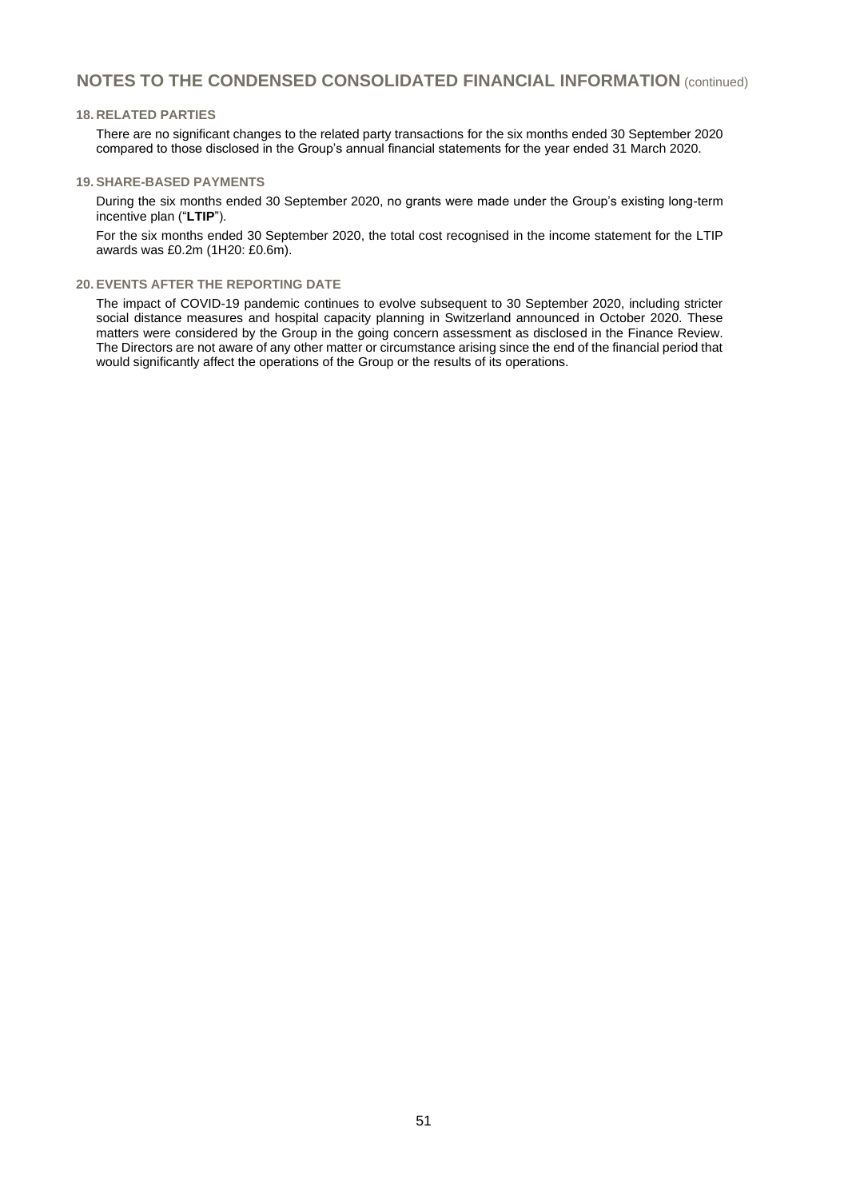## NOTES TO THE CONDENSED CONSOLIDATED FINANCIAL INFORMATION (continued)

### 18. RELATED PARTIES

There are no significant changes to the related party transactions for the six months ended 30 September 2020 compared to those disclosed in the Group's annual financial statements for the year ended 31 March 2020.

### 19. SHARE-BASED PAYMENTS

During the six months ended 30 September 2020, no grants were made under the Group's existing long-term incentive plan ("**LTIP**").

For the six months ended 30 September 2020, the total cost recognised in the income statement for the LTIP awards was £0.2m (1H20: £0.6m).

### 20. EVENTS AFTER THE REPORTING DATE

The impact of COVID-19 pandemic continues to evolve subsequent to 30 September 2020, including stricter social distance measures and hospital capacity planning in Switzerland announced in October 2020. These matters were considered by the Group in the going concern assessment as disclosed in the Finance Review. The Directors are not aware of any other matter or circumstance arising since the end of the financial period that would significantly affect the operations of the Group or the results of its operations.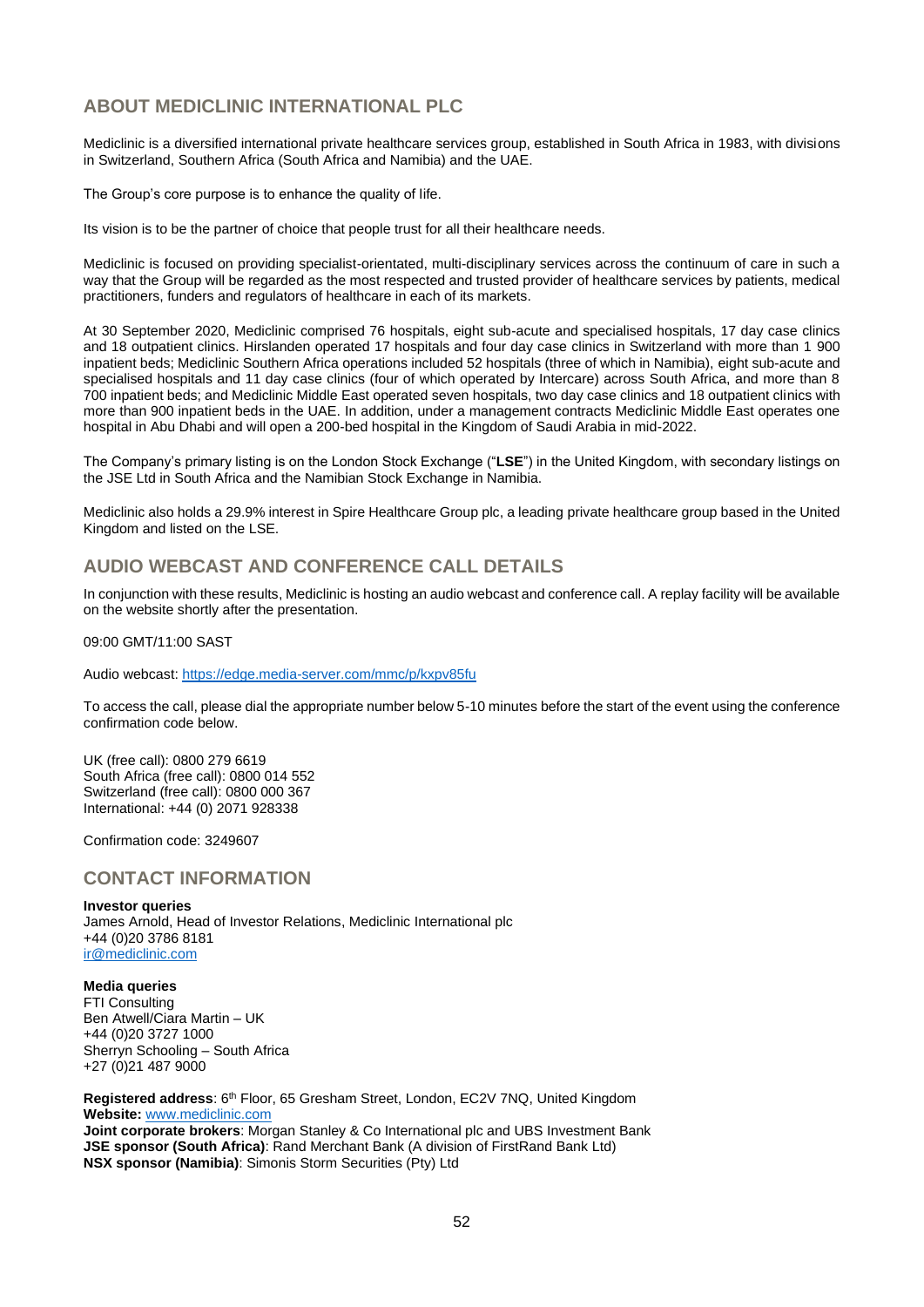## ABOUT MEDICLINIC INTERNATIONAL PLC

Mediclinic is a diversified international private healthcare services group, established in South Africa in 1983, with divisions in Switzerland, Southern Africa (South Africa and Namibia) and the UAE.

The Group's core purpose is to enhance the quality of life.

Its vision is to be the partner of choice that people trust for all their healthcare needs.

Mediclinic is focused on providing specialist-orientated, multi-disciplinary services across the continuum of care in such a way that the Group will be regarded as the most respected and trusted provider of healthcare services by patients, medical practitioners, funders and regulators of healthcare in each of its markets.

At 30 September 2020, Mediclinic comprised 76 hospitals, eight sub-acute and specialised hospitals, 17 day case clinics and 18 outpatient clinics. Hirslanden operated 17 hospitals and four day case clinics in Switzerland with more than 1 900 inpatient beds; Mediclinic Southern Africa operations included 52 hospitals (three of which in Namibia), eight sub-acute and specialised hospitals and 11 day case clinics (four of which operated by Intercare) across South Africa, and more than 8 700 inpatient beds; and Mediclinic Middle East operated seven hospitals, two day case clinics and 18 outpatient clinics with more than 900 inpatient beds in the UAE. In addition, under a management contracts Mediclinic Middle East operates one hospital in Abu Dhabi and will open a 200-bed hospital in the Kingdom of Saudi Arabia in mid-2022.

The Company's primary listing is on the London Stock Exchange ("**LSE**") in the United Kingdom, with secondary listings on the JSE Ltd in South Africa and the Namibian Stock Exchange in Namibia.

Mediclinic also holds a 29.9% interest in Spire Healthcare Group plc, a leading private healthcare group based in the United Kingdom and listed on the LSE.

## AUDIO WEBCAST AND CONFERENCE CALL DETAILS

In conjunction with these results, Mediclinic is hosting an audio webcast and conference call. A replay facility will be available on the website shortly after the presentation.

09:00 GMT/11:00 SAST

Audio webcast: https://edge.media-server.com/mmc/p/kxpv85fu

To access the call, please dial the appropriate number below 5-10 minutes before the start of the event using the conference confirmation code below.

UK (free call): 0800 279 6619
South Africa (free call): 0800 014 552
Switzerland (free call): 0800 000 367
International: +44 (0) 2071 928338

Confirmation code: 3249607

## CONTACT INFORMATION

**Investor queries**
James Arnold, Head of Investor Relations, Mediclinic International plc
+44 (0)20 3786 8181
ir@mediclinic.com

**Media queries**
FTI Consulting
Ben Atwell/Ciara Martin – UK
+44 (0)20 3727 1000
Sherryn Schooling – South Africa
+27 (0)21 487 9000

**Registered address**: 6th Floor, 65 Gresham Street, London, EC2V 7NQ, United Kingdom
**Website:** www.mediclinic.com
**Joint corporate brokers**: Morgan Stanley & Co International plc and UBS Investment Bank
**JSE sponsor (South Africa)**: Rand Merchant Bank (A division of FirstRand Bank Ltd)
**NSX sponsor (Namibia)**: Simonis Storm Securities (Pty) Ltd